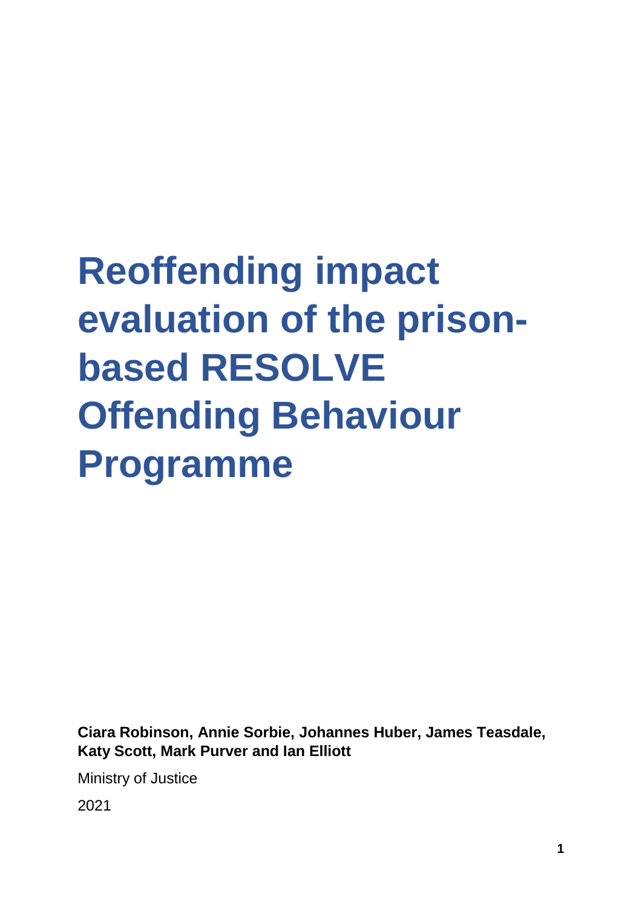# Reoffending impact evaluation of the prison-based RESOLVE Offending Behaviour Programme

**Ciara Robinson, Annie Sorbie, Johannes Huber, James Teasdale, Katy Scott, Mark Purver and Ian Elliott**

Ministry of Justice

2021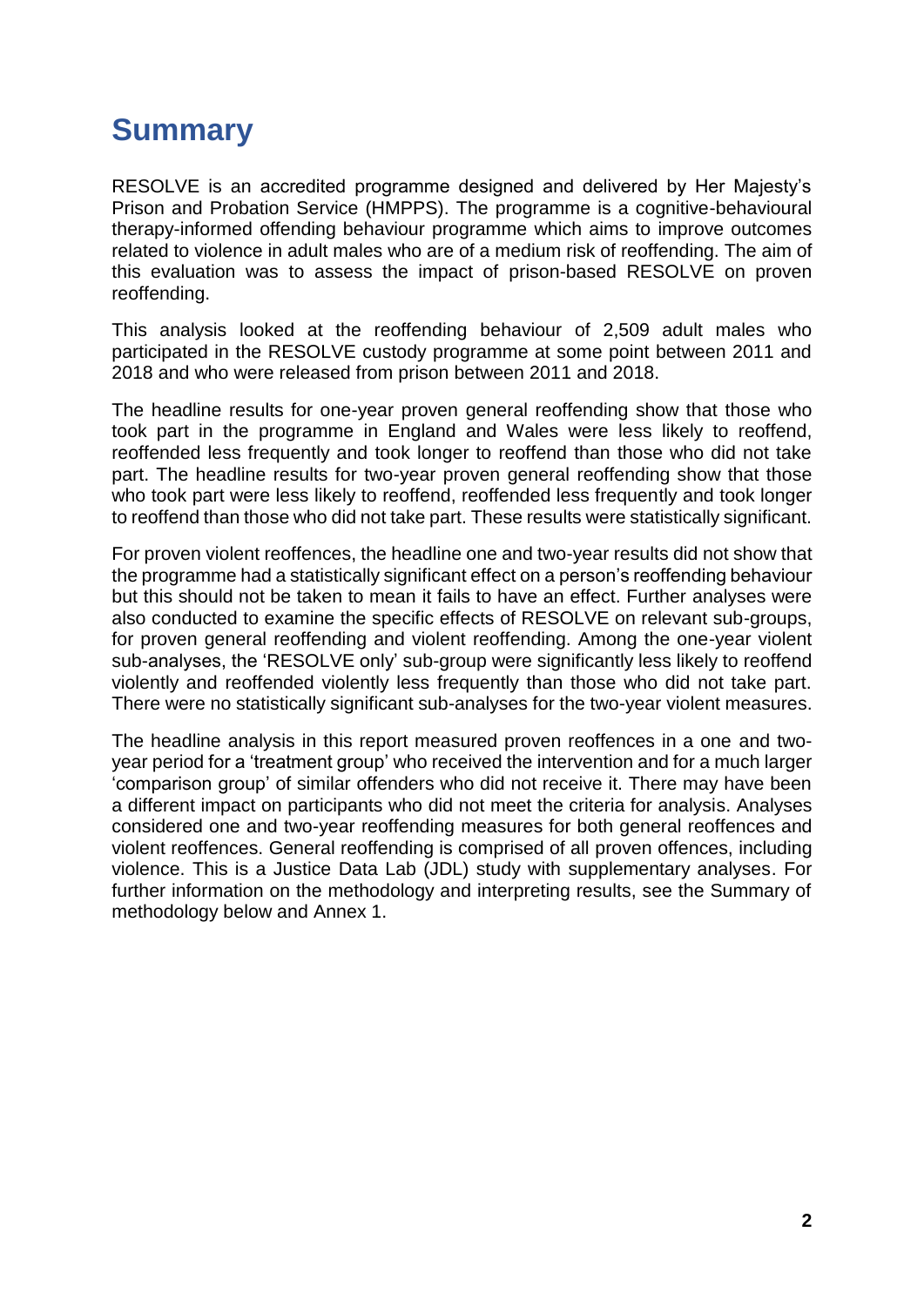# Summary

RESOLVE is an accredited programme designed and delivered by Her Majesty's Prison and Probation Service (HMPPS). The programme is a cognitive-behavioural therapy-informed offending behaviour programme which aims to improve outcomes related to violence in adult males who are of a medium risk of reoffending. The aim of this evaluation was to assess the impact of prison-based RESOLVE on proven reoffending.

This analysis looked at the reoffending behaviour of 2,509 adult males who participated in the RESOLVE custody programme at some point between 2011 and 2018 and who were released from prison between 2011 and 2018.

The headline results for one-year proven general reoffending show that those who took part in the programme in England and Wales were less likely to reoffend, reoffended less frequently and took longer to reoffend than those who did not take part. The headline results for two-year proven general reoffending show that those who took part were less likely to reoffend, reoffended less frequently and took longer to reoffend than those who did not take part. These results were statistically significant.

For proven violent reoffences, the headline one and two-year results did not show that the programme had a statistically significant effect on a person's reoffending behaviour but this should not be taken to mean it fails to have an effect. Further analyses were also conducted to examine the specific effects of RESOLVE on relevant sub-groups, for proven general reoffending and violent reoffending. Among the one-year violent sub-analyses, the 'RESOLVE only' sub-group were significantly less likely to reoffend violently and reoffended violently less frequently than those who did not take part. There were no statistically significant sub-analyses for the two-year violent measures.

The headline analysis in this report measured proven reoffences in a one and two-year period for a 'treatment group' who received the intervention and for a much larger 'comparison group' of similar offenders who did not receive it. There may have been a different impact on participants who did not meet the criteria for analysis. Analyses considered one and two-year reoffending measures for both general reoffences and violent reoffences. General reoffending is comprised of all proven offences, including violence. This is a Justice Data Lab (JDL) study with supplementary analyses. For further information on the methodology and interpreting results, see the Summary of methodology below and Annex 1.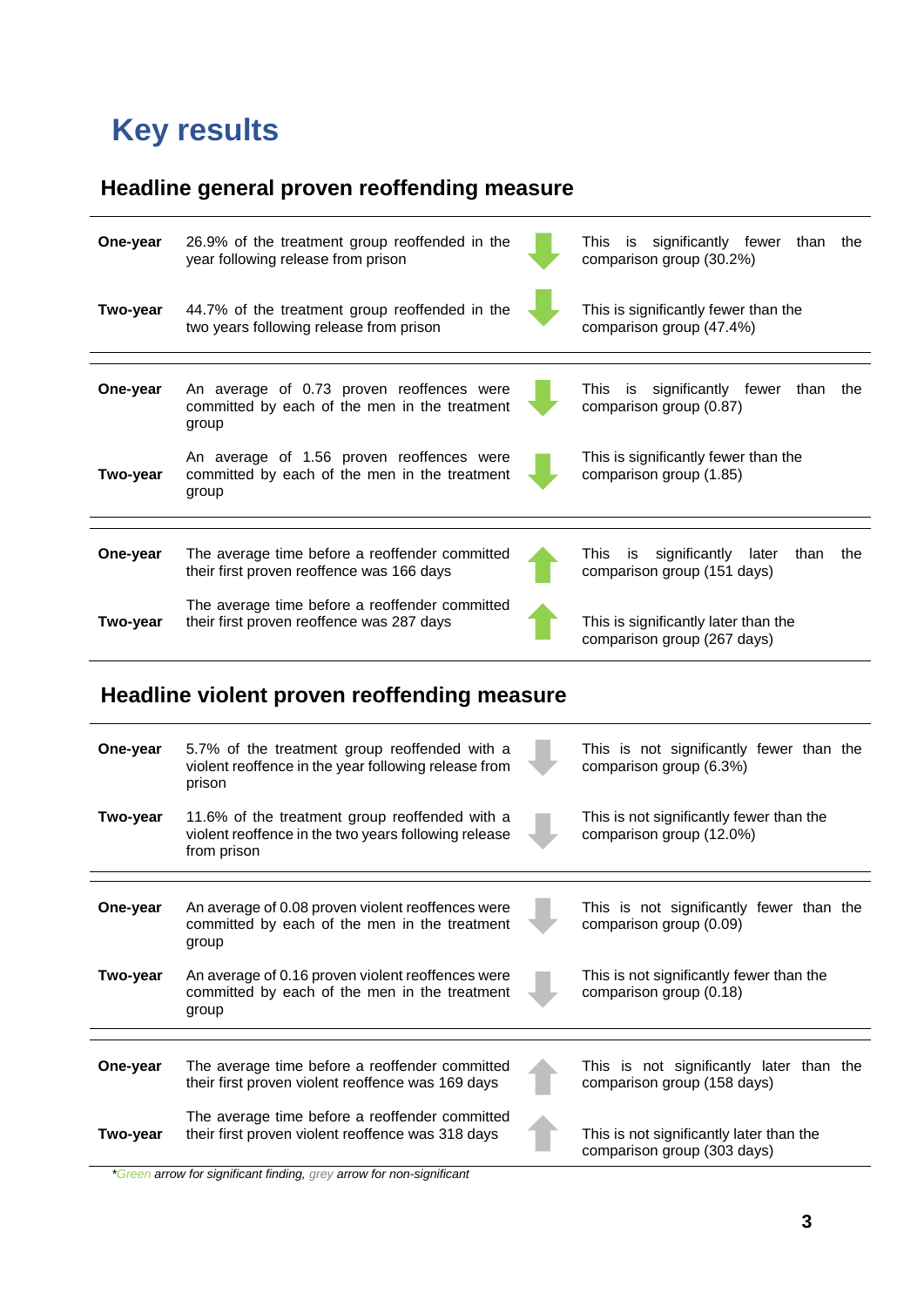# Key results

## Headline general proven reoffending measure

| | | | |
|---|---|---|---|
| **One-year** | 26.9% of the treatment group reoffended in the year following release from prison | ↓ | This is significantly fewer than the comparison group (30.2%) |
| **Two-year** | 44.7% of the treatment group reoffended in the two years following release from prison | ↓ | This is significantly fewer than the comparison group (47.4%) |
| **One-year** | An average of 0.73 proven reoffences were committed by each of the men in the treatment group | ↓ | This is significantly fewer than the comparison group (0.87) |
| **Two-year** | An average of 1.56 proven reoffences were committed by each of the men in the treatment group | ↓ | This is significantly fewer than the comparison group (1.85) |
| **One-year** | The average time before a reoffender committed their first proven reoffence was 166 days | ↑ | This is significantly later than the comparison group (151 days) |
| **Two-year** | The average time before a reoffender committed their first proven reoffence was 287 days | ↑ | This is significantly later than the comparison group (267 days) |

## Headline violent proven reoffending measure

| | | | |
|---|---|---|---|
| **One-year** | 5.7% of the treatment group reoffended with a violent reoffence in the year following release from prison | ↓ | This is not significantly fewer than the comparison group (6.3%) |
| **Two-year** | 11.6% of the treatment group reoffended with a violent reoffence in the two years following release from prison | ↓ | This is not significantly fewer than the comparison group (12.0%) |
| **One-year** | An average of 0.08 proven violent reoffences were committed by each of the men in the treatment group | ↓ | This is not significantly fewer than the comparison group (0.09) |
| **Two-year** | An average of 0.16 proven violent reoffences were committed by each of the men in the treatment group | ↓ | This is not significantly fewer than the comparison group (0.18) |
| **One-year** | The average time before a reoffender committed their first proven violent reoffence was 169 days | ↑ | This is not significantly later than the comparison group (158 days) |
| **Two-year** | The average time before a reoffender committed their first proven violent reoffence was 318 days | ↑ | This is not significantly later than the comparison group (303 days) |

*\*Green arrow for significant finding, grey arrow for non-significant*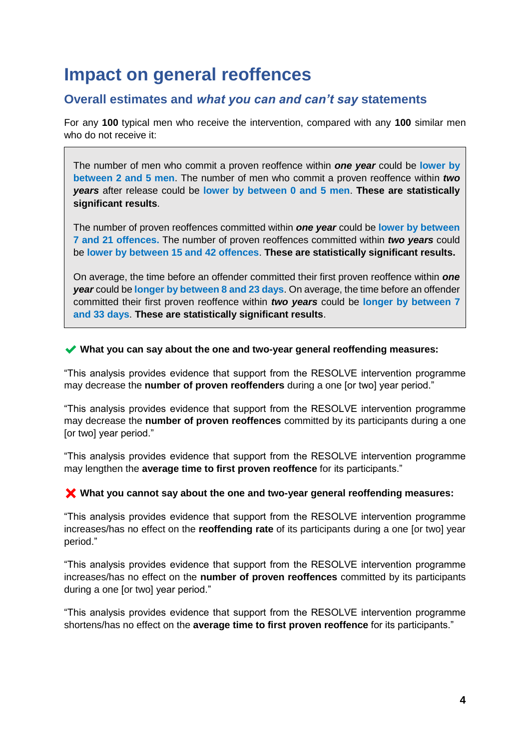# Impact on general reoffences

## Overall estimates and *what you can and can't say* statements

For any **100** typical men who receive the intervention, compared with any **100** similar men who do not receive it:

> The number of men who commit a proven reoffence within ***one year*** could be **lower by between 2 and 5 men**. The number of men who commit a proven reoffence within ***two years*** after release could be **lower by between 0 and 5 men**. **These are statistically significant results**.
>
> The number of proven reoffences committed within ***one year*** could be **lower by between 7 and 21 offences.** The number of proven reoffences committed within ***two years*** could be **lower by between 15 and 42 offences**. **These are statistically significant results.**
>
> On average, the time before an offender committed their first proven reoffence within ***one year*** could be **longer by between 8 and 23 days**. On average, the time before an offender committed their first proven reoffence within ***two years*** could be **longer by between 7 and 33 days**. **These are statistically significant results**.

✔ **What you can say about the one and two-year general reoffending measures:**

"This analysis provides evidence that support from the RESOLVE intervention programme may decrease the **number of proven reoffenders** during a one [or two] year period."

"This analysis provides evidence that support from the RESOLVE intervention programme may decrease the **number of proven reoffences** committed by its participants during a one [or two] year period."

"This analysis provides evidence that support from the RESOLVE intervention programme may lengthen the **average time to first proven reoffence** for its participants."

❌ **What you cannot say about the one and two-year general reoffending measures:**

"This analysis provides evidence that support from the RESOLVE intervention programme increases/has no effect on the **reoffending rate** of its participants during a one [or two] year period."

"This analysis provides evidence that support from the RESOLVE intervention programme increases/has no effect on the **number of proven reoffences** committed by its participants during a one [or two] year period."

"This analysis provides evidence that support from the RESOLVE intervention programme shortens/has no effect on the **average time to first proven reoffence** for its participants."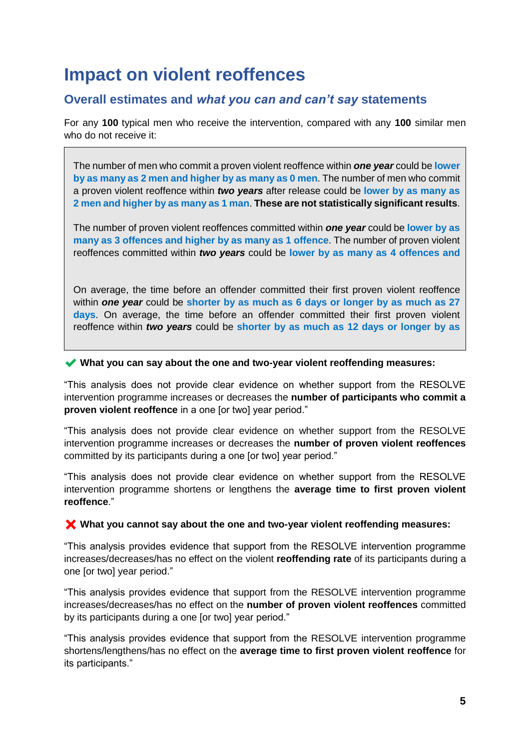# Impact on violent reoffences

## Overall estimates and *what you can and can't say* statements

For any **100** typical men who receive the intervention, compared with any **100** similar men who do not receive it:

> The number of men who commit a proven violent reoffence within ***one year*** could be **lower by as many as 2 men and higher by as many as 0 men**. The number of men who commit a proven violent reoffence within ***two years*** after release could be **lower by as many as 2 men and higher by as many as 1 man**. **These are not statistically significant results**.
>
> The number of proven violent reoffences committed within ***one year*** could be **lower by as many as 3 offences and higher by as many as 1 offence**. The number of proven violent reoffences committed within ***two years*** could be **lower by as many as 4 offences and**
>
> On average, the time before an offender committed their first proven violent reoffence within ***one year*** could be **shorter by as much as 6 days or longer by as much as 27 days**. On average, the time before an offender committed their first proven violent reoffence within ***two years*** could be **shorter by as much as 12 days or longer by as**

✔ **What you can say about the one and two-year violent reoffending measures:**

"This analysis does not provide clear evidence on whether support from the RESOLVE intervention programme increases or decreases the **number of participants who commit a proven violent reoffence** in a one [or two] year period."

"This analysis does not provide clear evidence on whether support from the RESOLVE intervention programme increases or decreases the **number of proven violent reoffences** committed by its participants during a one [or two] year period."

"This analysis does not provide clear evidence on whether support from the RESOLVE intervention programme shortens or lengthens the **average time to first proven violent reoffence**."

✘ **What you cannot say about the one and two-year violent reoffending measures:**

"This analysis provides evidence that support from the RESOLVE intervention programme increases/decreases/has no effect on the violent **reoffending rate** of its participants during a one [or two] year period."

"This analysis provides evidence that support from the RESOLVE intervention programme increases/decreases/has no effect on the **number of proven violent reoffences** committed by its participants during a one [or two] year period."

"This analysis provides evidence that support from the RESOLVE intervention programme shortens/lengthens/has no effect on the **average time to first proven violent reoffence** for its participants."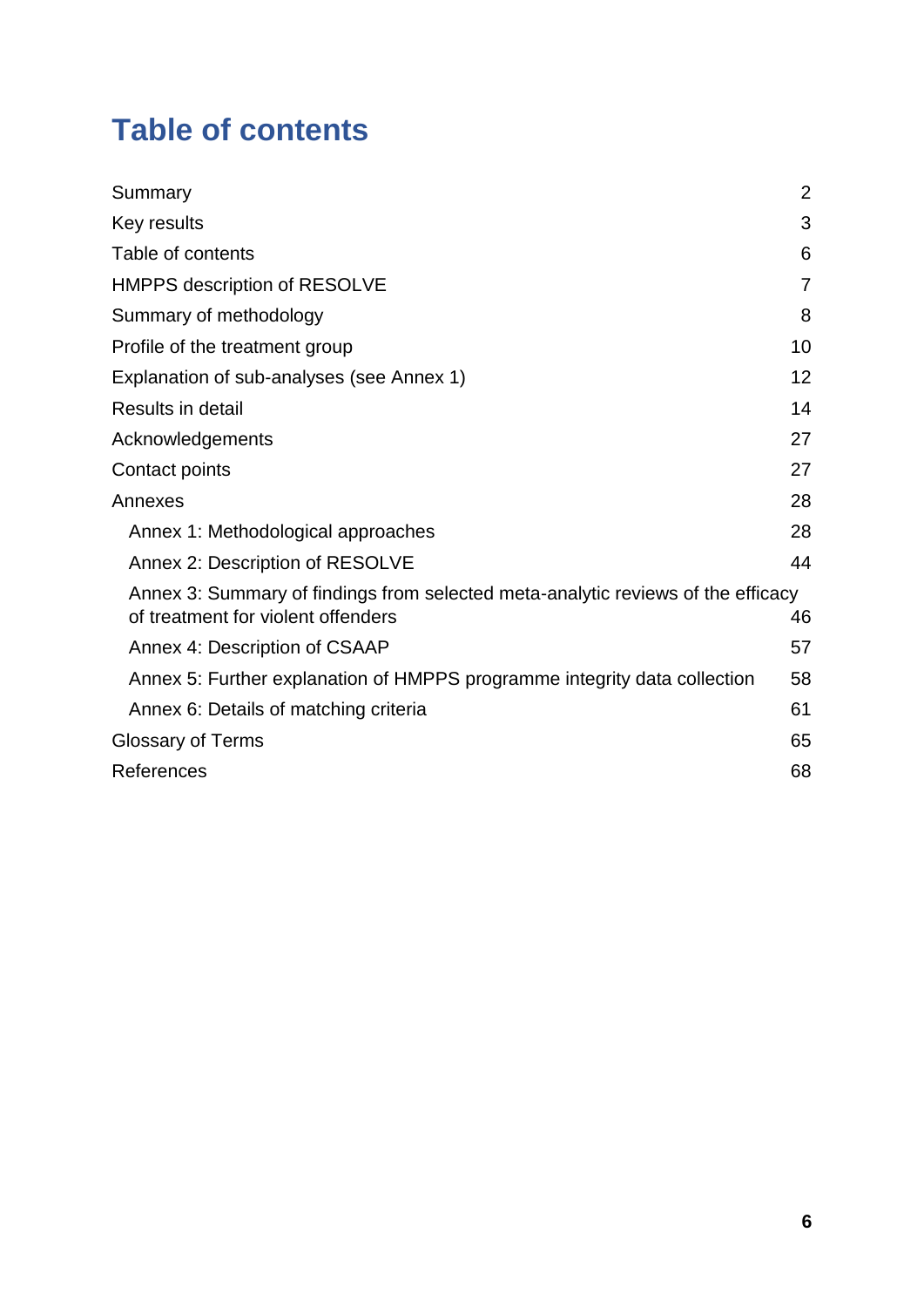# Table of contents

| | |
|---|---|
| Summary | 2 |
| Key results | 3 |
| Table of contents | 6 |
| HMPPS description of RESOLVE | 7 |
| Summary of methodology | 8 |
| Profile of the treatment group | 10 |
| Explanation of sub-analyses (see Annex 1) | 12 |
| Results in detail | 14 |
| Acknowledgements | 27 |
| Contact points | 27 |
| Annexes | 28 |
| Annex 1: Methodological approaches | 28 |
| Annex 2: Description of RESOLVE | 44 |
| Annex 3: Summary of findings from selected meta-analytic reviews of the efficacy of treatment for violent offenders | 46 |
| Annex 4: Description of CSAAP | 57 |
| Annex 5: Further explanation of HMPPS programme integrity data collection | 58 |
| Annex 6: Details of matching criteria | 61 |
| Glossary of Terms | 65 |
| References | 68 |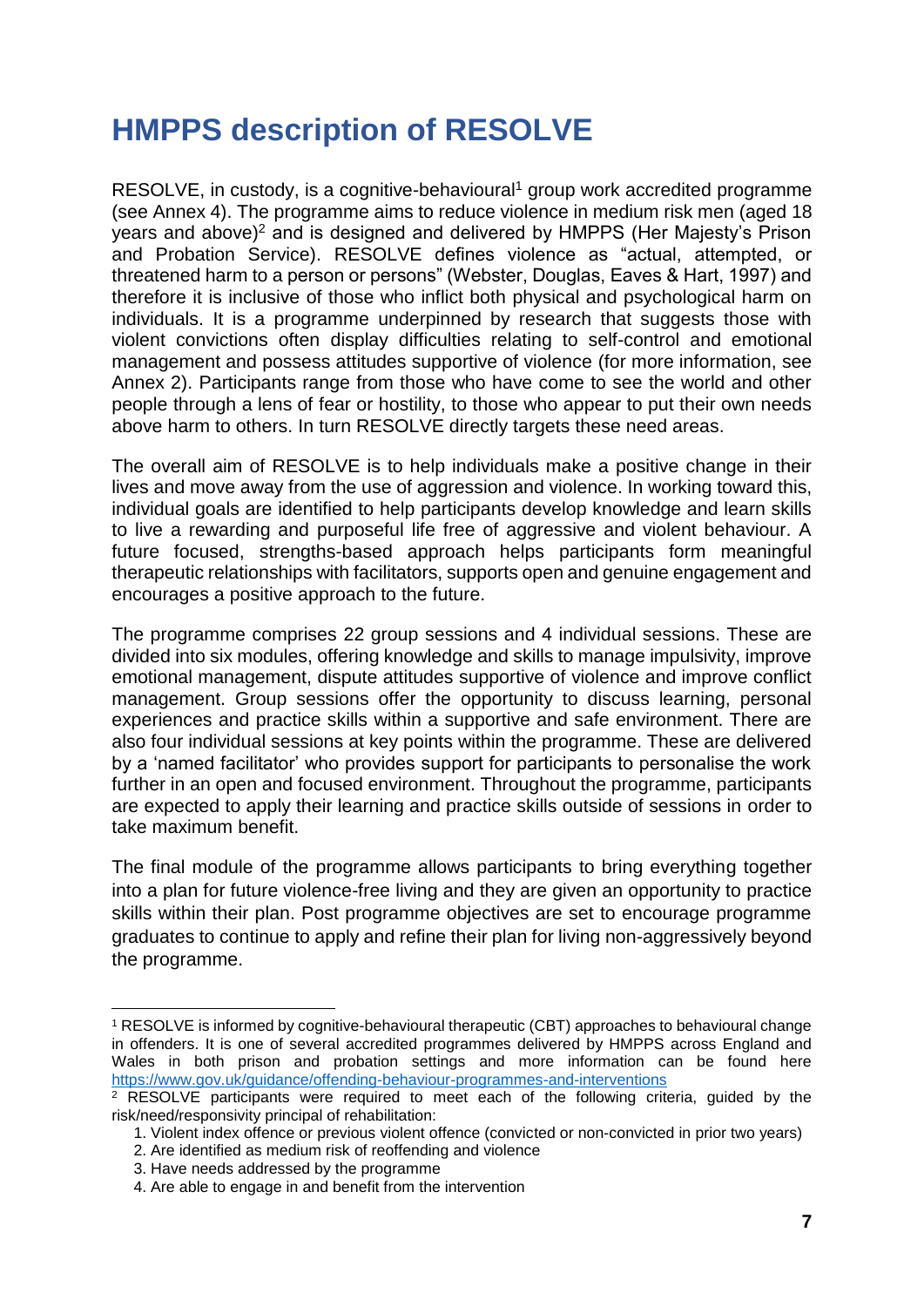# HMPPS description of RESOLVE

RESOLVE, in custody, is a cognitive-behavioural[1] group work accredited programme (see Annex 4). The programme aims to reduce violence in medium risk men (aged 18 years and above)[2] and is designed and delivered by HMPPS (Her Majesty's Prison and Probation Service). RESOLVE defines violence as "actual, attempted, or threatened harm to a person or persons" (Webster, Douglas, Eaves & Hart, 1997) and therefore it is inclusive of those who inflict both physical and psychological harm on individuals. It is a programme underpinned by research that suggests those with violent convictions often display difficulties relating to self-control and emotional management and possess attitudes supportive of violence (for more information, see Annex 2). Participants range from those who have come to see the world and other people through a lens of fear or hostility, to those who appear to put their own needs above harm to others. In turn RESOLVE directly targets these need areas.

The overall aim of RESOLVE is to help individuals make a positive change in their lives and move away from the use of aggression and violence. In working toward this, individual goals are identified to help participants develop knowledge and learn skills to live a rewarding and purposeful life free of aggressive and violent behaviour. A future focused, strengths-based approach helps participants form meaningful therapeutic relationships with facilitators, supports open and genuine engagement and encourages a positive approach to the future.

The programme comprises 22 group sessions and 4 individual sessions. These are divided into six modules, offering knowledge and skills to manage impulsivity, improve emotional management, dispute attitudes supportive of violence and improve conflict management. Group sessions offer the opportunity to discuss learning, personal experiences and practice skills within a supportive and safe environment. There are also four individual sessions at key points within the programme. These are delivered by a 'named facilitator' who provides support for participants to personalise the work further in an open and focused environment. Throughout the programme, participants are expected to apply their learning and practice skills outside of sessions in order to take maximum benefit.

The final module of the programme allows participants to bring everything together into a plan for future violence-free living and they are given an opportunity to practice skills within their plan. Post programme objectives are set to encourage programme graduates to continue to apply and refine their plan for living non-aggressively beyond the programme.

---

[1] RESOLVE is informed by cognitive-behavioural therapeutic (CBT) approaches to behavioural change in offenders. It is one of several accredited programmes delivered by HMPPS across England and Wales in both prison and probation settings and more information can be found here https://www.gov.uk/guidance/offending-behaviour-programmes-and-interventions

[2] RESOLVE participants were required to meet each of the following criteria, guided by the risk/need/responsivity principal of rehabilitation:

1. Violent index offence or previous violent offence (convicted or non-convicted in prior two years)
2. Are identified as medium risk of reoffending and violence
3. Have needs addressed by the programme
4. Are able to engage in and benefit from the intervention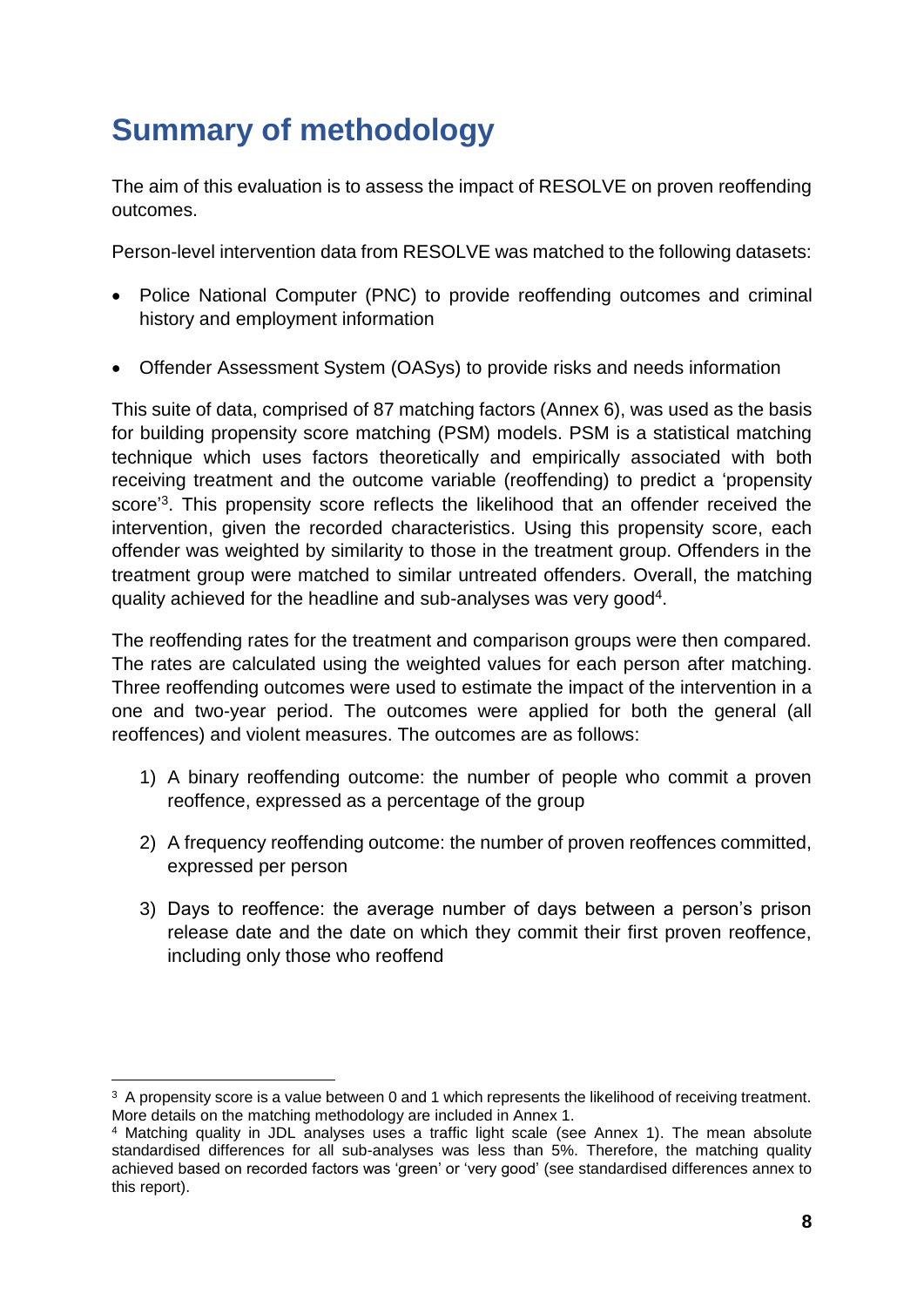# Summary of methodology

The aim of this evaluation is to assess the impact of RESOLVE on proven reoffending outcomes.

Person-level intervention data from RESOLVE was matched to the following datasets:

- Police National Computer (PNC) to provide reoffending outcomes and criminal history and employment information
- Offender Assessment System (OASys) to provide risks and needs information

This suite of data, comprised of 87 matching factors (Annex 6), was used as the basis for building propensity score matching (PSM) models. PSM is a statistical matching technique which uses factors theoretically and empirically associated with both receiving treatment and the outcome variable (reoffending) to predict a 'propensity score'[3]. This propensity score reflects the likelihood that an offender received the intervention, given the recorded characteristics. Using this propensity score, each offender was weighted by similarity to those in the treatment group. Offenders in the treatment group were matched to similar untreated offenders. Overall, the matching quality achieved for the headline and sub-analyses was very good[4].

The reoffending rates for the treatment and comparison groups were then compared. The rates are calculated using the weighted values for each person after matching. Three reoffending outcomes were used to estimate the impact of the intervention in a one and two-year period. The outcomes were applied for both the general (all reoffences) and violent measures. The outcomes are as follows:

1) A binary reoffending outcome: the number of people who commit a proven reoffence, expressed as a percentage of the group
2) A frequency reoffending outcome: the number of proven reoffences committed, expressed per person
3) Days to reoffence: the average number of days between a person's prison release date and the date on which they commit their first proven reoffence, including only those who reoffend

---

[3] A propensity score is a value between 0 and 1 which represents the likelihood of receiving treatment. More details on the matching methodology are included in Annex 1.

[4] Matching quality in JDL analyses uses a traffic light scale (see Annex 1). The mean absolute standardised differences for all sub-analyses was less than 5%. Therefore, the matching quality achieved based on recorded factors was 'green' or 'very good' (see standardised differences annex to this report).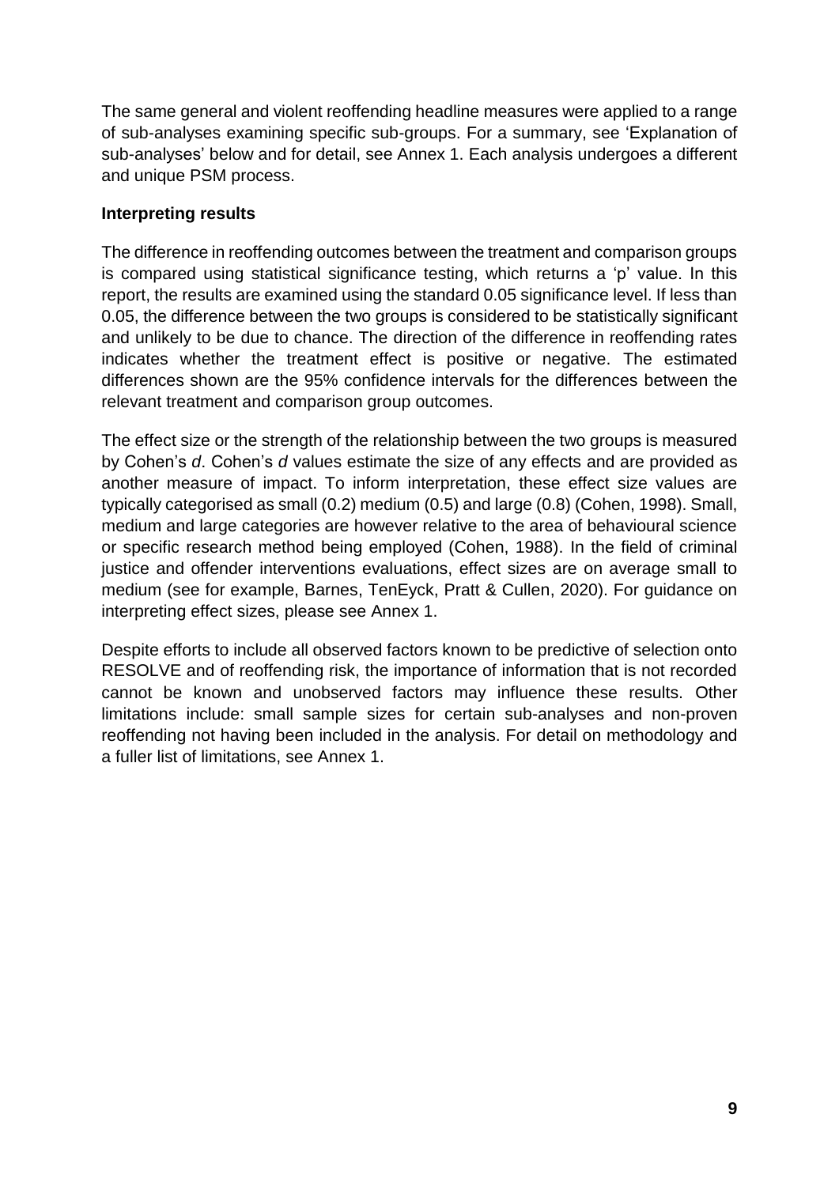The same general and violent reoffending headline measures were applied to a range of sub-analyses examining specific sub-groups. For a summary, see 'Explanation of sub-analyses' below and for detail, see Annex 1. Each analysis undergoes a different and unique PSM process.

**Interpreting results**

The difference in reoffending outcomes between the treatment and comparison groups is compared using statistical significance testing, which returns a 'p' value. In this report, the results are examined using the standard 0.05 significance level. If less than 0.05, the difference between the two groups is considered to be statistically significant and unlikely to be due to chance. The direction of the difference in reoffending rates indicates whether the treatment effect is positive or negative. The estimated differences shown are the 95% confidence intervals for the differences between the relevant treatment and comparison group outcomes.

The effect size or the strength of the relationship between the two groups is measured by Cohen's *d*. Cohen's *d* values estimate the size of any effects and are provided as another measure of impact. To inform interpretation, these effect size values are typically categorised as small (0.2) medium (0.5) and large (0.8) (Cohen, 1998). Small, medium and large categories are however relative to the area of behavioural science or specific research method being employed (Cohen, 1988). In the field of criminal justice and offender interventions evaluations, effect sizes are on average small to medium (see for example, Barnes, TenEyck, Pratt & Cullen, 2020). For guidance on interpreting effect sizes, please see Annex 1.

Despite efforts to include all observed factors known to be predictive of selection onto RESOLVE and of reoffending risk, the importance of information that is not recorded cannot be known and unobserved factors may influence these results. Other limitations include: small sample sizes for certain sub-analyses and non-proven reoffending not having been included in the analysis. For detail on methodology and a fuller list of limitations, see Annex 1.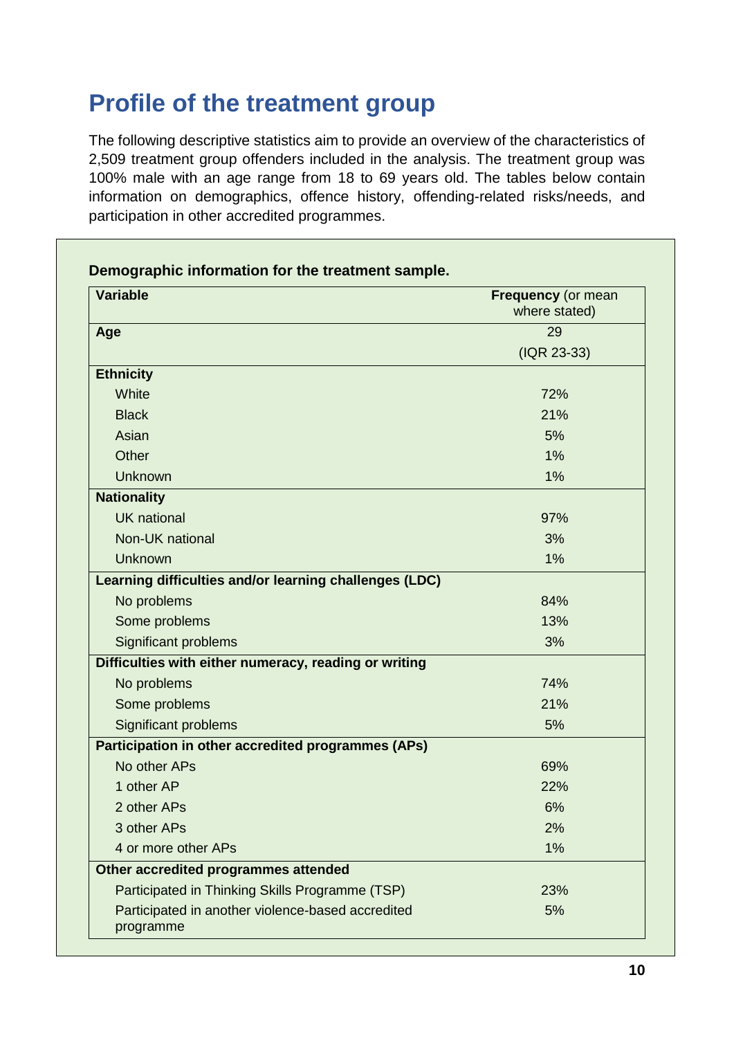# Profile of the treatment group

The following descriptive statistics aim to provide an overview of the characteristics of 2,509 treatment group offenders included in the analysis. The treatment group was 100% male with an age range from 18 to 69 years old. The tables below contain information on demographics, offence history, offending-related risks/needs, and participation in other accredited programmes.

**Demographic information for the treatment sample.**

| Variable | **Frequency** (or mean where stated) |
|---|---|
| **Age** | 29 (IQR 23-33) |
| **Ethnicity** | |
| White | 72% |
| Black | 21% |
| Asian | 5% |
| Other | 1% |
| Unknown | 1% |
| **Nationality** | |
| UK national | 97% |
| Non-UK national | 3% |
| Unknown | 1% |
| **Learning difficulties and/or learning challenges (LDC)** | |
| No problems | 84% |
| Some problems | 13% |
| Significant problems | 3% |
| **Difficulties with either numeracy, reading or writing** | |
| No problems | 74% |
| Some problems | 21% |
| Significant problems | 5% |
| **Participation in other accredited programmes (APs)** | |
| No other APs | 69% |
| 1 other AP | 22% |
| 2 other APs | 6% |
| 3 other APs | 2% |
| 4 or more other APs | 1% |
| **Other accredited programmes attended** | |
| Participated in Thinking Skills Programme (TSP) | 23% |
| Participated in another violence-based accredited programme | 5% |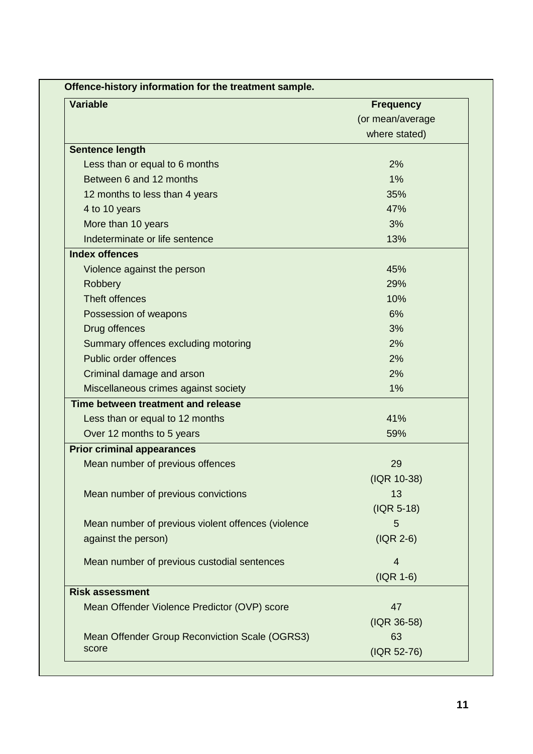**Offence-history information for the treatment sample.**

| Variable | Frequency (or mean/average where stated) |
|---|---|
| **Sentence length** | |
| Less than or equal to 6 months | 2% |
| Between 6 and 12 months | 1% |
| 12 months to less than 4 years | 35% |
| 4 to 10 years | 47% |
| More than 10 years | 3% |
| Indeterminate or life sentence | 13% |
| **Index offences** | |
| Violence against the person | 45% |
| Robbery | 29% |
| Theft offences | 10% |
| Possession of weapons | 6% |
| Drug offences | 3% |
| Summary offences excluding motoring | 2% |
| Public order offences | 2% |
| Criminal damage and arson | 2% |
| Miscellaneous crimes against society | 1% |
| **Time between treatment and release** | |
| Less than or equal to 12 months | 41% |
| Over 12 months to 5 years | 59% |
| **Prior criminal appearances** | |
| Mean number of previous offences | 29 (IQR 10-38) |
| Mean number of previous convictions | 13 (IQR 5-18) |
| Mean number of previous violent offences (violence against the person) | 5 (IQR 2-6) |
| Mean number of previous custodial sentences | 4 (IQR 1-6) |
| **Risk assessment** | |
| Mean Offender Violence Predictor (OVP) score | 47 (IQR 36-58) |
| Mean Offender Group Reconviction Scale (OGRS3) score | 63 (IQR 52-76) |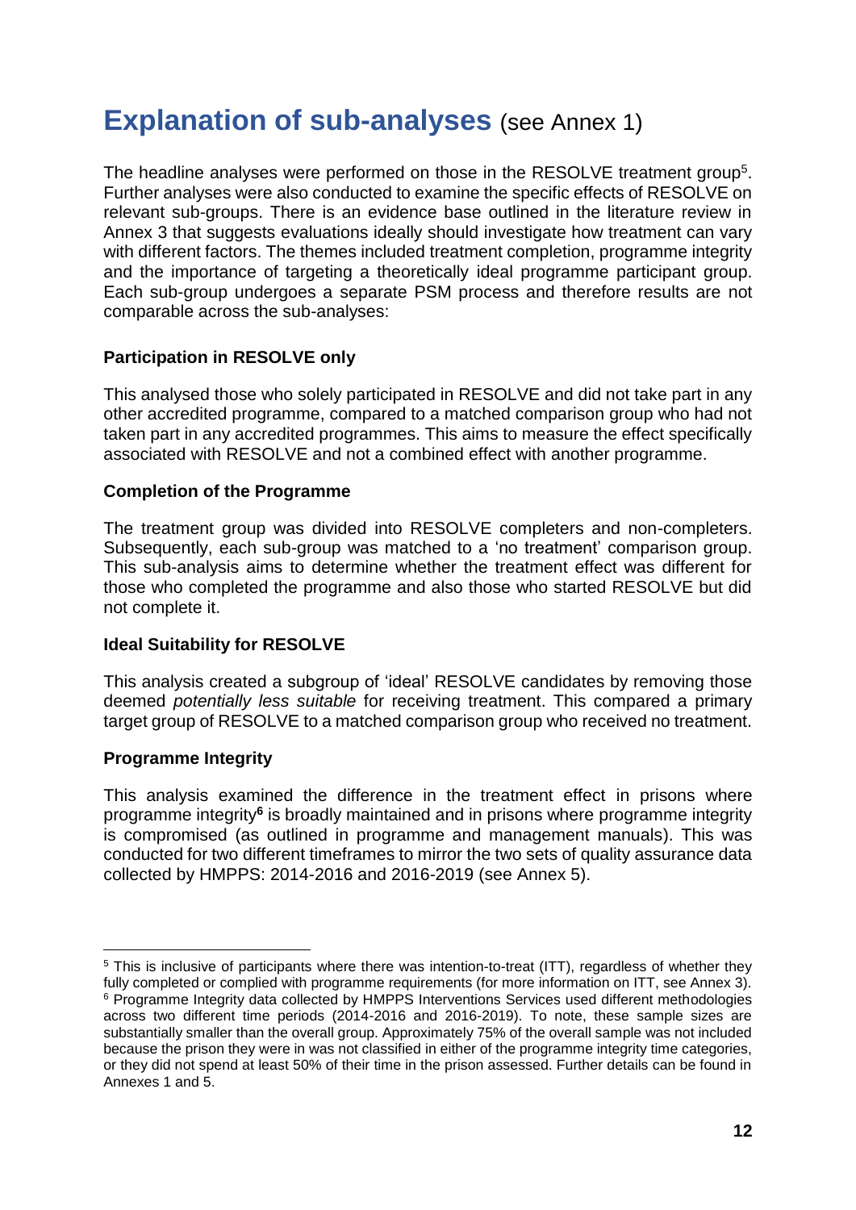# Explanation of sub-analyses (see Annex 1)

The headline analyses were performed on those in the RESOLVE treatment group[5]. Further analyses were also conducted to examine the specific effects of RESOLVE on relevant sub-groups. There is an evidence base outlined in the literature review in Annex 3 that suggests evaluations ideally should investigate how treatment can vary with different factors. The themes included treatment completion, programme integrity and the importance of targeting a theoretically ideal programme participant group. Each sub-group undergoes a separate PSM process and therefore results are not comparable across the sub-analyses:

**Participation in RESOLVE only**

This analysed those who solely participated in RESOLVE and did not take part in any other accredited programme, compared to a matched comparison group who had not taken part in any accredited programmes. This aims to measure the effect specifically associated with RESOLVE and not a combined effect with another programme.

**Completion of the Programme**

The treatment group was divided into RESOLVE completers and non-completers. Subsequently, each sub-group was matched to a 'no treatment' comparison group. This sub-analysis aims to determine whether the treatment effect was different for those who completed the programme and also those who started RESOLVE but did not complete it.

**Ideal Suitability for RESOLVE**

This analysis created a subgroup of 'ideal' RESOLVE candidates by removing those deemed *potentially less suitable* for receiving treatment. This compared a primary target group of RESOLVE to a matched comparison group who received no treatment.

**Programme Integrity**

This analysis examined the difference in the treatment effect in prisons where programme integrity[6] is broadly maintained and in prisons where programme integrity is compromised (as outlined in programme and management manuals). This was conducted for two different timeframes to mirror the two sets of quality assurance data collected by HMPPS: 2014-2016 and 2016-2019 (see Annex 5).

---

[5] This is inclusive of participants where there was intention-to-treat (ITT), regardless of whether they fully completed or complied with programme requirements (for more information on ITT, see Annex 3).

[6] Programme Integrity data collected by HMPPS Interventions Services used different methodologies across two different time periods (2014-2016 and 2016-2019). To note, these sample sizes are substantially smaller than the overall group. Approximately 75% of the overall sample was not included because the prison they were in was not classified in either of the programme integrity time categories, or they did not spend at least 50% of their time in the prison assessed. Further details can be found in Annexes 1 and 5.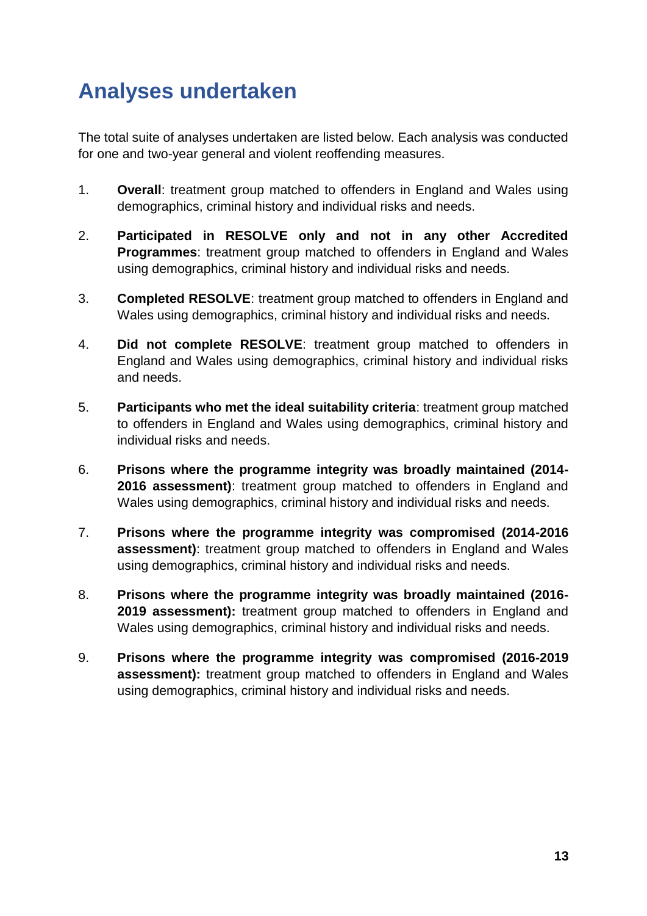## Analyses undertaken

The total suite of analyses undertaken are listed below. Each analysis was conducted for one and two-year general and violent reoffending measures.

1. **Overall**: treatment group matched to offenders in England and Wales using demographics, criminal history and individual risks and needs.
2. **Participated in RESOLVE only and not in any other Accredited Programmes**: treatment group matched to offenders in England and Wales using demographics, criminal history and individual risks and needs.
3. **Completed RESOLVE**: treatment group matched to offenders in England and Wales using demographics, criminal history and individual risks and needs.
4. **Did not complete RESOLVE**: treatment group matched to offenders in England and Wales using demographics, criminal history and individual risks and needs.
5. **Participants who met the ideal suitability criteria**: treatment group matched to offenders in England and Wales using demographics, criminal history and individual risks and needs.
6. **Prisons where the programme integrity was broadly maintained (2014-2016 assessment)**: treatment group matched to offenders in England and Wales using demographics, criminal history and individual risks and needs.
7. **Prisons where the programme integrity was compromised (2014-2016 assessment)**: treatment group matched to offenders in England and Wales using demographics, criminal history and individual risks and needs.
8. **Prisons where the programme integrity was broadly maintained (2016-2019 assessment):** treatment group matched to offenders in England and Wales using demographics, criminal history and individual risks and needs.
9. **Prisons where the programme integrity was compromised (2016-2019 assessment):** treatment group matched to offenders in England and Wales using demographics, criminal history and individual risks and needs.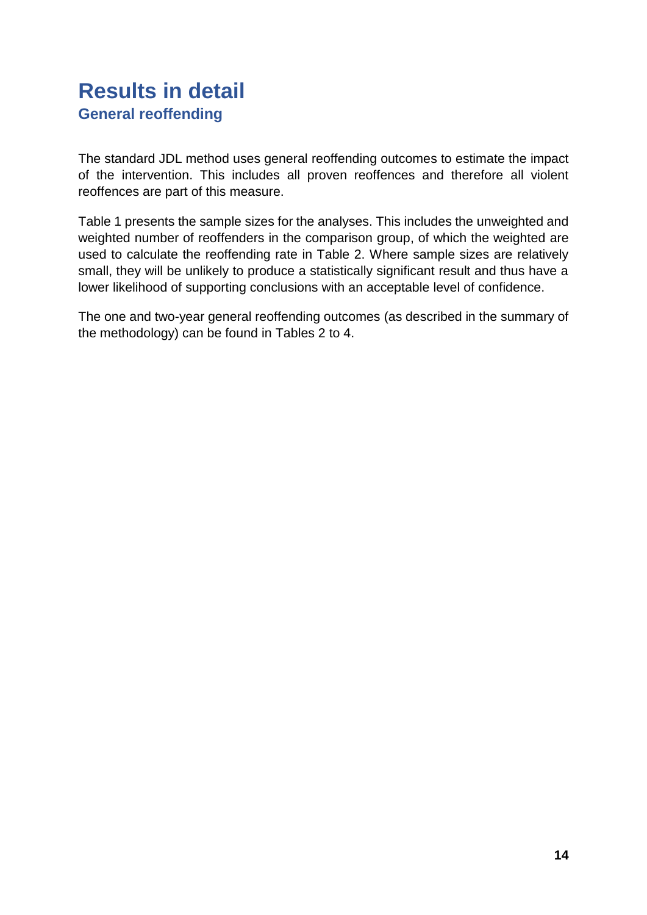# Results in detail

## General reoffending

The standard JDL method uses general reoffending outcomes to estimate the impact of the intervention. This includes all proven reoffences and therefore all violent reoffences are part of this measure.

Table 1 presents the sample sizes for the analyses. This includes the unweighted and weighted number of reoffenders in the comparison group, of which the weighted are used to calculate the reoffending rate in Table 2. Where sample sizes are relatively small, they will be unlikely to produce a statistically significant result and thus have a lower likelihood of supporting conclusions with an acceptable level of confidence.

The one and two-year general reoffending outcomes (as described in the summary of the methodology) can be found in Tables 2 to 4.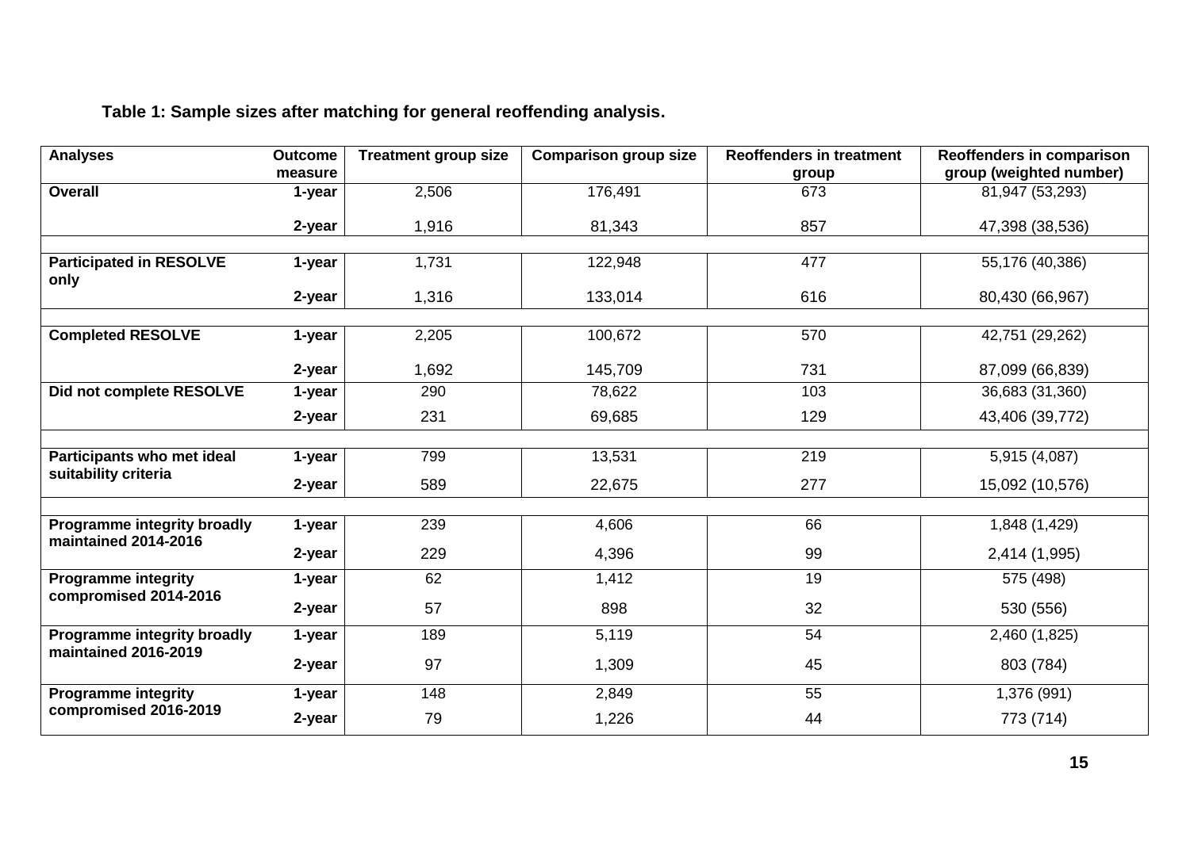**Table 1: Sample sizes after matching for general reoffending analysis.**

| Analyses | Outcome measure | Treatment group size | Comparison group size | Reoffenders in treatment group | Reoffenders in comparison group (weighted number) |
|---|---|---|---|---|---|
| **Overall** | **1-year** | 2,506 | 176,491 | 673 | 81,947 (53,293) |
| | **2-year** | 1,916 | 81,343 | 857 | 47,398 (38,536) |
| | | | | | |
| **Participated in RESOLVE only** | **1-year** | 1,731 | 122,948 | 477 | 55,176 (40,386) |
| | **2-year** | 1,316 | 133,014 | 616 | 80,430 (66,967) |
| | | | | | |
| **Completed RESOLVE** | **1-year** | 2,205 | 100,672 | 570 | 42,751 (29,262) |
| | **2-year** | 1,692 | 145,709 | 731 | 87,099 (66,839) |
| **Did not complete RESOLVE** | **1-year** | 290 | 78,622 | 103 | 36,683 (31,360) |
| | **2-year** | 231 | 69,685 | 129 | 43,406 (39,772) |
| | | | | | |
| **Participants who met ideal suitability criteria** | **1-year** | 799 | 13,531 | 219 | 5,915 (4,087) |
| | **2-year** | 589 | 22,675 | 277 | 15,092 (10,576) |
| | | | | | |
| **Programme integrity broadly maintained 2014-2016** | **1-year** | 239 | 4,606 | 66 | 1,848 (1,429) |
| | **2-year** | 229 | 4,396 | 99 | 2,414 (1,995) |
| **Programme integrity compromised 2014-2016** | **1-year** | 62 | 1,412 | 19 | 575 (498) |
| | **2-year** | 57 | 898 | 32 | 530 (556) |
| **Programme integrity broadly maintained 2016-2019** | **1-year** | 189 | 5,119 | 54 | 2,460 (1,825) |
| | **2-year** | 97 | 1,309 | 45 | 803 (784) |
| **Programme integrity compromised 2016-2019** | **1-year** | 148 | 2,849 | 55 | 1,376 (991) |
| | **2-year** | 79 | 1,226 | 44 | 773 (714) |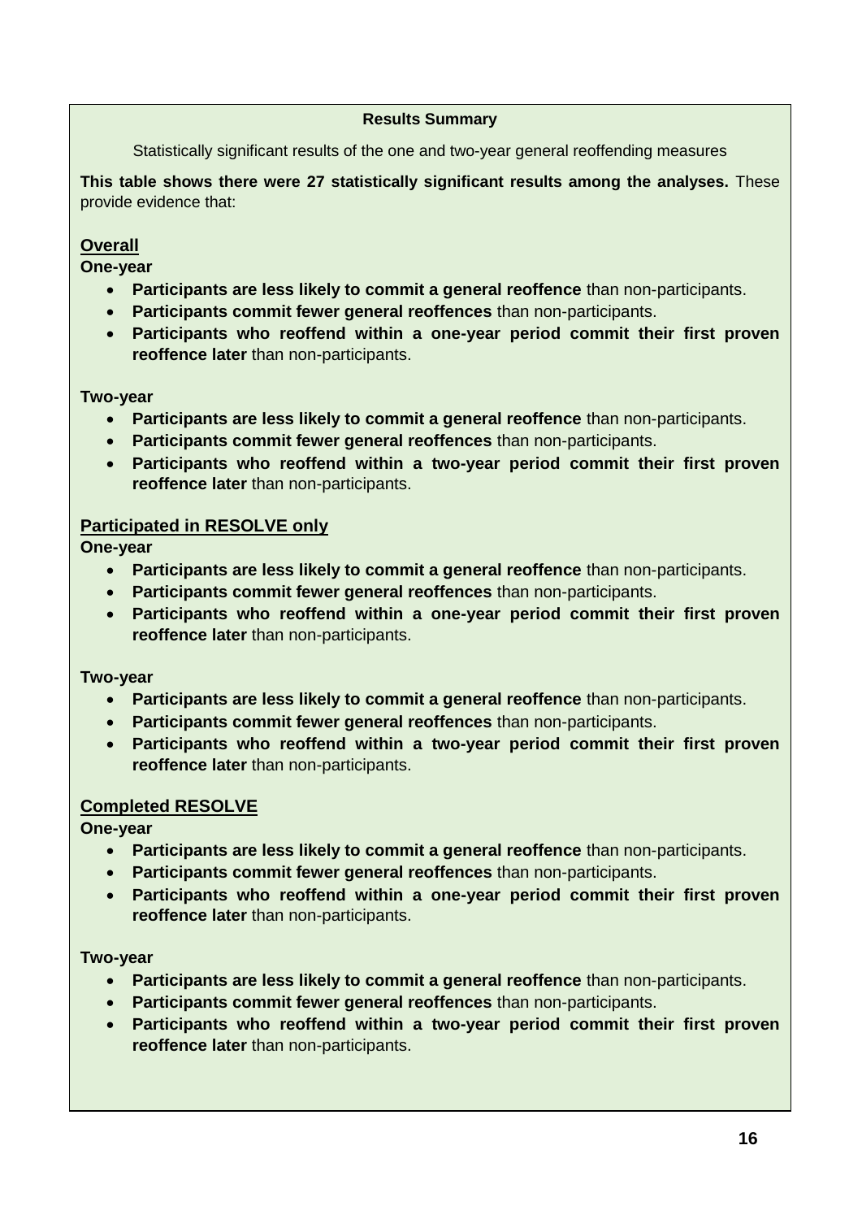**Results Summary**

Statistically significant results of the one and two-year general reoffending measures

**This table shows there were 27 statistically significant results among the analyses.** These provide evidence that:

**<u>Overall</u>**

**One-year**

- **Participants are less likely to commit a general reoffence** than non-participants.
- **Participants commit fewer general reoffences** than non-participants.
- **Participants who reoffend within a one-year period commit their first proven reoffence later** than non-participants.

**Two-year**

- **Participants are less likely to commit a general reoffence** than non-participants.
- **Participants commit fewer general reoffences** than non-participants.
- **Participants who reoffend within a two-year period commit their first proven reoffence later** than non-participants.

**<u>Participated in RESOLVE only</u>**

**One-year**

- **Participants are less likely to commit a general reoffence** than non-participants.
- **Participants commit fewer general reoffences** than non-participants.
- **Participants who reoffend within a one-year period commit their first proven reoffence later** than non-participants.

**Two-year**

- **Participants are less likely to commit a general reoffence** than non-participants.
- **Participants commit fewer general reoffences** than non-participants.
- **Participants who reoffend within a two-year period commit their first proven reoffence later** than non-participants.

**<u>Completed RESOLVE</u>**

**One-year**

- **Participants are less likely to commit a general reoffence** than non-participants.
- **Participants commit fewer general reoffences** than non-participants.
- **Participants who reoffend within a one-year period commit their first proven reoffence later** than non-participants.

**Two-year**

- **Participants are less likely to commit a general reoffence** than non-participants.
- **Participants commit fewer general reoffences** than non-participants.
- **Participants who reoffend within a two-year period commit their first proven reoffence later** than non-participants.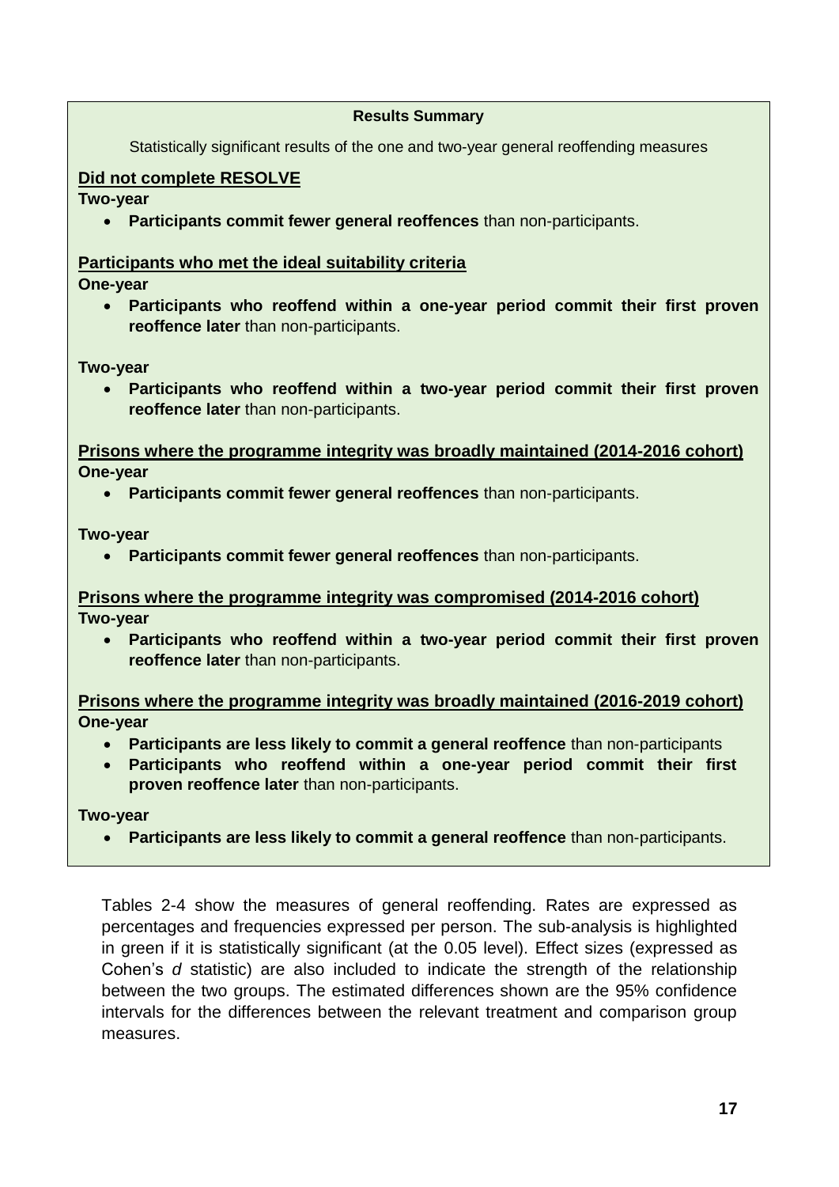**Results Summary**

Statistically significant results of the one and two-year general reoffending measures

**Did not complete RESOLVE**

**Two-year**

- **Participants commit fewer general reoffences** than non-participants.

**Participants who met the ideal suitability criteria**

**One-year**

- **Participants who reoffend within a one-year period commit their first proven reoffence later** than non-participants.

**Two-year**

- **Participants who reoffend within a two-year period commit their first proven reoffence later** than non-participants.

**Prisons where the programme integrity was broadly maintained (2014-2016 cohort)**

**One-year**

- **Participants commit fewer general reoffences** than non-participants.

**Two-year**

- **Participants commit fewer general reoffences** than non-participants.

**Prisons where the programme integrity was compromised (2014-2016 cohort)**

**Two-year**

- **Participants who reoffend within a two-year period commit their first proven reoffence later** than non-participants.

**Prisons where the programme integrity was broadly maintained (2016-2019 cohort)**

**One-year**

- **Participants are less likely to commit a general reoffence** than non-participants
- **Participants who reoffend within a one-year period commit their first proven reoffence later** than non-participants.

**Two-year**

- **Participants are less likely to commit a general reoffence** than non-participants.

Tables 2-4 show the measures of general reoffending. Rates are expressed as percentages and frequencies expressed per person. The sub-analysis is highlighted in green if it is statistically significant (at the 0.05 level). Effect sizes (expressed as Cohen's *d* statistic) are also included to indicate the strength of the relationship between the two groups. The estimated differences shown are the 95% confidence intervals for the differences between the relevant treatment and comparison group measures.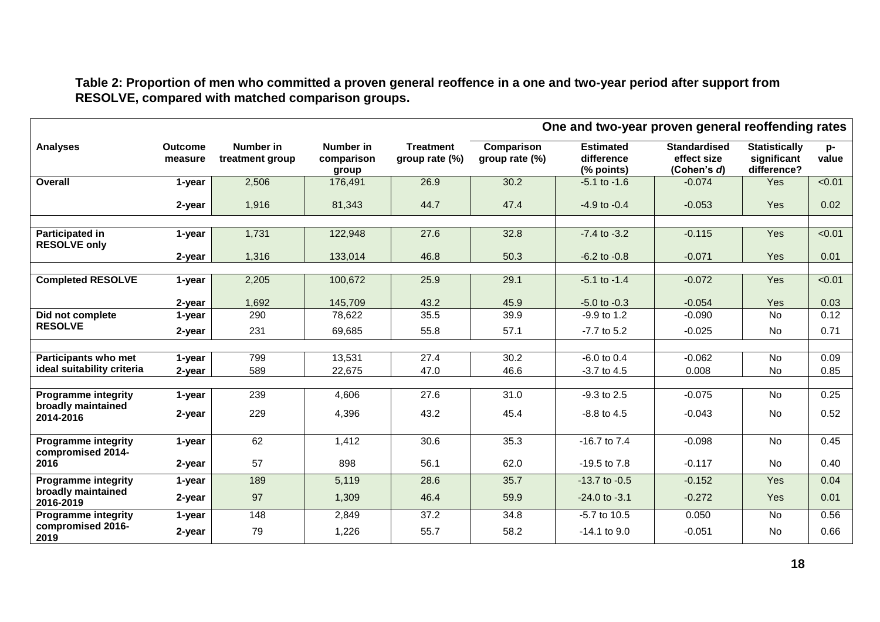**Table 2: Proportion of men who committed a proven general reoffence in a one and two-year period after support from RESOLVE, compared with matched comparison groups.**

| | | | | | | One and two-year proven general reoffending rates | | | |
|---|---|---|---|---|---|---|---|---|---|
| **Analyses** | **Outcome measure** | **Number in treatment group** | **Number in comparison group** | **Treatment group rate (%)** | **Comparison group rate (%)** | **Estimated difference (% points)** | **Standardised effect size (Cohen's *d*)** | **Statistically significant difference?** | **p-value** |
| **Overall** | **1-year** | 2,506 | 176,491 | 26.9 | 30.2 | -5.1 to -1.6 | -0.074 | Yes | <0.01 |
| | **2-year** | 1,916 | 81,343 | 44.7 | 47.4 | -4.9 to -0.4 | -0.053 | Yes | 0.02 |
| **Participated in RESOLVE only** | **1-year** | 1,731 | 122,948 | 27.6 | 32.8 | -7.4 to -3.2 | -0.115 | Yes | <0.01 |
| | **2-year** | 1,316 | 133,014 | 46.8 | 50.3 | -6.2 to -0.8 | -0.071 | Yes | 0.01 |
| **Completed RESOLVE** | **1-year** | 2,205 | 100,672 | 25.9 | 29.1 | -5.1 to -1.4 | -0.072 | Yes | <0.01 |
| | **2-year** | 1,692 | 145,709 | 43.2 | 45.9 | -5.0 to -0.3 | -0.054 | Yes | 0.03 |
| **Did not complete RESOLVE** | **1-year** | 290 | 78,622 | 35.5 | 39.9 | -9.9 to 1.2 | -0.090 | No | 0.12 |
| | **2-year** | 231 | 69,685 | 55.8 | 57.1 | -7.7 to 5.2 | -0.025 | No | 0.71 |
| **Participants who met ideal suitability criteria** | **1-year** | 799 | 13,531 | 27.4 | 30.2 | -6.0 to 0.4 | -0.062 | No | 0.09 |
| | **2-year** | 589 | 22,675 | 47.0 | 46.6 | -3.7 to 4.5 | 0.008 | No | 0.85 |
| **Programme integrity broadly maintained 2014-2016** | **1-year** | 239 | 4,606 | 27.6 | 31.0 | -9.3 to 2.5 | -0.075 | No | 0.25 |
| | **2-year** | 229 | 4,396 | 43.2 | 45.4 | -8.8 to 4.5 | -0.043 | No | 0.52 |
| **Programme integrity compromised 2014-2016** | **1-year** | 62 | 1,412 | 30.6 | 35.3 | -16.7 to 7.4 | -0.098 | No | 0.45 |
| | **2-year** | 57 | 898 | 56.1 | 62.0 | -19.5 to 7.8 | -0.117 | No | 0.40 |
| **Programme integrity broadly maintained 2016-2019** | **1-year** | 189 | 5,119 | 28.6 | 35.7 | -13.7 to -0.5 | -0.152 | Yes | 0.04 |
| | **2-year** | 97 | 1,309 | 46.4 | 59.9 | -24.0 to -3.1 | -0.272 | Yes | 0.01 |
| **Programme integrity compromised 2016-2019** | **1-year** | 148 | 2,849 | 37.2 | 34.8 | -5.7 to 10.5 | 0.050 | No | 0.56 |
| | **2-year** | 79 | 1,226 | 55.7 | 58.2 | -14.1 to 9.0 | -0.051 | No | 0.66 |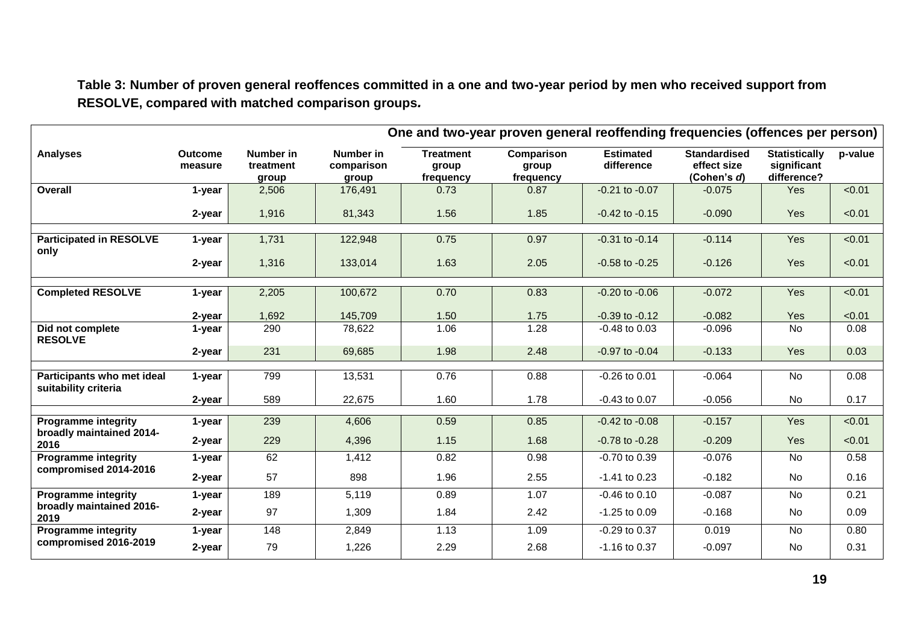**Table 3: Number of proven general reoffences committed in a one and two-year period by men who received support from RESOLVE, compared with matched comparison groups.**

| | | One and two-year proven general reoffending frequencies (offences per person) | | | | | | | |
|---|---|---|---|---|---|---|---|---|---|
| **Analyses** | **Outcome measure** | **Number in treatment group** | **Number in comparison group** | **Treatment group frequency** | **Comparison group frequency** | **Estimated difference** | **Standardised effect size (Cohen's *d*)** | **Statistically significant difference?** | **p-value** |
| **Overall** | **1-year** | 2,506 | 176,491 | 0.73 | 0.87 | -0.21 to -0.07 | -0.075 | Yes | <0.01 |
| | **2-year** | 1,916 | 81,343 | 1.56 | 1.85 | -0.42 to -0.15 | -0.090 | Yes | <0.01 |
| **Participated in RESOLVE only** | **1-year** | 1,731 | 122,948 | 0.75 | 0.97 | -0.31 to -0.14 | -0.114 | Yes | <0.01 |
| | **2-year** | 1,316 | 133,014 | 1.63 | 2.05 | -0.58 to -0.25 | -0.126 | Yes | <0.01 |
| **Completed RESOLVE** | **1-year** | 2,205 | 100,672 | 0.70 | 0.83 | -0.20 to -0.06 | -0.072 | Yes | <0.01 |
| | **2-year** | 1,692 | 145,709 | 1.50 | 1.75 | -0.39 to -0.12 | -0.082 | Yes | <0.01 |
| **Did not complete RESOLVE** | **1-year** | 290 | 78,622 | 1.06 | 1.28 | -0.48 to 0.03 | -0.096 | No | 0.08 |
| | **2-year** | 231 | 69,685 | 1.98 | 2.48 | -0.97 to -0.04 | -0.133 | Yes | 0.03 |
| **Participants who met ideal suitability criteria** | **1-year** | 799 | 13,531 | 0.76 | 0.88 | -0.26 to 0.01 | -0.064 | No | 0.08 |
| | **2-year** | 589 | 22,675 | 1.60 | 1.78 | -0.43 to 0.07 | -0.056 | No | 0.17 |
| **Programme integrity broadly maintained 2014-2016** | **1-year** | 239 | 4,606 | 0.59 | 0.85 | -0.42 to -0.08 | -0.157 | Yes | <0.01 |
| | **2-year** | 229 | 4,396 | 1.15 | 1.68 | -0.78 to -0.28 | -0.209 | Yes | <0.01 |
| **Programme integrity compromised 2014-2016** | **1-year** | 62 | 1,412 | 0.82 | 0.98 | -0.70 to 0.39 | -0.076 | No | 0.58 |
| | **2-year** | 57 | 898 | 1.96 | 2.55 | -1.41 to 0.23 | -0.182 | No | 0.16 |
| **Programme integrity broadly maintained 2016-2019** | **1-year** | 189 | 5,119 | 0.89 | 1.07 | -0.46 to 0.10 | -0.087 | No | 0.21 |
| | **2-year** | 97 | 1,309 | 1.84 | 2.42 | -1.25 to 0.09 | -0.168 | No | 0.09 |
| **Programme integrity compromised 2016-2019** | **1-year** | 148 | 2,849 | 1.13 | 1.09 | -0.29 to 0.37 | 0.019 | No | 0.80 |
| | **2-year** | 79 | 1,226 | 2.29 | 2.68 | -1.16 to 0.37 | -0.097 | No | 0.31 |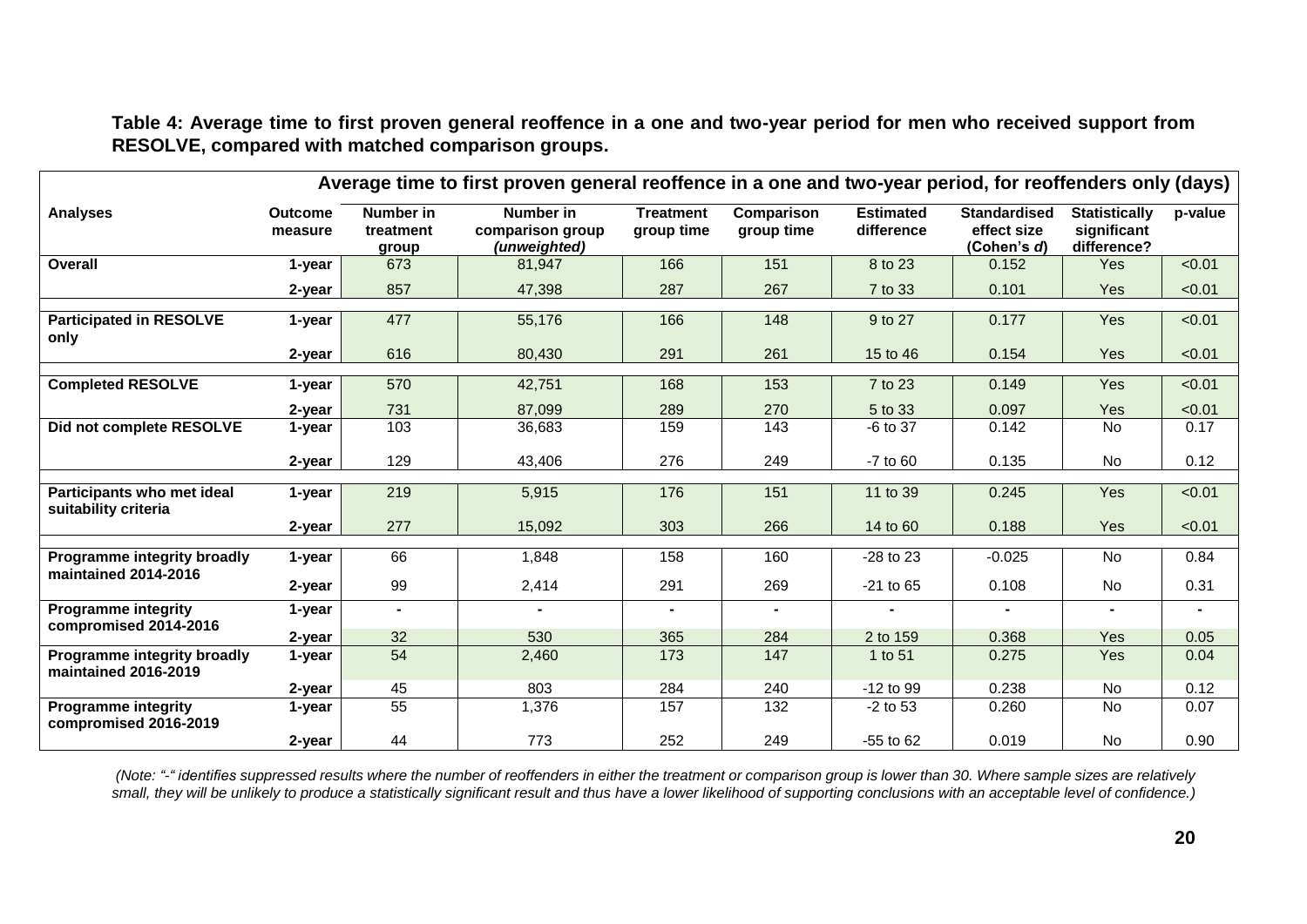**Table 4: Average time to first proven general reoffence in a one and two-year period for men who received support from RESOLVE, compared with matched comparison groups.**

| | | Average time to first proven general reoffence in a one and two-year period, for reoffenders only (days) | | | | | | | |
|---|---|---|---|---|---|---|---|---|---|
| **Analyses** | **Outcome measure** | **Number in treatment group** | **Number in comparison group *(unweighted)*** | **Treatment group time** | **Comparison group time** | **Estimated difference** | **Standardised effect size (Cohen's *d*)** | **Statistically significant difference?** | **p-value** |
| **Overall** | **1-year** | 673 | 81,947 | 166 | 151 | 8 to 23 | 0.152 | Yes | <0.01 |
| | **2-year** | 857 | 47,398 | 287 | 267 | 7 to 33 | 0.101 | Yes | <0.01 |
| **Participated in RESOLVE only** | **1-year** | 477 | 55,176 | 166 | 148 | 9 to 27 | 0.177 | Yes | <0.01 |
| | **2-year** | 616 | 80,430 | 291 | 261 | 15 to 46 | 0.154 | Yes | <0.01 |
| **Completed RESOLVE** | **1-year** | 570 | 42,751 | 168 | 153 | 7 to 23 | 0.149 | Yes | <0.01 |
| | **2-year** | 731 | 87,099 | 289 | 270 | 5 to 33 | 0.097 | Yes | <0.01 |
| **Did not complete RESOLVE** | **1-year** | 103 | 36,683 | 159 | 143 | -6 to 37 | 0.142 | No | 0.17 |
| | **2-year** | 129 | 43,406 | 276 | 249 | -7 to 60 | 0.135 | No | 0.12 |
| **Participants who met ideal suitability criteria** | **1-year** | 219 | 5,915 | 176 | 151 | 11 to 39 | 0.245 | Yes | <0.01 |
| | **2-year** | 277 | 15,092 | 303 | 266 | 14 to 60 | 0.188 | Yes | <0.01 |
| **Programme integrity broadly maintained 2014-2016** | **1-year** | 66 | 1,848 | 158 | 160 | -28 to 23 | -0.025 | No | 0.84 |
| | **2-year** | 99 | 2,414 | 291 | 269 | -21 to 65 | 0.108 | No | 0.31 |
| **Programme integrity compromised 2014-2016** | **1-year** | - | - | - | - | - | - | - | - |
| | **2-year** | 32 | 530 | 365 | 284 | 2 to 159 | 0.368 | Yes | 0.05 |
| **Programme integrity broadly maintained 2016-2019** | **1-year** | 54 | 2,460 | 173 | 147 | 1 to 51 | 0.275 | Yes | 0.04 |
| | **2-year** | 45 | 803 | 284 | 240 | -12 to 99 | 0.238 | No | 0.12 |
| **Programme integrity compromised 2016-2019** | **1-year** | 55 | 1,376 | 157 | 132 | -2 to 53 | 0.260 | No | 0.07 |
| | **2-year** | 44 | 773 | 252 | 249 | -55 to 62 | 0.019 | No | 0.90 |

*(Note: "-" identifies suppressed results where the number of reoffenders in either the treatment or comparison group is lower than 30. Where sample sizes are relatively small, they will be unlikely to produce a statistically significant result and thus have a lower likelihood of supporting conclusions with an acceptable level of confidence.)*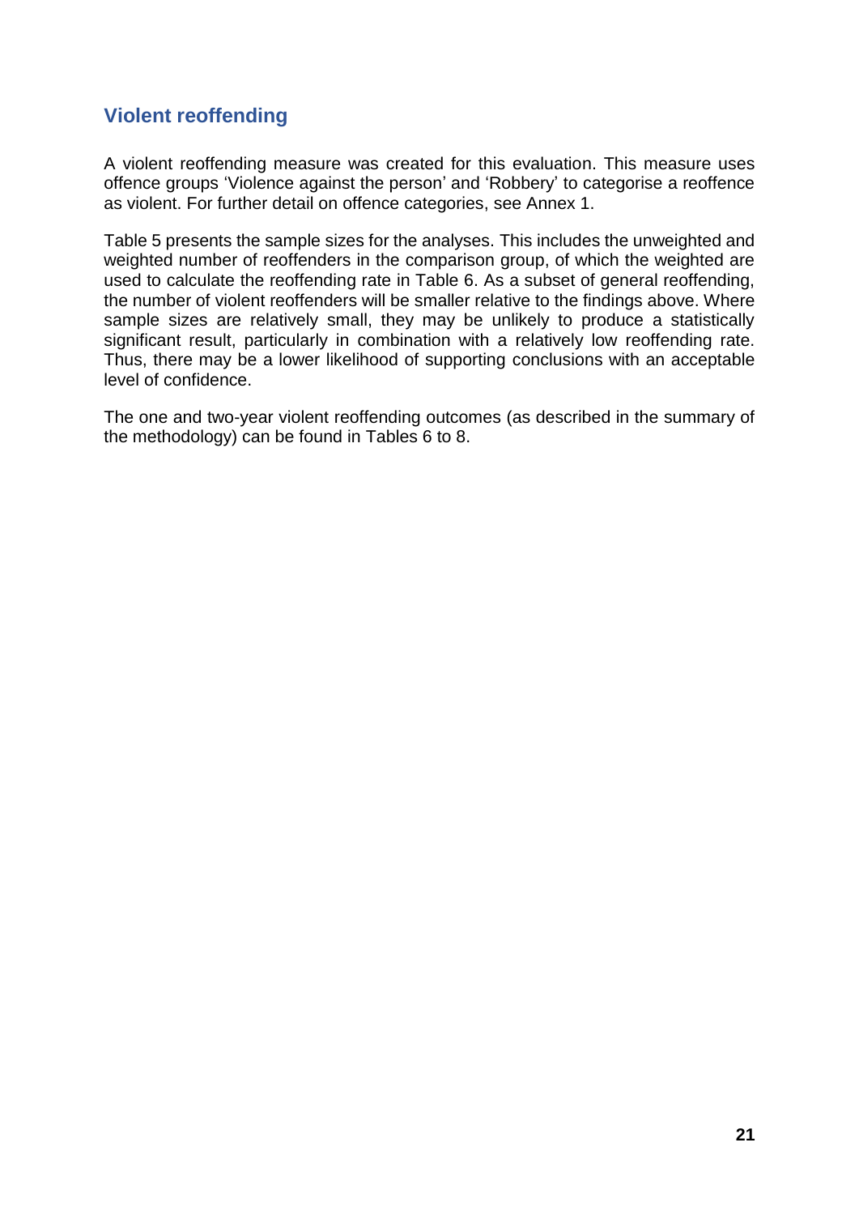## Violent reoffending

A violent reoffending measure was created for this evaluation. This measure uses offence groups 'Violence against the person' and 'Robbery' to categorise a reoffence as violent. For further detail on offence categories, see Annex 1.

Table 5 presents the sample sizes for the analyses. This includes the unweighted and weighted number of reoffenders in the comparison group, of which the weighted are used to calculate the reoffending rate in Table 6. As a subset of general reoffending, the number of violent reoffenders will be smaller relative to the findings above. Where sample sizes are relatively small, they may be unlikely to produce a statistically significant result, particularly in combination with a relatively low reoffending rate. Thus, there may be a lower likelihood of supporting conclusions with an acceptable level of confidence.

The one and two-year violent reoffending outcomes (as described in the summary of the methodology) can be found in Tables 6 to 8.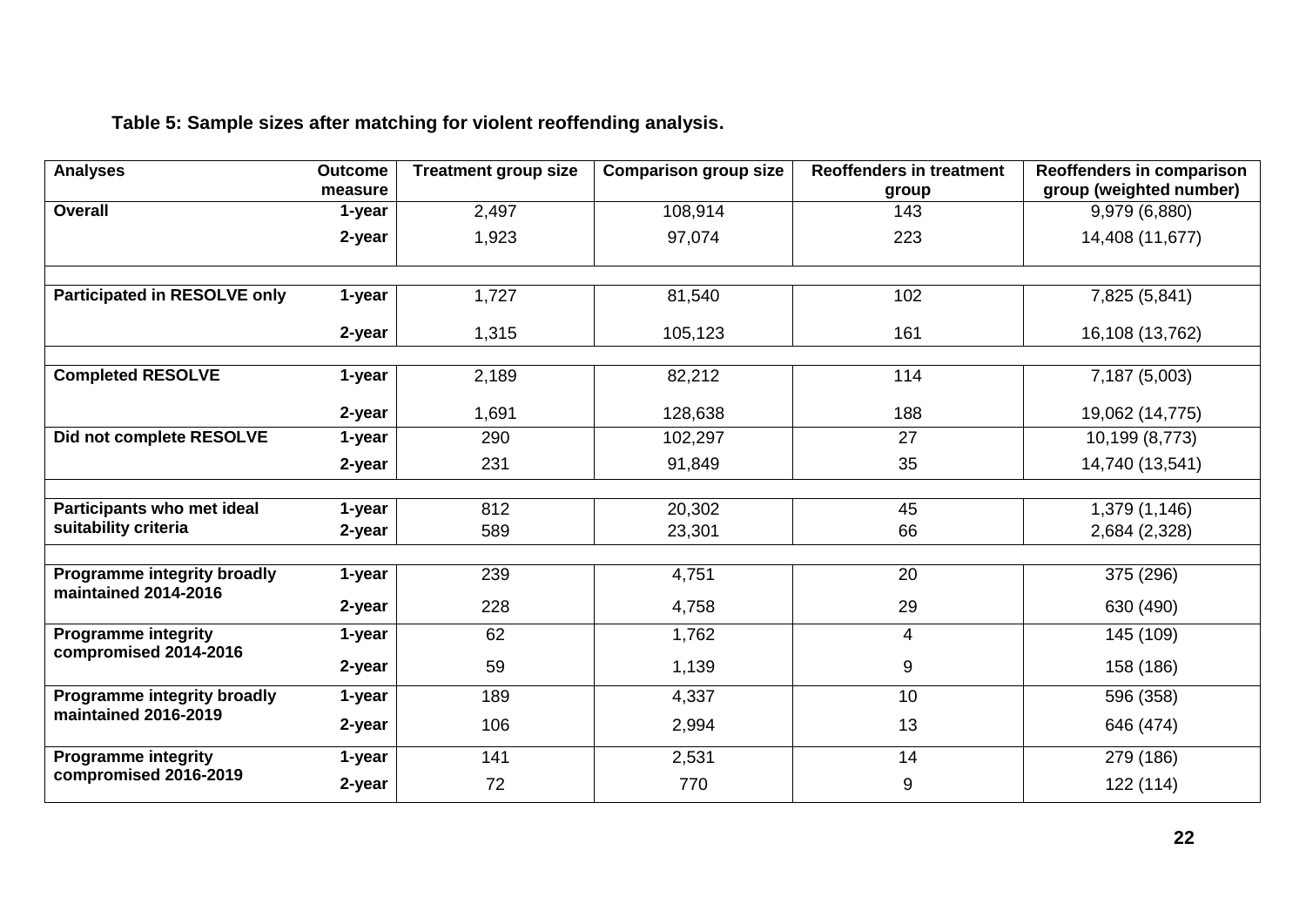**Table 5: Sample sizes after matching for violent reoffending analysis.**

| Analyses | Outcome measure | Treatment group size | Comparison group size | Reoffenders in treatment group | Reoffenders in comparison group (weighted number) |
|---|---|---|---|---|---|
| **Overall** | **1-year** | 2,497 | 108,914 | 143 | 9,979 (6,880) |
| | **2-year** | 1,923 | 97,074 | 223 | 14,408 (11,677) |
| **Participated in RESOLVE only** | **1-year** | 1,727 | 81,540 | 102 | 7,825 (5,841) |
| | **2-year** | 1,315 | 105,123 | 161 | 16,108 (13,762) |
| **Completed RESOLVE** | **1-year** | 2,189 | 82,212 | 114 | 7,187 (5,003) |
| | **2-year** | 1,691 | 128,638 | 188 | 19,062 (14,775) |
| **Did not complete RESOLVE** | **1-year** | 290 | 102,297 | 27 | 10,199 (8,773) |
| | **2-year** | 231 | 91,849 | 35 | 14,740 (13,541) |
| **Participants who met ideal suitability criteria** | **1-year** | 812 | 20,302 | 45 | 1,379 (1,146) |
| | **2-year** | 589 | 23,301 | 66 | 2,684 (2,328) |
| **Programme integrity broadly maintained 2014-2016** | **1-year** | 239 | 4,751 | 20 | 375 (296) |
| | **2-year** | 228 | 4,758 | 29 | 630 (490) |
| **Programme integrity compromised 2014-2016** | **1-year** | 62 | 1,762 | 4 | 145 (109) |
| | **2-year** | 59 | 1,139 | 9 | 158 (186) |
| **Programme integrity broadly maintained 2016-2019** | **1-year** | 189 | 4,337 | 10 | 596 (358) |
| | **2-year** | 106 | 2,994 | 13 | 646 (474) |
| **Programme integrity compromised 2016-2019** | **1-year** | 141 | 2,531 | 14 | 279 (186) |
| | **2-year** | 72 | 770 | 9 | 122 (114) |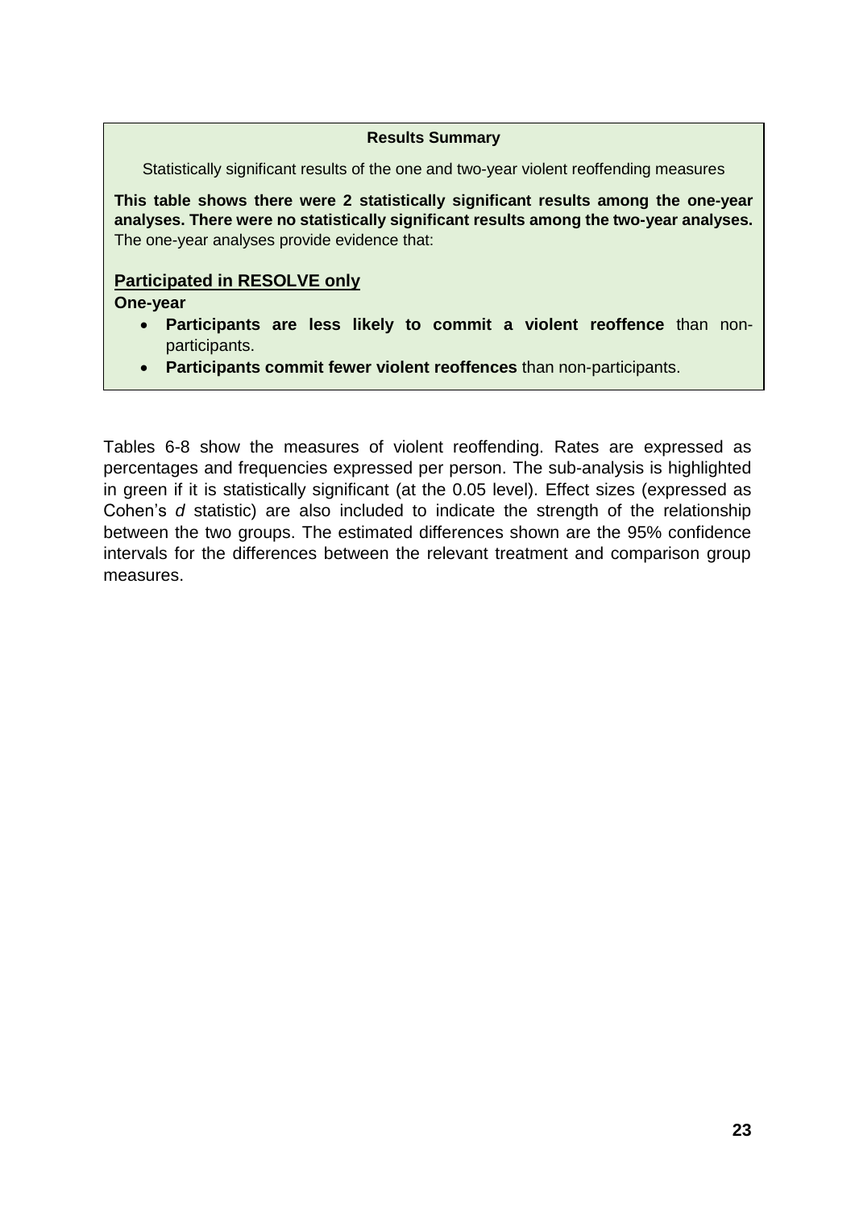**Results Summary**

Statistically significant results of the one and two-year violent reoffending measures

**This table shows there were 2 statistically significant results among the one-year analyses. There were no statistically significant results among the two-year analyses.** The one-year analyses provide evidence that:

**Participated in RESOLVE only**

**One-year**

- **Participants are less likely to commit a violent reoffence** than non-participants.
- **Participants commit fewer violent reoffences** than non-participants.

Tables 6-8 show the measures of violent reoffending. Rates are expressed as percentages and frequencies expressed per person. The sub-analysis is highlighted in green if it is statistically significant (at the 0.05 level). Effect sizes (expressed as Cohen's *d* statistic) are also included to indicate the strength of the relationship between the two groups. The estimated differences shown are the 95% confidence intervals for the differences between the relevant treatment and comparison group measures.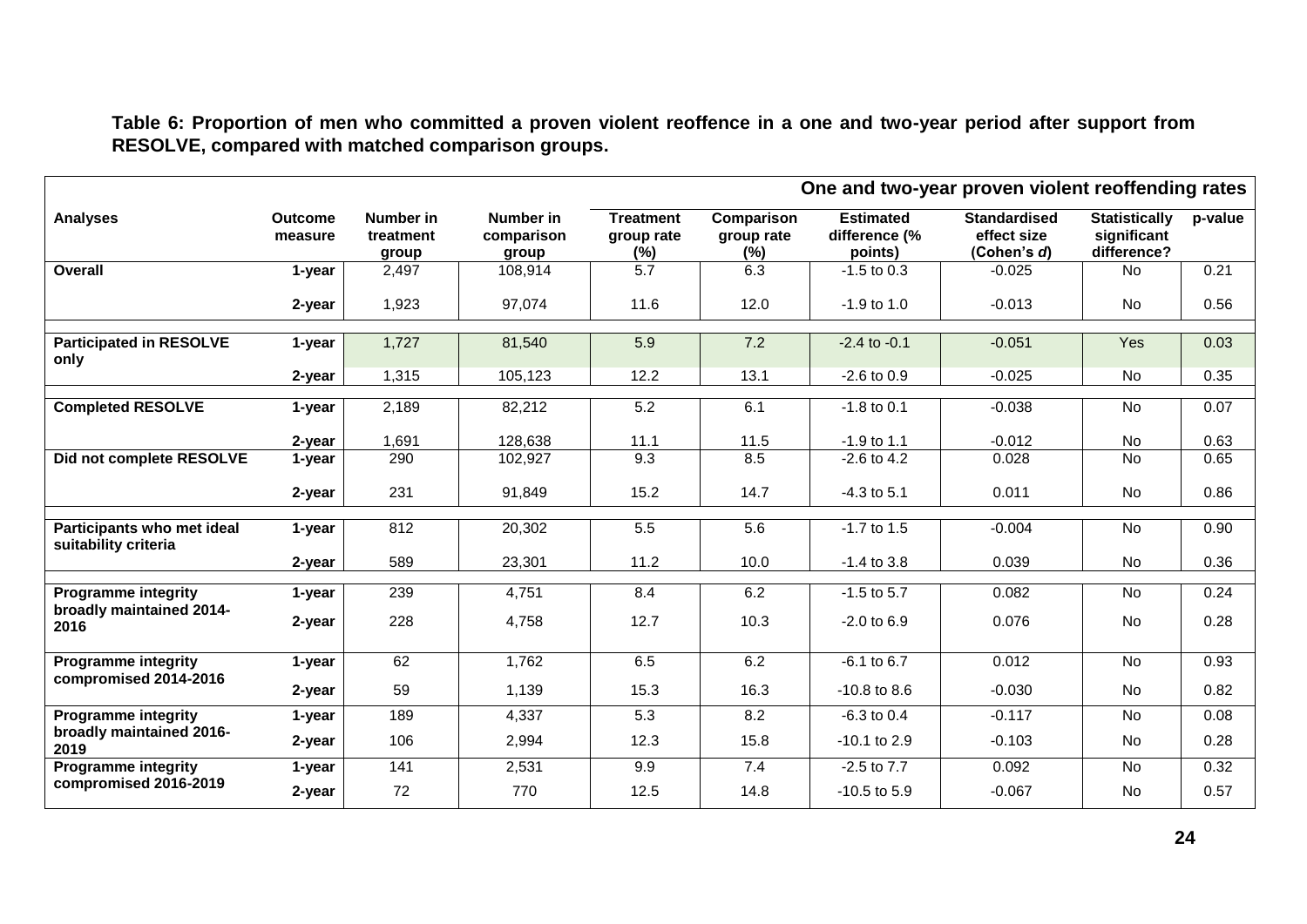**Table 6: Proportion of men who committed a proven violent reoffence in a one and two-year period after support from RESOLVE, compared with matched comparison groups.**

| | | | | One and two-year proven violent reoffending rates | | | | | |
|---|---|---|---|---|---|---|---|---|---|
| **Analyses** | **Outcome measure** | **Number in treatment group** | **Number in comparison group** | **Treatment group rate (%)** | **Comparison group rate (%)** | **Estimated difference (% points)** | **Standardised effect size (Cohen's *d*)** | **Statistically significant difference?** | **p-value** |
| **Overall** | **1-year** | 2,497 | 108,914 | 5.7 | 6.3 | -1.5 to 0.3 | -0.025 | No | 0.21 |
| | **2-year** | 1,923 | 97,074 | 11.6 | 12.0 | -1.9 to 1.0 | -0.013 | No | 0.56 |
| **Participated in RESOLVE only** | **1-year** | 1,727 | 81,540 | 5.9 | 7.2 | -2.4 to -0.1 | -0.051 | Yes | 0.03 |
| | **2-year** | 1,315 | 105,123 | 12.2 | 13.1 | -2.6 to 0.9 | -0.025 | No | 0.35 |
| **Completed RESOLVE** | **1-year** | 2,189 | 82,212 | 5.2 | 6.1 | -1.8 to 0.1 | -0.038 | No | 0.07 |
| | **2-year** | 1,691 | 128,638 | 11.1 | 11.5 | -1.9 to 1.1 | -0.012 | No | 0.63 |
| **Did not complete RESOLVE** | **1-year** | 290 | 102,927 | 9.3 | 8.5 | -2.6 to 4.2 | 0.028 | No | 0.65 |
| | **2-year** | 231 | 91,849 | 15.2 | 14.7 | -4.3 to 5.1 | 0.011 | No | 0.86 |
| **Participants who met ideal suitability criteria** | **1-year** | 812 | 20,302 | 5.5 | 5.6 | -1.7 to 1.5 | -0.004 | No | 0.90 |
| | **2-year** | 589 | 23,301 | 11.2 | 10.0 | -1.4 to 3.8 | 0.039 | No | 0.36 |
| **Programme integrity broadly maintained 2014-2016** | **1-year** | 239 | 4,751 | 8.4 | 6.2 | -1.5 to 5.7 | 0.082 | No | 0.24 |
| | **2-year** | 228 | 4,758 | 12.7 | 10.3 | -2.0 to 6.9 | 0.076 | No | 0.28 |
| **Programme integrity compromised 2014-2016** | **1-year** | 62 | 1,762 | 6.5 | 6.2 | -6.1 to 6.7 | 0.012 | No | 0.93 |
| | **2-year** | 59 | 1,139 | 15.3 | 16.3 | -10.8 to 8.6 | -0.030 | No | 0.82 |
| **Programme integrity broadly maintained 2016-2019** | **1-year** | 189 | 4,337 | 5.3 | 8.2 | -6.3 to 0.4 | -0.117 | No | 0.08 |
| | **2-year** | 106 | 2,994 | 12.3 | 15.8 | -10.1 to 2.9 | -0.103 | No | 0.28 |
| **Programme integrity compromised 2016-2019** | **1-year** | 141 | 2,531 | 9.9 | 7.4 | -2.5 to 7.7 | 0.092 | No | 0.32 |
| | **2-year** | 72 | 770 | 12.5 | 14.8 | -10.5 to 5.9 | -0.067 | No | 0.57 |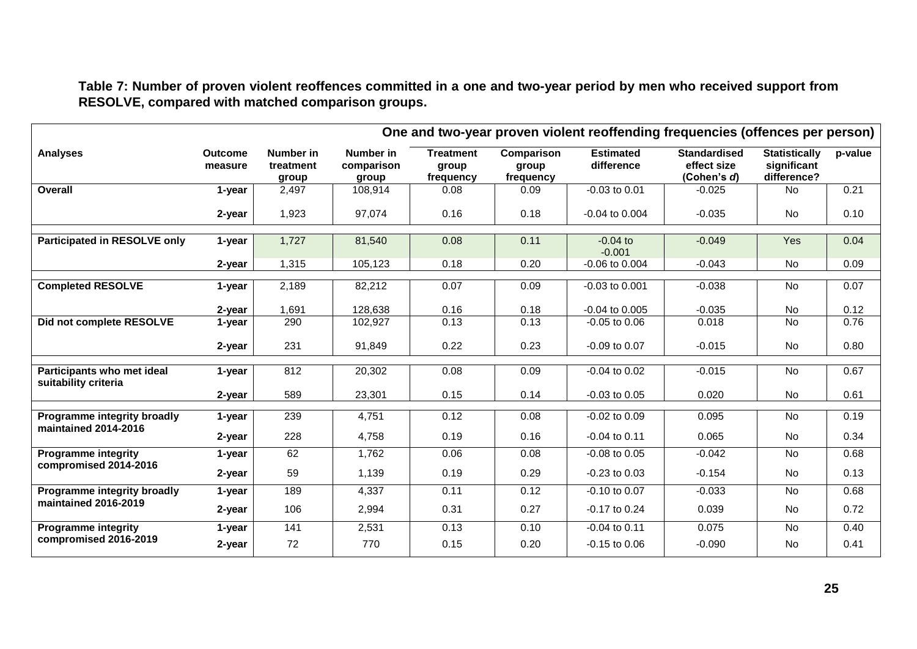**Table 7: Number of proven violent reoffences committed in a one and two-year period by men who received support from RESOLVE, compared with matched comparison groups.**

| | | One and two-year proven violent reoffending frequencies (offences per person) | | | | | | | |
|---|---|---|---|---|---|---|---|---|---|
| **Analyses** | **Outcome measure** | **Number in treatment group** | **Number in comparison group** | **Treatment group frequency** | **Comparison group frequency** | **Estimated difference** | **Standardised effect size (Cohen's *d*)** | **Statistically significant difference?** | **p-value** |
| **Overall** | **1-year** | 2,497 | 108,914 | 0.08 | 0.09 | -0.03 to 0.01 | -0.025 | No | 0.21 |
| | **2-year** | 1,923 | 97,074 | 0.16 | 0.18 | -0.04 to 0.004 | -0.035 | No | 0.10 |
| **Participated in RESOLVE only** | **1-year** | 1,727 | 81,540 | 0.08 | 0.11 | -0.04 to -0.001 | -0.049 | Yes | 0.04 |
| | **2-year** | 1,315 | 105,123 | 0.18 | 0.20 | -0.06 to 0.004 | -0.043 | No | 0.09 |
| **Completed RESOLVE** | **1-year** | 2,189 | 82,212 | 0.07 | 0.09 | -0.03 to 0.001 | -0.038 | No | 0.07 |
| | **2-year** | 1,691 | 128,638 | 0.16 | 0.18 | -0.04 to 0.005 | -0.035 | No | 0.12 |
| **Did not complete RESOLVE** | **1-year** | 290 | 102,927 | 0.13 | 0.13 | -0.05 to 0.06 | 0.018 | No | 0.76 |
| | **2-year** | 231 | 91,849 | 0.22 | 0.23 | -0.09 to 0.07 | -0.015 | No | 0.80 |
| **Participants who met ideal suitability criteria** | **1-year** | 812 | 20,302 | 0.08 | 0.09 | -0.04 to 0.02 | -0.015 | No | 0.67 |
| | **2-year** | 589 | 23,301 | 0.15 | 0.14 | -0.03 to 0.05 | 0.020 | No | 0.61 |
| **Programme integrity broadly maintained 2014-2016** | **1-year** | 239 | 4,751 | 0.12 | 0.08 | -0.02 to 0.09 | 0.095 | No | 0.19 |
| | **2-year** | 228 | 4,758 | 0.19 | 0.16 | -0.04 to 0.11 | 0.065 | No | 0.34 |
| **Programme integrity compromised 2014-2016** | **1-year** | 62 | 1,762 | 0.06 | 0.08 | -0.08 to 0.05 | -0.042 | No | 0.68 |
| | **2-year** | 59 | 1,139 | 0.19 | 0.29 | -0.23 to 0.03 | -0.154 | No | 0.13 |
| **Programme integrity broadly maintained 2016-2019** | **1-year** | 189 | 4,337 | 0.11 | 0.12 | -0.10 to 0.07 | -0.033 | No | 0.68 |
| | **2-year** | 106 | 2,994 | 0.31 | 0.27 | -0.17 to 0.24 | 0.039 | No | 0.72 |
| **Programme integrity compromised 2016-2019** | **1-year** | 141 | 2,531 | 0.13 | 0.10 | -0.04 to 0.11 | 0.075 | No | 0.40 |
| | **2-year** | 72 | 770 | 0.15 | 0.20 | -0.15 to 0.06 | -0.090 | No | 0.41 |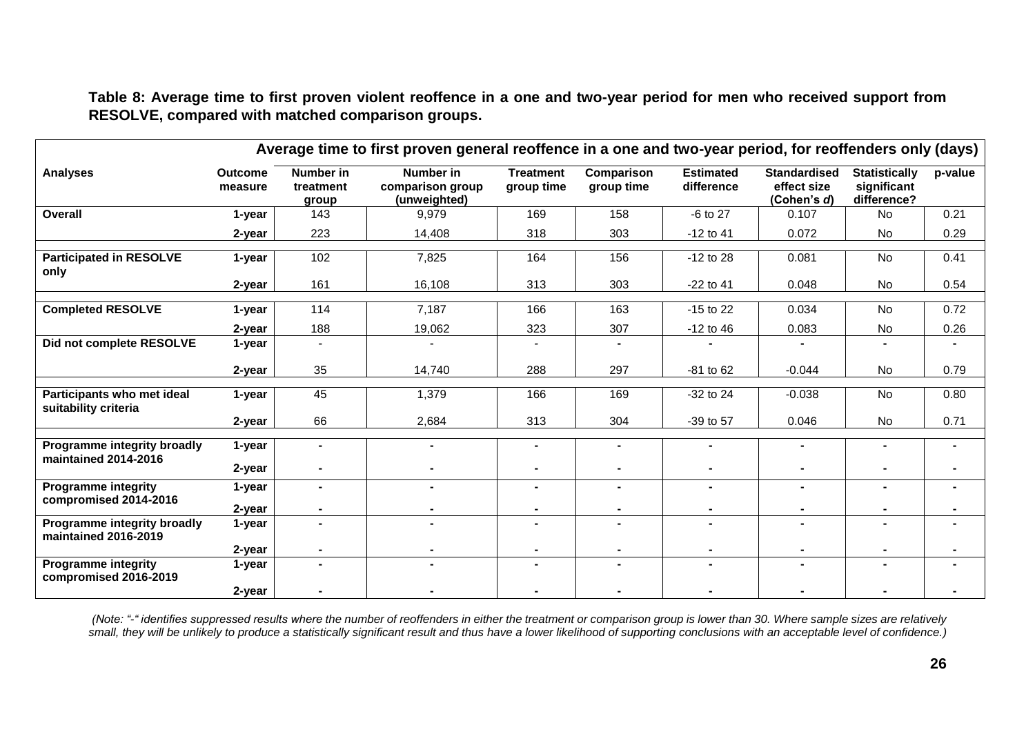**Table 8: Average time to first proven violent reoffence in a one and two-year period for men who received support from RESOLVE, compared with matched comparison groups.**

| Average time to first proven general reoffence in a one and two-year period, for reoffenders only (days) | | | | | | | | | |
|---|---|---|---|---|---|---|---|---|---|
| **Analyses** | **Outcome measure** | **Number in treatment group** | **Number in comparison group (unweighted)** | **Treatment group time** | **Comparison group time** | **Estimated difference** | **Standardised effect size (Cohen's *d*)** | **Statistically significant difference?** | **p-value** |
| **Overall** | **1-year** | 143 | 9,979 | 169 | 158 | -6 to 27 | 0.107 | No | 0.21 |
| | **2-year** | 223 | 14,408 | 318 | 303 | -12 to 41 | 0.072 | No | 0.29 |
| **Participated in RESOLVE only** | **1-year** | 102 | 7,825 | 164 | 156 | -12 to 28 | 0.081 | No | 0.41 |
| | **2-year** | 161 | 16,108 | 313 | 303 | -22 to 41 | 0.048 | No | 0.54 |
| **Completed RESOLVE** | **1-year** | 114 | 7,187 | 166 | 163 | -15 to 22 | 0.034 | No | 0.72 |
| | **2-year** | 188 | 19,062 | 323 | 307 | -12 to 46 | 0.083 | No | 0.26 |
| **Did not complete RESOLVE** | **1-year** | - | - | - | - | - | - | - | - |
| | **2-year** | 35 | 14,740 | 288 | 297 | -81 to 62 | -0.044 | No | 0.79 |
| **Participants who met ideal suitability criteria** | **1-year** | 45 | 1,379 | 166 | 169 | -32 to 24 | -0.038 | No | 0.80 |
| | **2-year** | 66 | 2,684 | 313 | 304 | -39 to 57 | 0.046 | No | 0.71 |
| **Programme integrity broadly maintained 2014-2016** | **1-year** | - | - | - | - | - | - | - | - |
| | **2-year** | - | - | - | - | - | - | - | - |
| **Programme integrity compromised 2014-2016** | **1-year** | - | - | - | - | - | - | - | - |
| | **2-year** | - | - | - | - | - | - | - | - |
| **Programme integrity broadly maintained 2016-2019** | **1-year** | - | - | - | - | - | - | - | - |
| | **2-year** | - | - | - | - | - | - | - | - |
| **Programme integrity compromised 2016-2019** | **1-year** | - | - | - | - | - | - | - | - |
| | **2-year** | - | - | - | - | - | - | - | - |

*(Note: "-" identifies suppressed results where the number of reoffenders in either the treatment or comparison group is lower than 30. Where sample sizes are relatively small, they will be unlikely to produce a statistically significant result and thus have a lower likelihood of supporting conclusions with an acceptable level of confidence.)*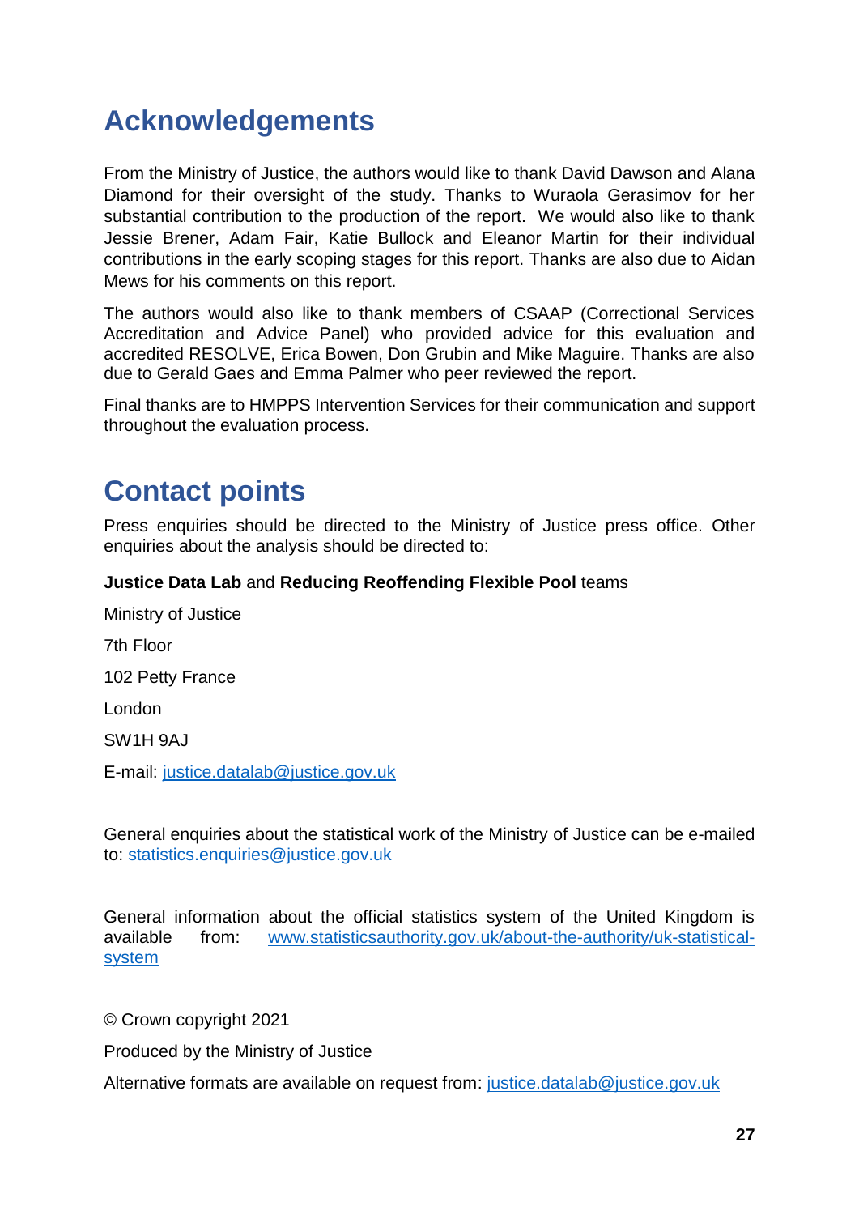# Acknowledgements

From the Ministry of Justice, the authors would like to thank David Dawson and Alana Diamond for their oversight of the study. Thanks to Wuraola Gerasimov for her substantial contribution to the production of the report. We would also like to thank Jessie Brener, Adam Fair, Katie Bullock and Eleanor Martin for their individual contributions in the early scoping stages for this report. Thanks are also due to Aidan Mews for his comments on this report.

The authors would also like to thank members of CSAAP (Correctional Services Accreditation and Advice Panel) who provided advice for this evaluation and accredited RESOLVE, Erica Bowen, Don Grubin and Mike Maguire. Thanks are also due to Gerald Gaes and Emma Palmer who peer reviewed the report.

Final thanks are to HMPPS Intervention Services for their communication and support throughout the evaluation process.

# Contact points

Press enquiries should be directed to the Ministry of Justice press office. Other enquiries about the analysis should be directed to:

**Justice Data Lab** and **Reducing Reoffending Flexible Pool** teams

Ministry of Justice

7th Floor

102 Petty France

London

SW1H 9AJ

E-mail: justice.datalab@justice.gov.uk

General enquiries about the statistical work of the Ministry of Justice can be e-mailed to: statistics.enquiries@justice.gov.uk

General information about the official statistics system of the United Kingdom is available from: www.statisticsauthority.gov.uk/about-the-authority/uk-statistical-system

© Crown copyright 2021

Produced by the Ministry of Justice

Alternative formats are available on request from: justice.datalab@justice.gov.uk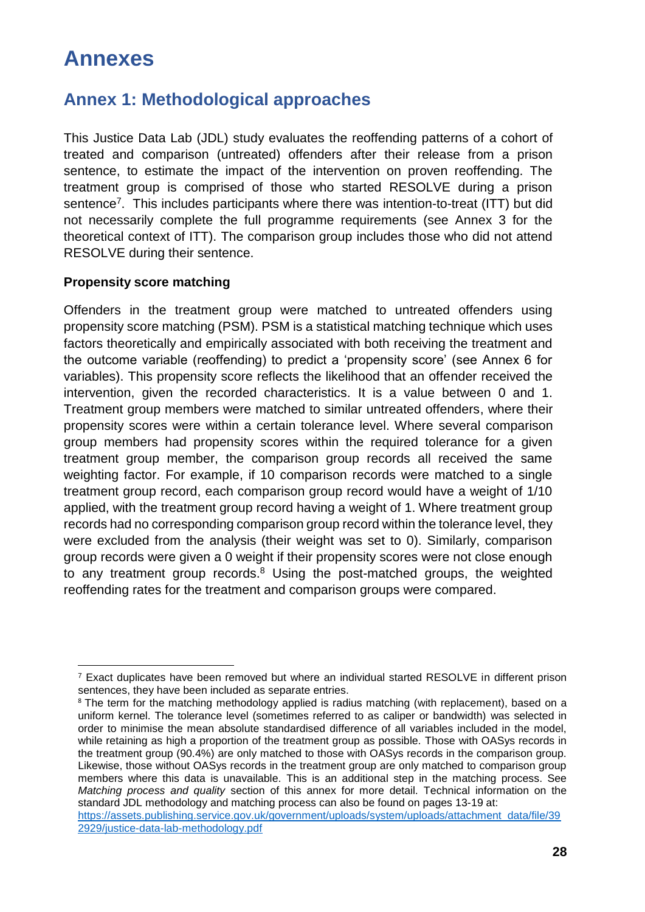# Annexes

## Annex 1: Methodological approaches

This Justice Data Lab (JDL) study evaluates the reoffending patterns of a cohort of treated and comparison (untreated) offenders after their release from a prison sentence, to estimate the impact of the intervention on proven reoffending. The treatment group is comprised of those who started RESOLVE during a prison sentence[7]. This includes participants where there was intention-to-treat (ITT) but did not necessarily complete the full programme requirements (see Annex 3 for the theoretical context of ITT). The comparison group includes those who did not attend RESOLVE during their sentence.

**Propensity score matching**

Offenders in the treatment group were matched to untreated offenders using propensity score matching (PSM). PSM is a statistical matching technique which uses factors theoretically and empirically associated with both receiving the treatment and the outcome variable (reoffending) to predict a 'propensity score' (see Annex 6 for variables). This propensity score reflects the likelihood that an offender received the intervention, given the recorded characteristics. It is a value between 0 and 1. Treatment group members were matched to similar untreated offenders, where their propensity scores were within a certain tolerance level. Where several comparison group members had propensity scores within the required tolerance for a given treatment group member, the comparison group records all received the same weighting factor. For example, if 10 comparison records were matched to a single treatment group record, each comparison group record would have a weight of 1/10 applied, with the treatment group record having a weight of 1. Where treatment group records had no corresponding comparison group record within the tolerance level, they were excluded from the analysis (their weight was set to 0). Similarly, comparison group records were given a 0 weight if their propensity scores were not close enough to any treatment group records.[8] Using the post-matched groups, the weighted reoffending rates for the treatment and comparison groups were compared.

---

[7] Exact duplicates have been removed but where an individual started RESOLVE in different prison sentences, they have been included as separate entries.

[8] The term for the matching methodology applied is radius matching (with replacement), based on a uniform kernel. The tolerance level (sometimes referred to as caliper or bandwidth) was selected in order to minimise the mean absolute standardised difference of all variables included in the model, while retaining as high a proportion of the treatment group as possible. Those with OASys records in the treatment group (90.4%) are only matched to those with OASys records in the comparison group. Likewise, those without OASys records in the treatment group are only matched to comparison group members where this data is unavailable. This is an additional step in the matching process. See *Matching process and quality* section of this annex for more detail. Technical information on the standard JDL methodology and matching process can also be found on pages 13-19 at: https://assets.publishing.service.gov.uk/government/uploads/system/uploads/attachment_data/file/392929/justice-data-lab-methodology.pdf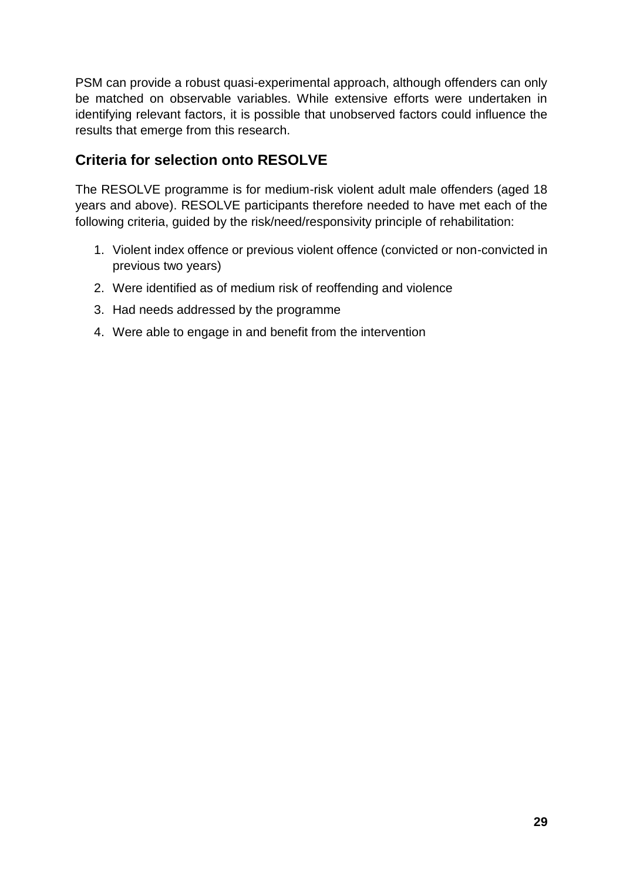PSM can provide a robust quasi-experimental approach, although offenders can only be matched on observable variables. While extensive efforts were undertaken in identifying relevant factors, it is possible that unobserved factors could influence the results that emerge from this research.

## Criteria for selection onto RESOLVE

The RESOLVE programme is for medium-risk violent adult male offenders (aged 18 years and above). RESOLVE participants therefore needed to have met each of the following criteria, guided by the risk/need/responsivity principle of rehabilitation:

1. Violent index offence or previous violent offence (convicted or non-convicted in previous two years)
2. Were identified as of medium risk of reoffending and violence
3. Had needs addressed by the programme
4. Were able to engage in and benefit from the intervention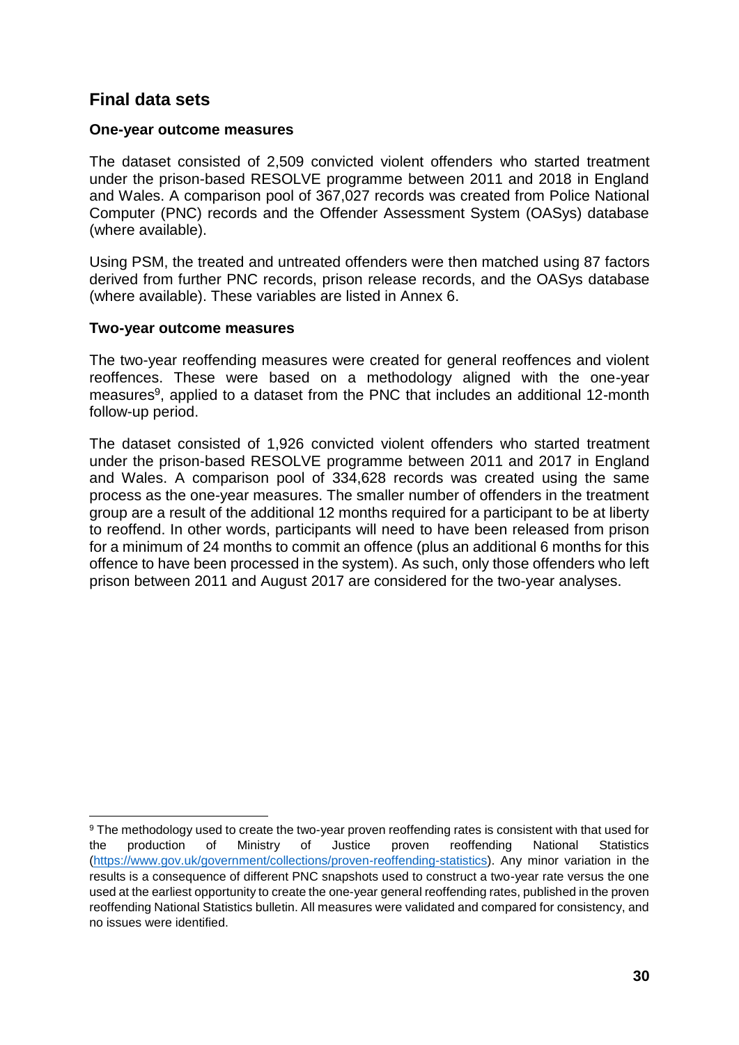## Final data sets

**One-year outcome measures**

The dataset consisted of 2,509 convicted violent offenders who started treatment under the prison-based RESOLVE programme between 2011 and 2018 in England and Wales. A comparison pool of 367,027 records was created from Police National Computer (PNC) records and the Offender Assessment System (OASys) database (where available).

Using PSM, the treated and untreated offenders were then matched using 87 factors derived from further PNC records, prison release records, and the OASys database (where available). These variables are listed in Annex 6.

**Two-year outcome measures**

The two-year reoffending measures were created for general reoffences and violent reoffences. These were based on a methodology aligned with the one-year measures[9], applied to a dataset from the PNC that includes an additional 12-month follow-up period.

The dataset consisted of 1,926 convicted violent offenders who started treatment under the prison-based RESOLVE programme between 2011 and 2017 in England and Wales. A comparison pool of 334,628 records was created using the same process as the one-year measures. The smaller number of offenders in the treatment group are a result of the additional 12 months required for a participant to be at liberty to reoffend. In other words, participants will need to have been released from prison for a minimum of 24 months to commit an offence (plus an additional 6 months for this offence to have been processed in the system). As such, only those offenders who left prison between 2011 and August 2017 are considered for the two-year analyses.

---

[9] The methodology used to create the two-year proven reoffending rates is consistent with that used for the production of Ministry of Justice proven reoffending National Statistics (https://www.gov.uk/government/collections/proven-reoffending-statistics). Any minor variation in the results is a consequence of different PNC snapshots used to construct a two-year rate versus the one used at the earliest opportunity to create the one-year general reoffending rates, published in the proven reoffending National Statistics bulletin. All measures were validated and compared for consistency, and no issues were identified.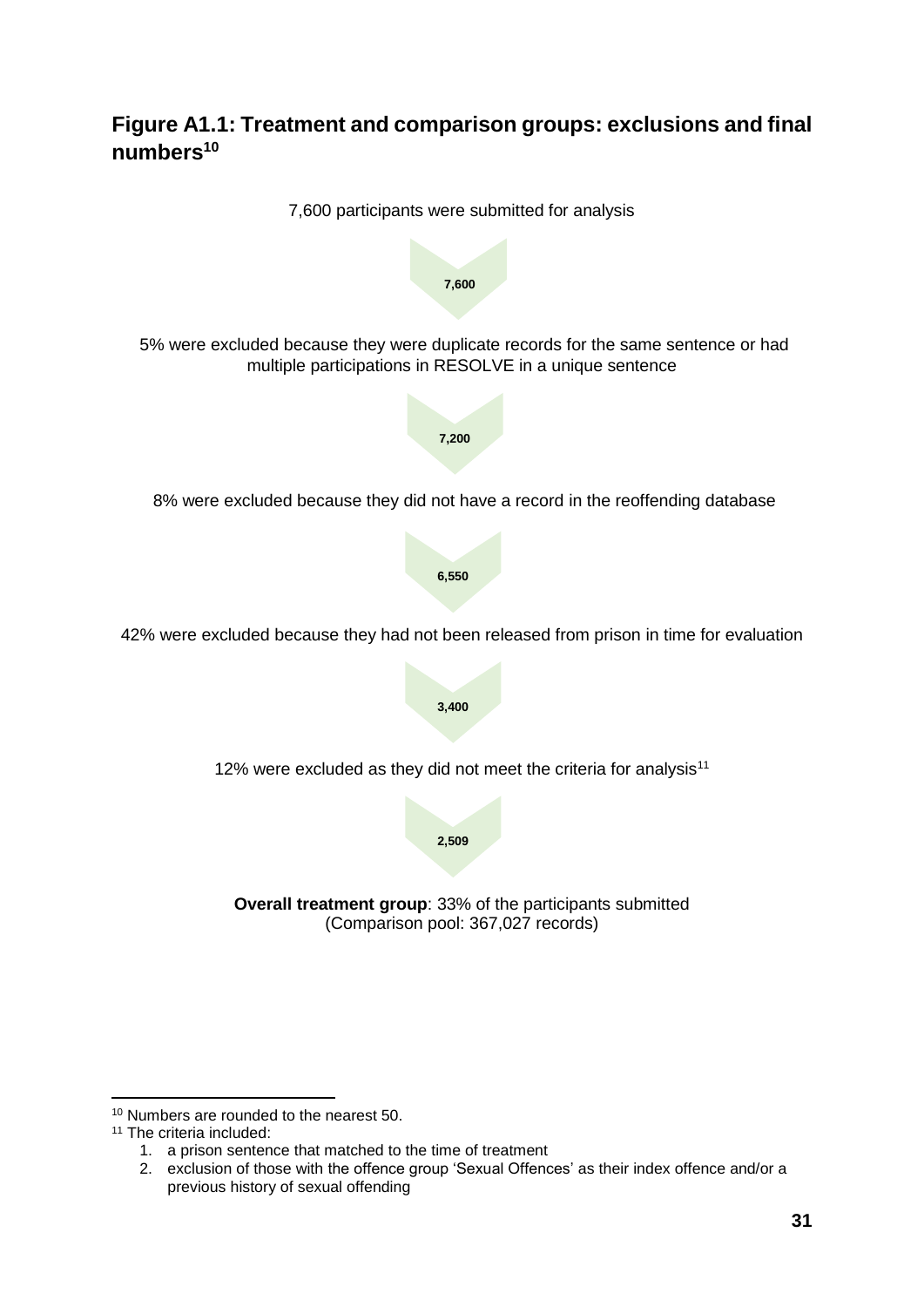## Figure A1.1: Treatment and comparison groups: exclusions and final numbers[10]

7,600 participants were submitted for analysis

**7,600**

5% were excluded because they were duplicate records for the same sentence or had multiple participations in RESOLVE in a unique sentence

**7,200**

8% were excluded because they did not have a record in the reoffending database

**6,550**

42% were excluded because they had not been released from prison in time for evaluation

**3,400**

12% were excluded as they did not meet the criteria for analysis[11]

**2,509**

**Overall treatment group**: 33% of the participants submitted
(Comparison pool: 367,027 records)

---

[10] Numbers are rounded to the nearest 50.

[11] The criteria included:

1. a prison sentence that matched to the time of treatment
2. exclusion of those with the offence group 'Sexual Offences' as their index offence and/or a previous history of sexual offending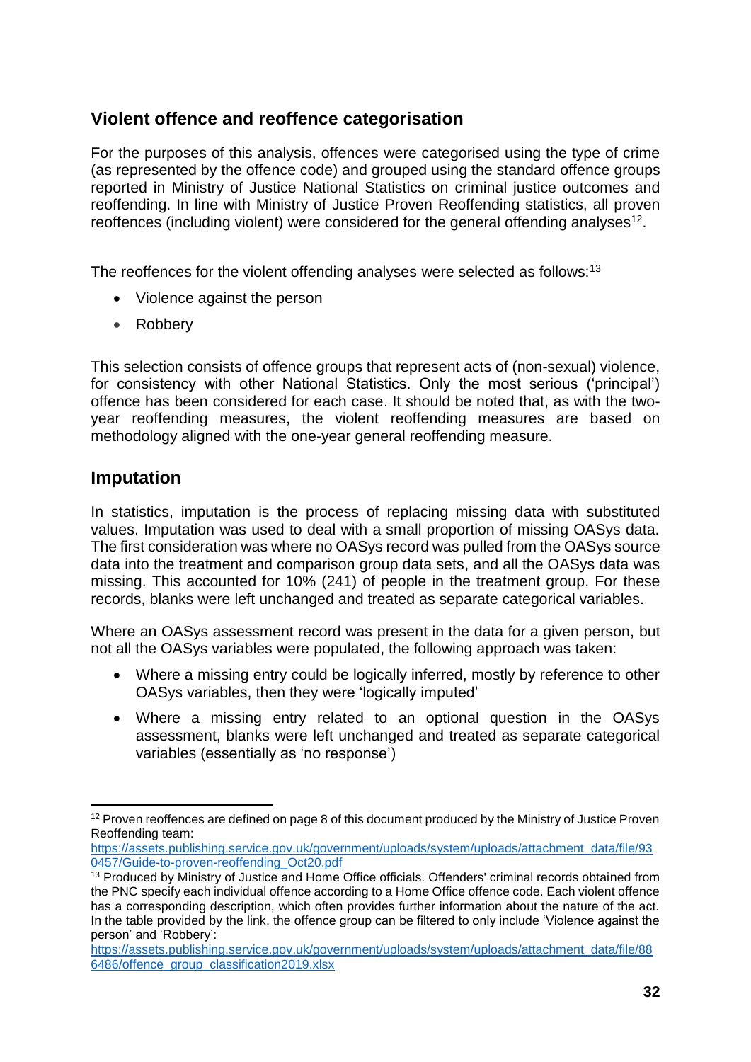## Violent offence and reoffence categorisation

For the purposes of this analysis, offences were categorised using the type of crime (as represented by the offence code) and grouped using the standard offence groups reported in Ministry of Justice National Statistics on criminal justice outcomes and reoffending. In line with Ministry of Justice Proven Reoffending statistics, all proven reoffences (including violent) were considered for the general offending analyses[12].

The reoffences for the violent offending analyses were selected as follows:[13]

- Violence against the person
- Robbery

This selection consists of offence groups that represent acts of (non-sexual) violence, for consistency with other National Statistics. Only the most serious ('principal') offence has been considered for each case. It should be noted that, as with the two-year reoffending measures, the violent reoffending measures are based on methodology aligned with the one-year general reoffending measure.

## Imputation

In statistics, imputation is the process of replacing missing data with substituted values. Imputation was used to deal with a small proportion of missing OASys data. The first consideration was where no OASys record was pulled from the OASys source data into the treatment and comparison group data sets, and all the OASys data was missing. This accounted for 10% (241) of people in the treatment group. For these records, blanks were left unchanged and treated as separate categorical variables.

Where an OASys assessment record was present in the data for a given person, but not all the OASys variables were populated, the following approach was taken:

- Where a missing entry could be logically inferred, mostly by reference to other OASys variables, then they were 'logically imputed'
- Where a missing entry related to an optional question in the OASys assessment, blanks were left unchanged and treated as separate categorical variables (essentially as 'no response')

---

[12] Proven reoffences are defined on page 8 of this document produced by the Ministry of Justice Proven Reoffending team: https://assets.publishing.service.gov.uk/government/uploads/system/uploads/attachment_data/file/930457/Guide-to-proven-reoffending_Oct20.pdf

[13] Produced by Ministry of Justice and Home Office officials. Offenders' criminal records obtained from the PNC specify each individual offence according to a Home Office offence code. Each violent offence has a corresponding description, which often provides further information about the nature of the act. In the table provided by the link, the offence group can be filtered to only include 'Violence against the person' and 'Robbery': https://assets.publishing.service.gov.uk/government/uploads/system/uploads/attachment_data/file/886486/offence_group_classification2019.xlsx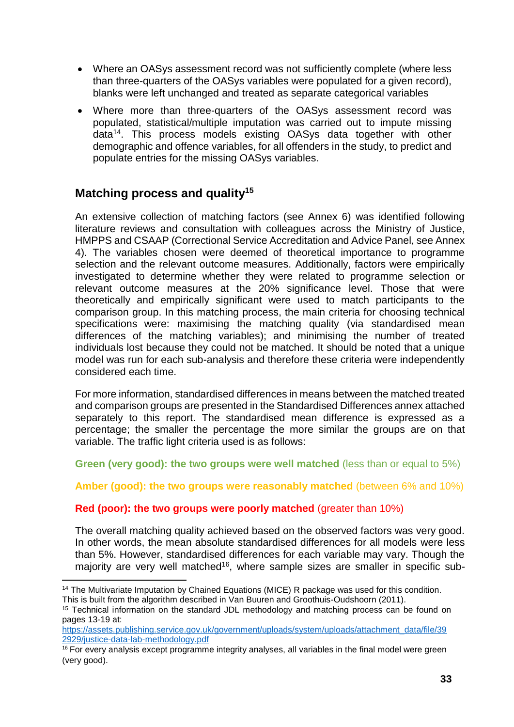- Where an OASys assessment record was not sufficiently complete (where less than three-quarters of the OASys variables were populated for a given record), blanks were left unchanged and treated as separate categorical variables
- Where more than three-quarters of the OASys assessment record was populated, statistical/multiple imputation was carried out to impute missing data[14]. This process models existing OASys data together with other demographic and offence variables, for all offenders in the study, to predict and populate entries for the missing OASys variables.

## Matching process and quality[15]

An extensive collection of matching factors (see Annex 6) was identified following literature reviews and consultation with colleagues across the Ministry of Justice, HMPPS and CSAAP (Correctional Service Accreditation and Advice Panel, see Annex 4). The variables chosen were deemed of theoretical importance to programme selection and the relevant outcome measures. Additionally, factors were empirically investigated to determine whether they were related to programme selection or relevant outcome measures at the 20% significance level. Those that were theoretically and empirically significant were used to match participants to the comparison group. In this matching process, the main criteria for choosing technical specifications were: maximising the matching quality (via standardised mean differences of the matching variables); and minimising the number of treated individuals lost because they could not be matched. It should be noted that a unique model was run for each sub-analysis and therefore these criteria were independently considered each time.

For more information, standardised differences in means between the matched treated and comparison groups are presented in the Standardised Differences annex attached separately to this report. The standardised mean difference is expressed as a percentage; the smaller the percentage the more similar the groups are on that variable. The traffic light criteria used is as follows:

**Green (very good): the two groups were well matched** (less than or equal to 5%)

**Amber (good): the two groups were reasonably matched** (between 6% and 10%)

**Red (poor): the two groups were poorly matched** (greater than 10%)

The overall matching quality achieved based on the observed factors was very good. In other words, the mean absolute standardised differences for all models were less than 5%. However, standardised differences for each variable may vary. Though the majority are very well matched[16], where sample sizes are smaller in specific sub-

---

[14] The Multivariate Imputation by Chained Equations (MICE) R package was used for this condition. This is built from the algorithm described in Van Buuren and Groothuis-Oudshoorn (2011).

[15] Technical information on the standard JDL methodology and matching process can be found on pages 13-19 at: https://assets.publishing.service.gov.uk/government/uploads/system/uploads/attachment_data/file/392929/justice-data-lab-methodology.pdf

[16] For every analysis except programme integrity analyses, all variables in the final model were green (very good).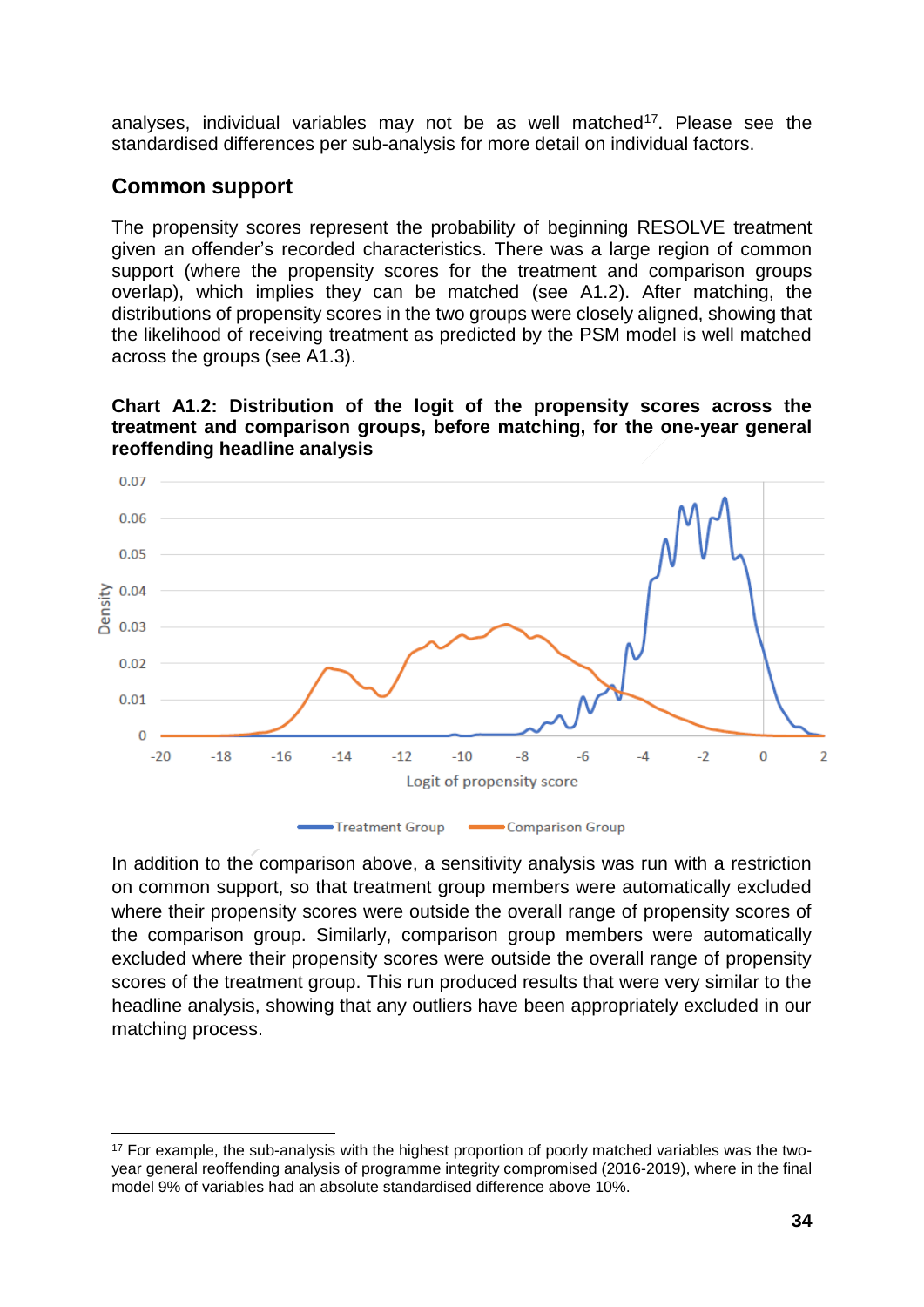analyses, individual variables may not be as well matched[17]. Please see the standardised differences per sub-analysis for more detail on individual factors.

## Common support

The propensity scores represent the probability of beginning RESOLVE treatment given an offender's recorded characteristics. There was a large region of common support (where the propensity scores for the treatment and comparison groups overlap), which implies they can be matched (see A1.2). After matching, the distributions of propensity scores in the two groups were closely aligned, showing that the likelihood of receiving treatment as predicted by the PSM model is well matched across the groups (see A1.3).

**Chart A1.2: Distribution of the logit of the propensity scores across the treatment and comparison groups, before matching, for the one-year general reoffending headline analysis**

In addition to the comparison above, a sensitivity analysis was run with a restriction on common support, so that treatment group members were automatically excluded where their propensity scores were outside the overall range of propensity scores of the comparison group. Similarly, comparison group members were automatically excluded where their propensity scores were outside the overall range of propensity scores of the treatment group. This run produced results that were very similar to the headline analysis, showing that any outliers have been appropriately excluded in our matching process.

[17] For example, the sub-analysis with the highest proportion of poorly matched variables was the two-year general reoffending analysis of programme integrity compromised (2016-2019), where in the final model 9% of variables had an absolute standardised difference above 10%.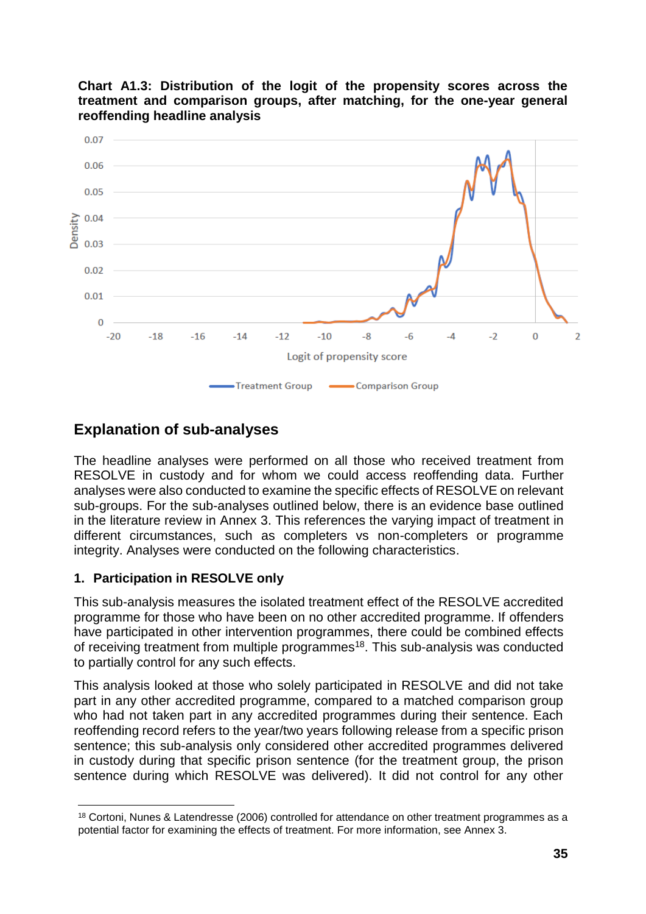**Chart A1.3: Distribution of the logit of the propensity scores across the treatment and comparison groups, after matching, for the one-year general reoffending headline analysis**

## Explanation of sub-analyses

The headline analyses were performed on all those who received treatment from RESOLVE in custody and for whom we could access reoffending data. Further analyses were also conducted to examine the specific effects of RESOLVE on relevant sub-groups. For the sub-analyses outlined below, there is an evidence base outlined in the literature review in Annex 3. This references the varying impact of treatment in different circumstances, such as completers vs non-completers or programme integrity. Analyses were conducted on the following characteristics.

### 1. Participation in RESOLVE only

This sub-analysis measures the isolated treatment effect of the RESOLVE accredited programme for those who have been on no other accredited programme. If offenders have participated in other intervention programmes, there could be combined effects of receiving treatment from multiple programmes[18]. This sub-analysis was conducted to partially control for any such effects.

This analysis looked at those who solely participated in RESOLVE and did not take part in any other accredited programme, compared to a matched comparison group who had not taken part in any accredited programmes during their sentence. Each reoffending record refers to the year/two years following release from a specific prison sentence; this sub-analysis only considered other accredited programmes delivered in custody during that specific prison sentence (for the treatment group, the prison sentence during which RESOLVE was delivered). It did not control for any other

[18] Cortoni, Nunes & Latendresse (2006) controlled for attendance on other treatment programmes as a potential factor for examining the effects of treatment. For more information, see Annex 3.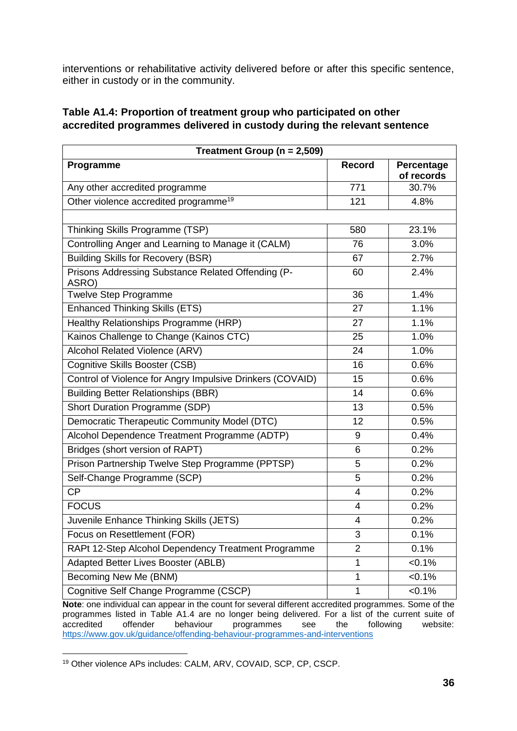interventions or rehabilitative activity delivered before or after this specific sentence, either in custody or in the community.

**Table A1.4: Proportion of treatment group who participated on other accredited programmes delivered in custody during the relevant sentence**

| Treatment Group (n = 2,509) | | |
|---|---|---|
| **Programme** | **Record** | **Percentage of records** |
| Any other accredited programme | 771 | 30.7% |
| Other violence accredited programme[19] | 121 | 4.8% |
| | | |
| Thinking Skills Programme (TSP) | 580 | 23.1% |
| Controlling Anger and Learning to Manage it (CALM) | 76 | 3.0% |
| Building Skills for Recovery (BSR) | 67 | 2.7% |
| Prisons Addressing Substance Related Offending (P-ASRO) | 60 | 2.4% |
| Twelve Step Programme | 36 | 1.4% |
| Enhanced Thinking Skills (ETS) | 27 | 1.1% |
| Healthy Relationships Programme (HRP) | 27 | 1.1% |
| Kainos Challenge to Change (Kainos CTC) | 25 | 1.0% |
| Alcohol Related Violence (ARV) | 24 | 1.0% |
| Cognitive Skills Booster (CSB) | 16 | 0.6% |
| Control of Violence for Angry Impulsive Drinkers (COVAID) | 15 | 0.6% |
| Building Better Relationships (BBR) | 14 | 0.6% |
| Short Duration Programme (SDP) | 13 | 0.5% |
| Democratic Therapeutic Community Model (DTC) | 12 | 0.5% |
| Alcohol Dependence Treatment Programme (ADTP) | 9 | 0.4% |
| Bridges (short version of RAPT) | 6 | 0.2% |
| Prison Partnership Twelve Step Programme (PPTSP) | 5 | 0.2% |
| Self-Change Programme (SCP) | 5 | 0.2% |
| CP | 4 | 0.2% |
| FOCUS | 4 | 0.2% |
| Juvenile Enhance Thinking Skills (JETS) | 4 | 0.2% |
| Focus on Resettlement (FOR) | 3 | 0.1% |
| RAPt 12-Step Alcohol Dependency Treatment Programme | 2 | 0.1% |
| Adapted Better Lives Booster (ABLB) | 1 | <0.1% |
| Becoming New Me (BNM) | 1 | <0.1% |
| Cognitive Self Change Programme (CSCP) | 1 | <0.1% |

**Note**: one individual can appear in the count for several different accredited programmes. Some of the programmes listed in Table A1.4 are no longer being delivered. For a list of the current suite of accredited offender behaviour programmes see the following website: https://www.gov.uk/guidance/offending-behaviour-programmes-and-interventions

[19] Other violence APs includes: CALM, ARV, COVAID, SCP, CP, CSCP.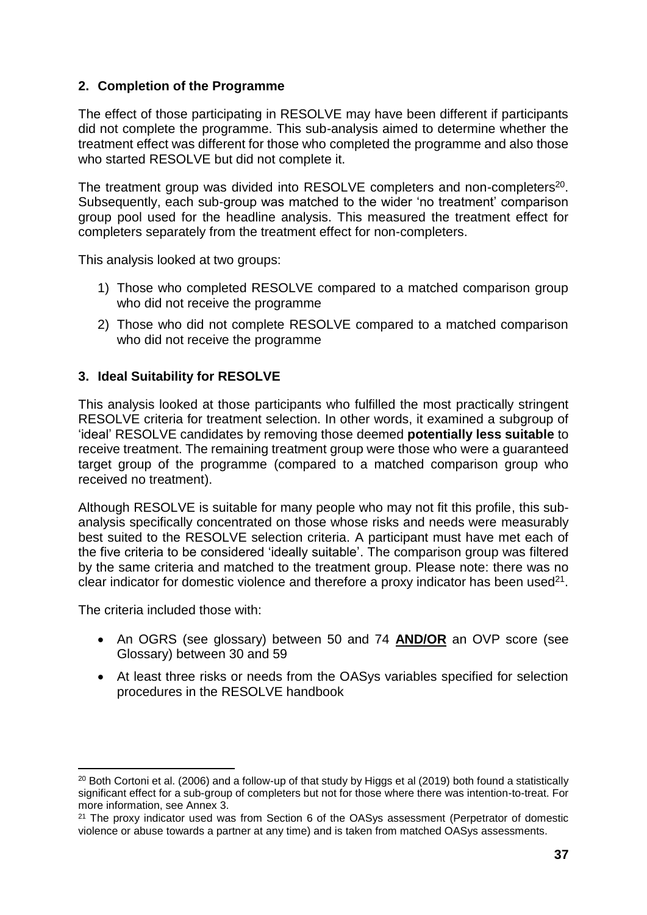## 2. Completion of the Programme

The effect of those participating in RESOLVE may have been different if participants did not complete the programme. This sub-analysis aimed to determine whether the treatment effect was different for those who completed the programme and also those who started RESOLVE but did not complete it.

The treatment group was divided into RESOLVE completers and non-completers[20]. Subsequently, each sub-group was matched to the wider 'no treatment' comparison group pool used for the headline analysis. This measured the treatment effect for completers separately from the treatment effect for non-completers.

This analysis looked at two groups:

1) Those who completed RESOLVE compared to a matched comparison group who did not receive the programme
2) Those who did not complete RESOLVE compared to a matched comparison who did not receive the programme

## 3. Ideal Suitability for RESOLVE

This analysis looked at those participants who fulfilled the most practically stringent RESOLVE criteria for treatment selection. In other words, it examined a subgroup of 'ideal' RESOLVE candidates by removing those deemed **potentially less suitable** to receive treatment. The remaining treatment group were those who were a guaranteed target group of the programme (compared to a matched comparison group who received no treatment).

Although RESOLVE is suitable for many people who may not fit this profile, this sub-analysis specifically concentrated on those whose risks and needs were measurably best suited to the RESOLVE selection criteria. A participant must have met each of the five criteria to be considered 'ideally suitable'. The comparison group was filtered by the same criteria and matched to the treatment group. Please note: there was no clear indicator for domestic violence and therefore a proxy indicator has been used[21].

The criteria included those with:

- An OGRS (see glossary) between 50 and 74 **AND/OR** an OVP score (see Glossary) between 30 and 59
- At least three risks or needs from the OASys variables specified for selection procedures in the RESOLVE handbook

---

[20] Both Cortoni et al. (2006) and a follow-up of that study by Higgs et al (2019) both found a statistically significant effect for a sub-group of completers but not for those where there was intention-to-treat. For more information, see Annex 3.

[21] The proxy indicator used was from Section 6 of the OASys assessment (Perpetrator of domestic violence or abuse towards a partner at any time) and is taken from matched OASys assessments.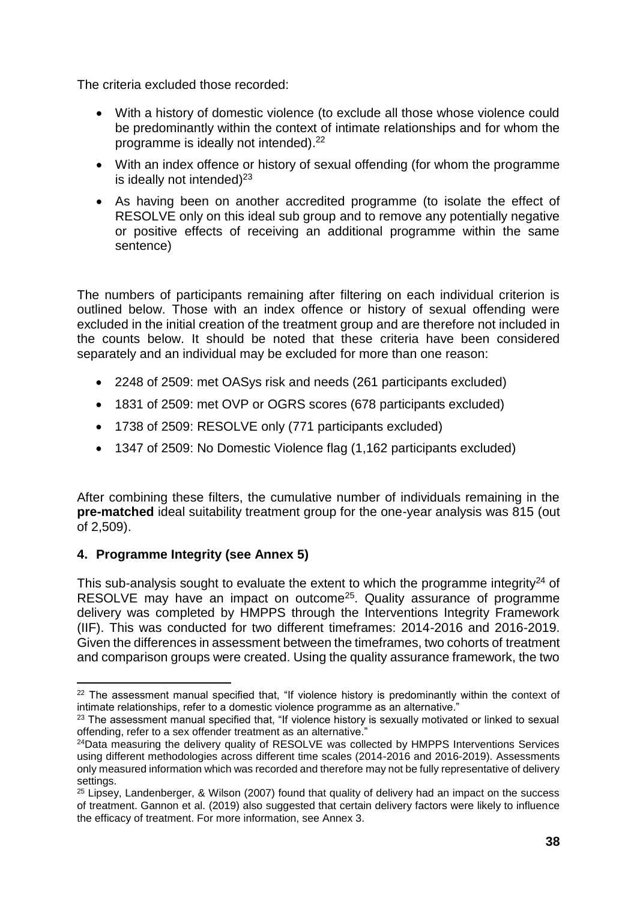The criteria excluded those recorded:

- With a history of domestic violence (to exclude all those whose violence could be predominantly within the context of intimate relationships and for whom the programme is ideally not intended).[22]
- With an index offence or history of sexual offending (for whom the programme is ideally not intended)[23]
- As having been on another accredited programme (to isolate the effect of RESOLVE only on this ideal sub group and to remove any potentially negative or positive effects of receiving an additional programme within the same sentence)

The numbers of participants remaining after filtering on each individual criterion is outlined below. Those with an index offence or history of sexual offending were excluded in the initial creation of the treatment group and are therefore not included in the counts below. It should be noted that these criteria have been considered separately and an individual may be excluded for more than one reason:

- 2248 of 2509: met OASys risk and needs (261 participants excluded)
- 1831 of 2509: met OVP or OGRS scores (678 participants excluded)
- 1738 of 2509: RESOLVE only (771 participants excluded)
- 1347 of 2509: No Domestic Violence flag (1,162 participants excluded)

After combining these filters, the cumulative number of individuals remaining in the **pre-matched** ideal suitability treatment group for the one-year analysis was 815 (out of 2,509).

### 4. Programme Integrity (see Annex 5)

This sub-analysis sought to evaluate the extent to which the programme integrity[24] of RESOLVE may have an impact on outcome[25]. Quality assurance of programme delivery was completed by HMPPS through the Interventions Integrity Framework (IIF). This was conducted for two different timeframes: 2014-2016 and 2016-2019. Given the differences in assessment between the timeframes, two cohorts of treatment and comparison groups were created. Using the quality assurance framework, the two

[22] The assessment manual specified that, "If violence history is predominantly within the context of intimate relationships, refer to a domestic violence programme as an alternative."

[23] The assessment manual specified that, "If violence history is sexually motivated or linked to sexual offending, refer to a sex offender treatment as an alternative."

[24] Data measuring the delivery quality of RESOLVE was collected by HMPPS Interventions Services using different methodologies across different time scales (2014-2016 and 2016-2019). Assessments only measured information which was recorded and therefore may not be fully representative of delivery settings.

[25] Lipsey, Landenberger, & Wilson (2007) found that quality of delivery had an impact on the success of treatment. Gannon et al. (2019) also suggested that certain delivery factors were likely to influence the efficacy of treatment. For more information, see Annex 3.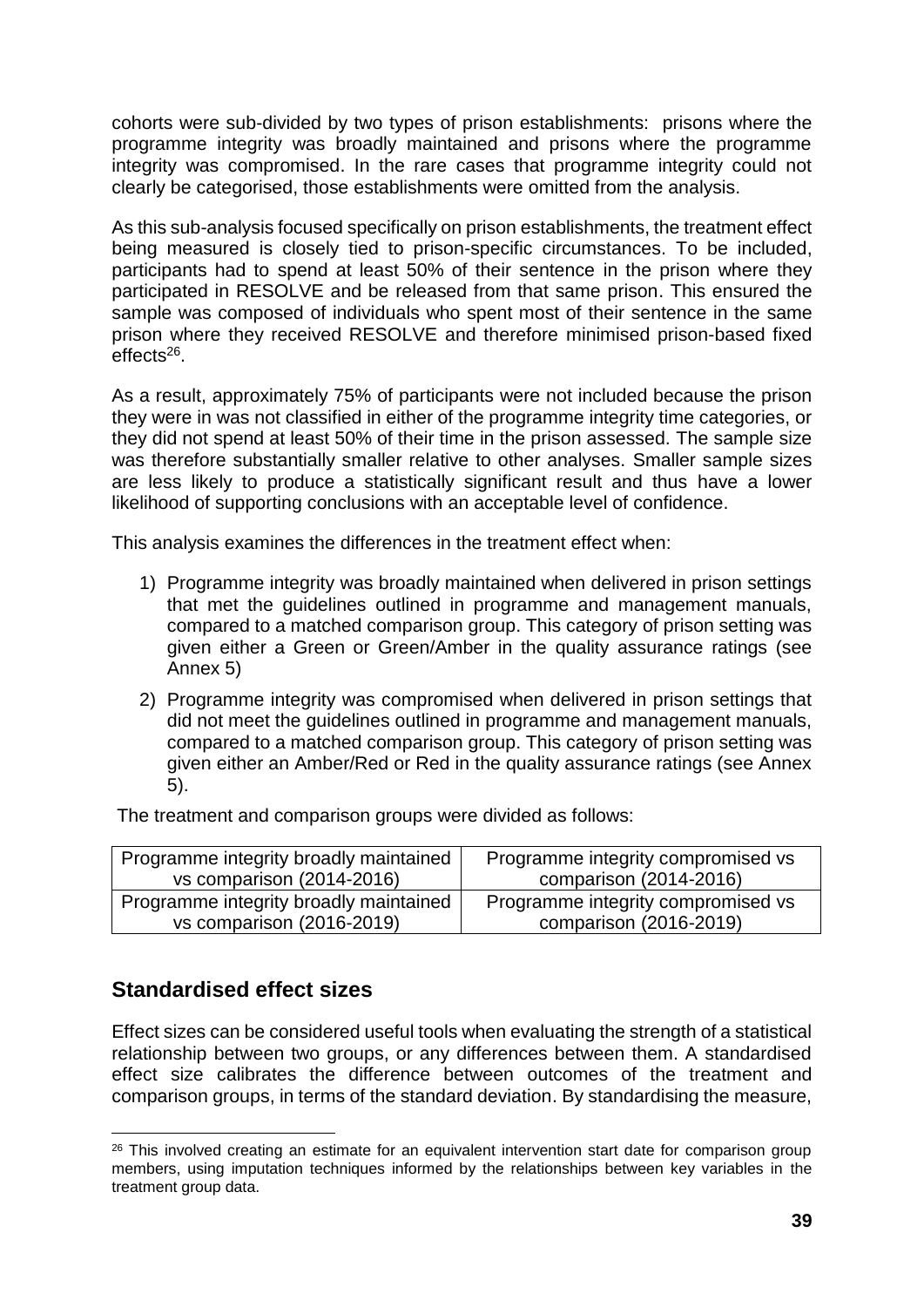cohorts were sub-divided by two types of prison establishments: prisons where the programme integrity was broadly maintained and prisons where the programme integrity was compromised. In the rare cases that programme integrity could not clearly be categorised, those establishments were omitted from the analysis.

As this sub-analysis focused specifically on prison establishments, the treatment effect being measured is closely tied to prison-specific circumstances. To be included, participants had to spend at least 50% of their sentence in the prison where they participated in RESOLVE and be released from that same prison. This ensured the sample was composed of individuals who spent most of their sentence in the same prison where they received RESOLVE and therefore minimised prison-based fixed effects[26].

As a result, approximately 75% of participants were not included because the prison they were in was not classified in either of the programme integrity time categories, or they did not spend at least 50% of their time in the prison assessed. The sample size was therefore substantially smaller relative to other analyses. Smaller sample sizes are less likely to produce a statistically significant result and thus have a lower likelihood of supporting conclusions with an acceptable level of confidence.

This analysis examines the differences in the treatment effect when:

1) Programme integrity was broadly maintained when delivered in prison settings that met the guidelines outlined in programme and management manuals, compared to a matched comparison group. This category of prison setting was given either a Green or Green/Amber in the quality assurance ratings (see Annex 5)
2) Programme integrity was compromised when delivered in prison settings that did not meet the guidelines outlined in programme and management manuals, compared to a matched comparison group. This category of prison setting was given either an Amber/Red or Red in the quality assurance ratings (see Annex 5).

The treatment and comparison groups were divided as follows:

| | |
|---|---|
| Programme integrity broadly maintained vs comparison (2014-2016) | Programme integrity compromised vs comparison (2014-2016) |
| Programme integrity broadly maintained vs comparison (2016-2019) | Programme integrity compromised vs comparison (2016-2019) |

## Standardised effect sizes

Effect sizes can be considered useful tools when evaluating the strength of a statistical relationship between two groups, or any differences between them. A standardised effect size calibrates the difference between outcomes of the treatment and comparison groups, in terms of the standard deviation. By standardising the measure,

[26] This involved creating an estimate for an equivalent intervention start date for comparison group members, using imputation techniques informed by the relationships between key variables in the treatment group data.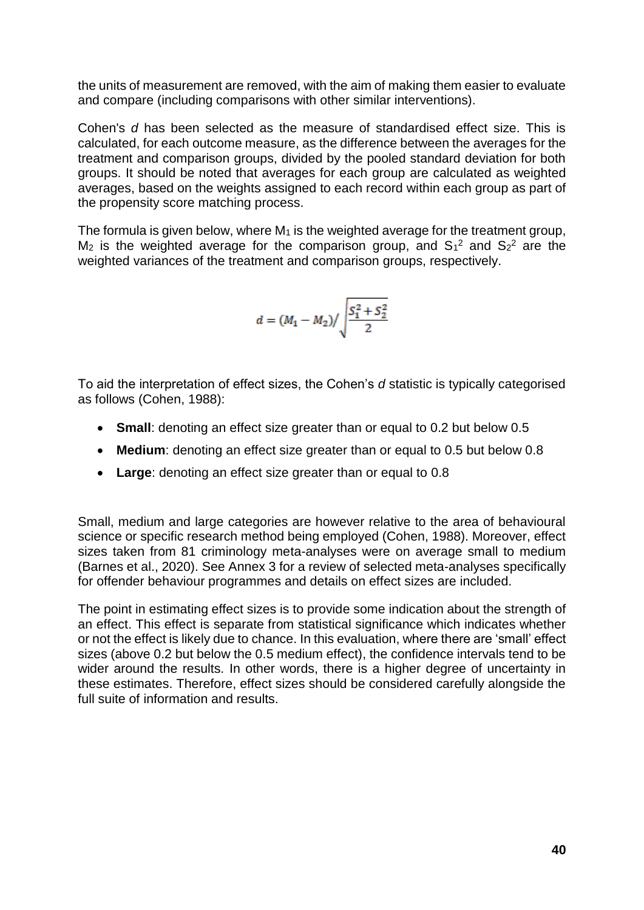the units of measurement are removed, with the aim of making them easier to evaluate and compare (including comparisons with other similar interventions).

Cohen's *d* has been selected as the measure of standardised effect size. This is calculated, for each outcome measure, as the difference between the averages for the treatment and comparison groups, divided by the pooled standard deviation for both groups. It should be noted that averages for each group are calculated as weighted averages, based on the weights assigned to each record within each group as part of the propensity score matching process.

The formula is given below, where $M_1$ is the weighted average for the treatment group, $M_2$ is the weighted average for the comparison group, and $S_1^2$ and $S_2^2$ are the weighted variances of the treatment and comparison groups, respectively.

$$d = (M_1 - M_2) / \sqrt{\frac{S_1^2 + S_2^2}{2}}$$

To aid the interpretation of effect sizes, the Cohen's *d* statistic is typically categorised as follows (Cohen, 1988):

- **Small**: denoting an effect size greater than or equal to 0.2 but below 0.5
- **Medium**: denoting an effect size greater than or equal to 0.5 but below 0.8
- **Large**: denoting an effect size greater than or equal to 0.8

Small, medium and large categories are however relative to the area of behavioural science or specific research method being employed (Cohen, 1988). Moreover, effect sizes taken from 81 criminology meta-analyses were on average small to medium (Barnes et al., 2020). See Annex 3 for a review of selected meta-analyses specifically for offender behaviour programmes and details on effect sizes are included.

The point in estimating effect sizes is to provide some indication about the strength of an effect. This effect is separate from statistical significance which indicates whether or not the effect is likely due to chance. In this evaluation, where there are 'small' effect sizes (above 0.2 but below the 0.5 medium effect), the confidence intervals tend to be wider around the results. In other words, there is a higher degree of uncertainty in these estimates. Therefore, effect sizes should be considered carefully alongside the full suite of information and results.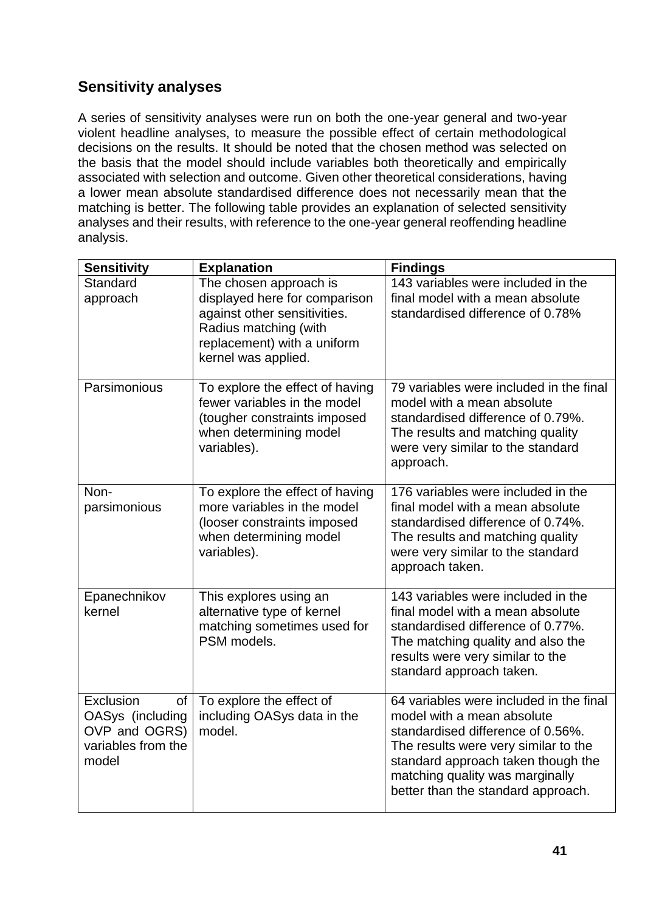## Sensitivity analyses

A series of sensitivity analyses were run on both the one-year general and two-year violent headline analyses, to measure the possible effect of certain methodological decisions on the results. It should be noted that the chosen method was selected on the basis that the model should include variables both theoretically and empirically associated with selection and outcome. Given other theoretical considerations, having a lower mean absolute standardised difference does not necessarily mean that the matching is better. The following table provides an explanation of selected sensitivity analyses and their results, with reference to the one-year general reoffending headline analysis.

| Sensitivity | Explanation | Findings |
|---|---|---|
| Standard approach | The chosen approach is displayed here for comparison against other sensitivities. Radius matching (with replacement) with a uniform kernel was applied. | 143 variables were included in the final model with a mean absolute standardised difference of 0.78% |
| Parsimonious | To explore the effect of having fewer variables in the model (tougher constraints imposed when determining model variables). | 79 variables were included in the final model with a mean absolute standardised difference of 0.79%. The results and matching quality were very similar to the standard approach. |
| Non-parsimonious | To explore the effect of having more variables in the model (looser constraints imposed when determining model variables). | 176 variables were included in the final model with a mean absolute standardised difference of 0.74%. The results and matching quality were very similar to the standard approach taken. |
| Epanechnikov kernel | This explores using an alternative type of kernel matching sometimes used for PSM models. | 143 variables were included in the final model with a mean absolute standardised difference of 0.77%. The matching quality and also the results were very similar to the standard approach taken. |
| Exclusion of OASys (including OVP and OGRS) variables from the model | To explore the effect of including OASys data in the model. | 64 variables were included in the final model with a mean absolute standardised difference of 0.56%. The results were very similar to the standard approach taken though the matching quality was marginally better than the standard approach. |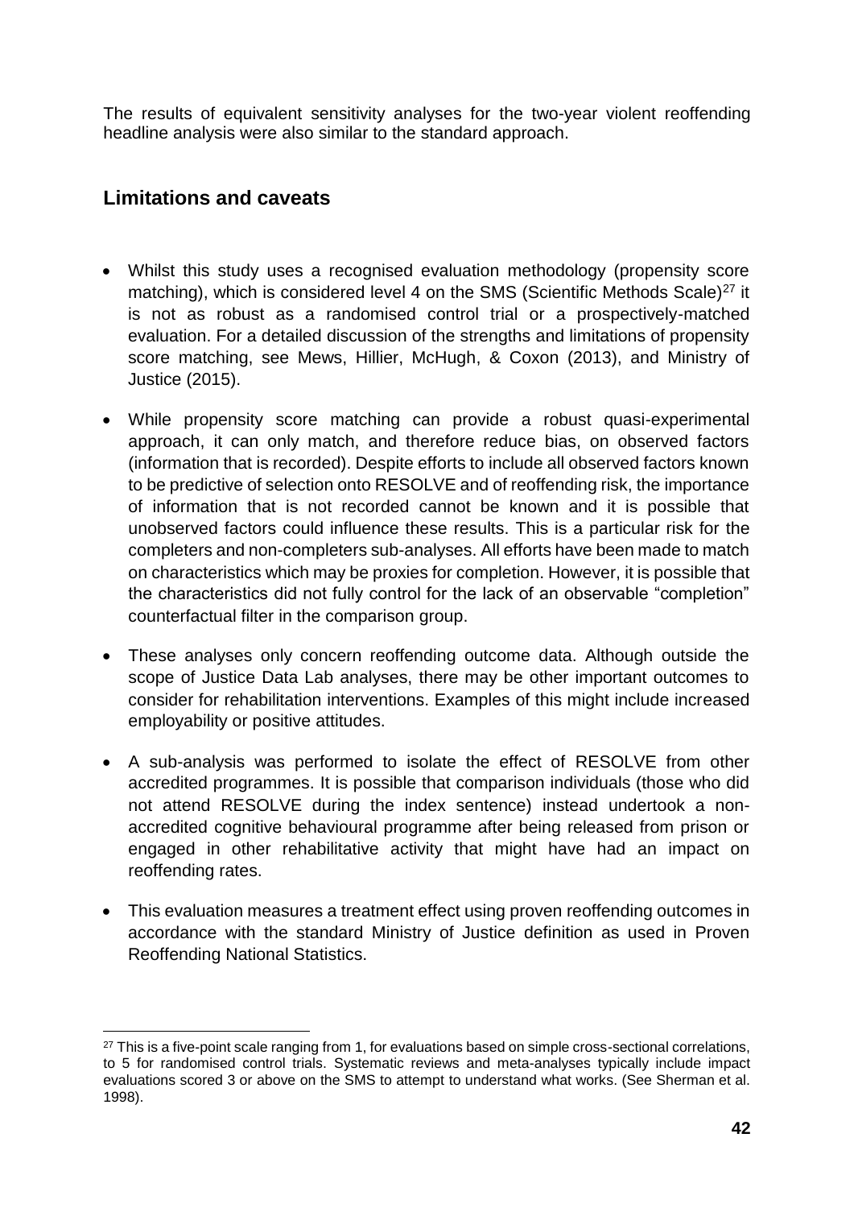The results of equivalent sensitivity analyses for the two-year violent reoffending headline analysis were also similar to the standard approach.

## Limitations and caveats

- Whilst this study uses a recognised evaluation methodology (propensity score matching), which is considered level 4 on the SMS (Scientific Methods Scale)[27] it is not as robust as a randomised control trial or a prospectively-matched evaluation. For a detailed discussion of the strengths and limitations of propensity score matching, see Mews, Hillier, McHugh, & Coxon (2013), and Ministry of Justice (2015).

- While propensity score matching can provide a robust quasi-experimental approach, it can only match, and therefore reduce bias, on observed factors (information that is recorded). Despite efforts to include all observed factors known to be predictive of selection onto RESOLVE and of reoffending risk, the importance of information that is not recorded cannot be known and it is possible that unobserved factors could influence these results. This is a particular risk for the completers and non-completers sub-analyses. All efforts have been made to match on characteristics which may be proxies for completion. However, it is possible that the characteristics did not fully control for the lack of an observable "completion" counterfactual filter in the comparison group.

- These analyses only concern reoffending outcome data. Although outside the scope of Justice Data Lab analyses, there may be other important outcomes to consider for rehabilitation interventions. Examples of this might include increased employability or positive attitudes.

- A sub-analysis was performed to isolate the effect of RESOLVE from other accredited programmes. It is possible that comparison individuals (those who did not attend RESOLVE during the index sentence) instead undertook a non-accredited cognitive behavioural programme after being released from prison or engaged in other rehabilitative activity that might have had an impact on reoffending rates.

- This evaluation measures a treatment effect using proven reoffending outcomes in accordance with the standard Ministry of Justice definition as used in Proven Reoffending National Statistics.

---

[27] This is a five-point scale ranging from 1, for evaluations based on simple cross-sectional correlations, to 5 for randomised control trials. Systematic reviews and meta-analyses typically include impact evaluations scored 3 or above on the SMS to attempt to understand what works. (See Sherman et al. 1998).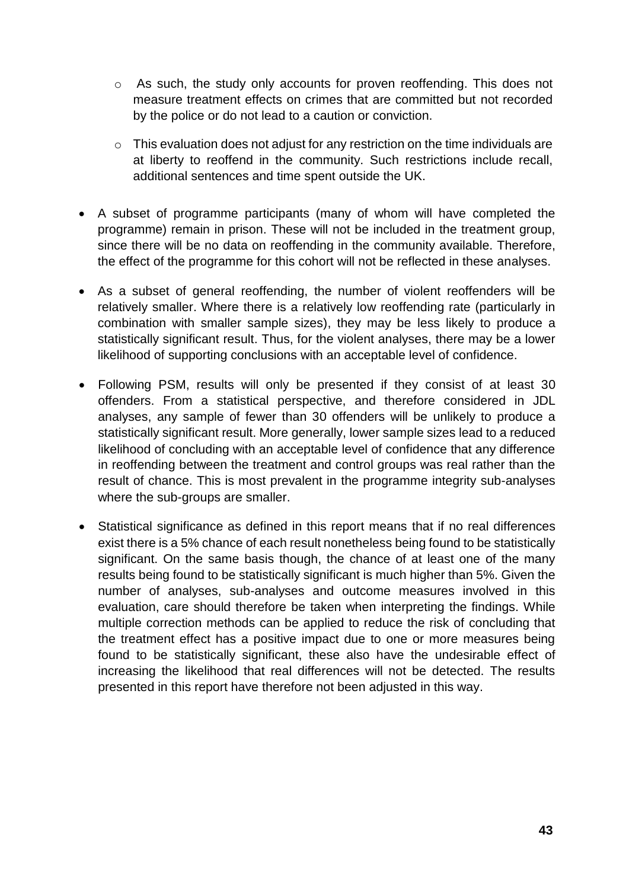- As such, the study only accounts for proven reoffending. This does not measure treatment effects on crimes that are committed but not recorded by the police or do not lead to a caution or conviction.
  - This evaluation does not adjust for any restriction on the time individuals are at liberty to reoffend in the community. Such restrictions include recall, additional sentences and time spent outside the UK.

- A subset of programme participants (many of whom will have completed the programme) remain in prison. These will not be included in the treatment group, since there will be no data on reoffending in the community available. Therefore, the effect of the programme for this cohort will not be reflected in these analyses.

- As a subset of general reoffending, the number of violent reoffenders will be relatively smaller. Where there is a relatively low reoffending rate (particularly in combination with smaller sample sizes), they may be less likely to produce a statistically significant result. Thus, for the violent analyses, there may be a lower likelihood of supporting conclusions with an acceptable level of confidence.

- Following PSM, results will only be presented if they consist of at least 30 offenders. From a statistical perspective, and therefore considered in JDL analyses, any sample of fewer than 30 offenders will be unlikely to produce a statistically significant result. More generally, lower sample sizes lead to a reduced likelihood of concluding with an acceptable level of confidence that any difference in reoffending between the treatment and control groups was real rather than the result of chance. This is most prevalent in the programme integrity sub-analyses where the sub-groups are smaller.

- Statistical significance as defined in this report means that if no real differences exist there is a 5% chance of each result nonetheless being found to be statistically significant. On the same basis though, the chance of at least one of the many results being found to be statistically significant is much higher than 5%. Given the number of analyses, sub-analyses and outcome measures involved in this evaluation, care should therefore be taken when interpreting the findings. While multiple correction methods can be applied to reduce the risk of concluding that the treatment effect has a positive impact due to one or more measures being found to be statistically significant, these also have the undesirable effect of increasing the likelihood that real differences will not be detected. The results presented in this report have therefore not been adjusted in this way.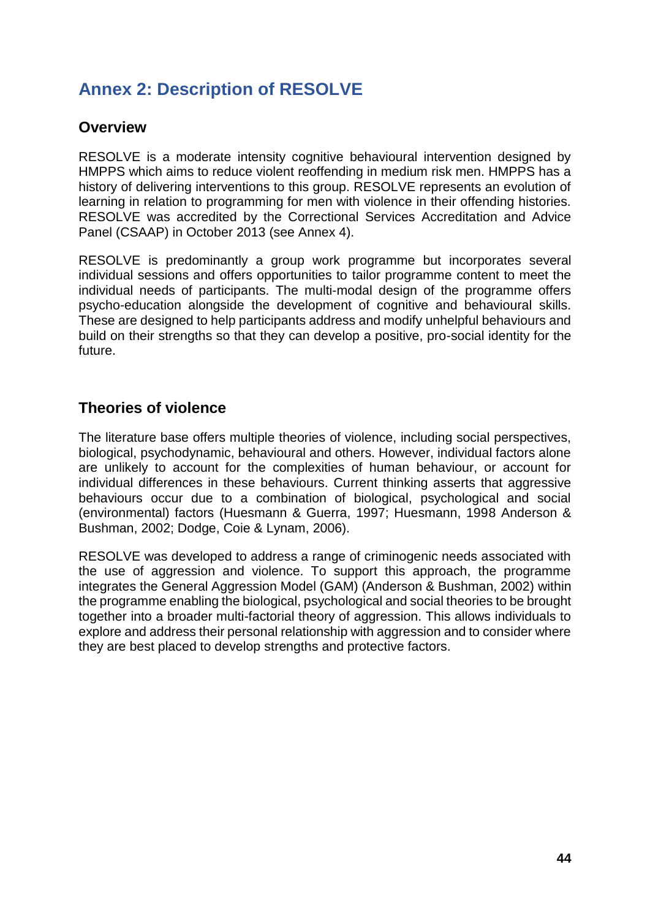## Annex 2: Description of RESOLVE

### Overview

RESOLVE is a moderate intensity cognitive behavioural intervention designed by HMPPS which aims to reduce violent reoffending in medium risk men. HMPPS has a history of delivering interventions to this group. RESOLVE represents an evolution of learning in relation to programming for men with violence in their offending histories. RESOLVE was accredited by the Correctional Services Accreditation and Advice Panel (CSAAP) in October 2013 (see Annex 4).

RESOLVE is predominantly a group work programme but incorporates several individual sessions and offers opportunities to tailor programme content to meet the individual needs of participants. The multi-modal design of the programme offers psycho-education alongside the development of cognitive and behavioural skills. These are designed to help participants address and modify unhelpful behaviours and build on their strengths so that they can develop a positive, pro-social identity for the future.

### Theories of violence

The literature base offers multiple theories of violence, including social perspectives, biological, psychodynamic, behavioural and others. However, individual factors alone are unlikely to account for the complexities of human behaviour, or account for individual differences in these behaviours. Current thinking asserts that aggressive behaviours occur due to a combination of biological, psychological and social (environmental) factors (Huesmann & Guerra, 1997; Huesmann, 1998 Anderson & Bushman, 2002; Dodge, Coie & Lynam, 2006).

RESOLVE was developed to address a range of criminogenic needs associated with the use of aggression and violence. To support this approach, the programme integrates the General Aggression Model (GAM) (Anderson & Bushman, 2002) within the programme enabling the biological, psychological and social theories to be brought together into a broader multi-factorial theory of aggression. This allows individuals to explore and address their personal relationship with aggression and to consider where they are best placed to develop strengths and protective factors.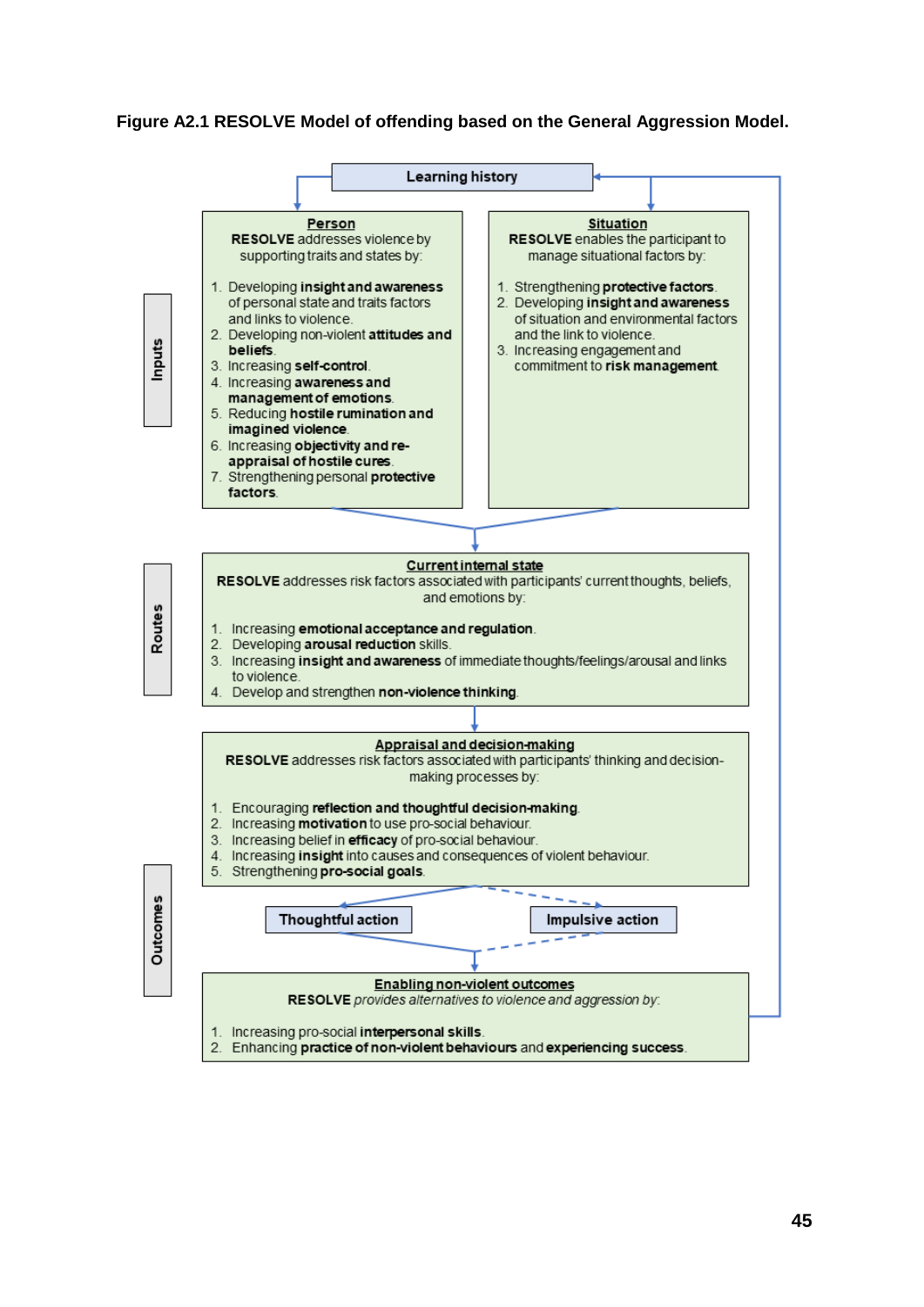**Figure A2.1 RESOLVE Model of offending based on the General Aggression Model.**

**Learning history**

**Inputs**

**Person**

**RESOLVE** addresses violence by supporting traits and states by:

1. Developing **insight and awareness** of personal state and traits factors and links to violence.
2. Developing non-violent **attitudes and beliefs**.
3. Increasing **self-control**.
4. Increasing **awareness and management of emotions**.
5. Reducing **hostile rumination and imagined violence**.
6. Increasing **objectivity and re-appraisal of hostile cures**.
7. Strengthening personal **protective factors**.

**Situation**

**RESOLVE** enables the participant to manage situational factors by:

1. Strengthening **protective factors**.
2. Developing **insight and awareness** of situation and environmental factors and the link to violence.
3. Increasing engagement and commitment to **risk management**.

**Routes**

**Current internal state**

**RESOLVE** addresses risk factors associated with participants' current thoughts, beliefs, and emotions by:

1. Increasing **emotional acceptance and regulation**.
2. Developing **arousal reduction** skills.
3. Increasing **insight and awareness** of immediate thoughts/feelings/arousal and links to violence.
4. Develop and strengthen **non-violence thinking**.

**Appraisal and decision-making**

**RESOLVE** addresses risk factors associated with participants' thinking and decision-making processes by:

1. Encouraging **reflection and thoughtful decision-making**.
2. Increasing **motivation** to use pro-social behaviour.
3. Increasing belief in **efficacy** of pro-social behaviour.
4. Increasing **insight** into causes and consequences of violent behaviour.
5. Strengthening **pro-social goals**.

**Outcomes**

**Thoughtful action** | **Impulsive action**

**Enabling non-violent outcomes**

**RESOLVE** *provides alternatives to violence and aggression by:*

1. Increasing pro-social **interpersonal skills**.
2. Enhancing **practice of non-violent behaviours** and **experiencing success**.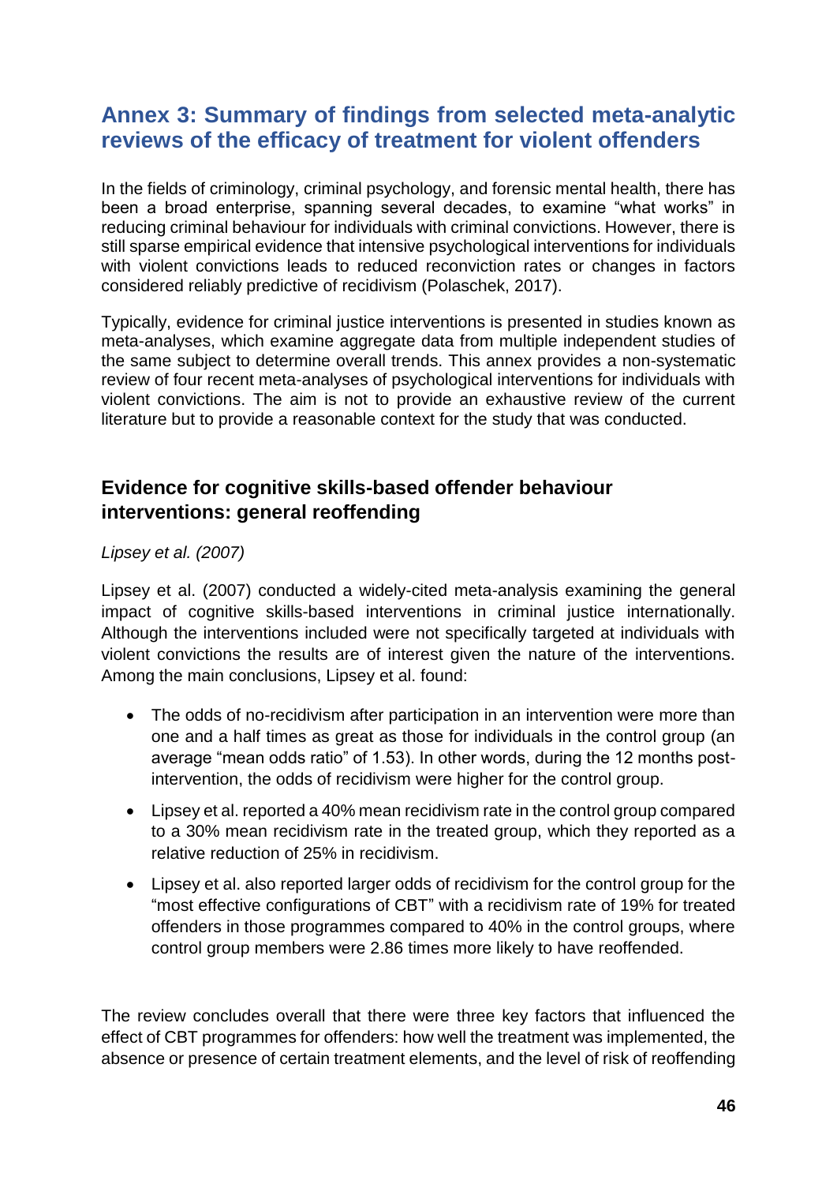## Annex 3: Summary of findings from selected meta-analytic reviews of the efficacy of treatment for violent offenders

In the fields of criminology, criminal psychology, and forensic mental health, there has been a broad enterprise, spanning several decades, to examine "what works" in reducing criminal behaviour for individuals with criminal convictions. However, there is still sparse empirical evidence that intensive psychological interventions for individuals with violent convictions leads to reduced reconviction rates or changes in factors considered reliably predictive of recidivism (Polaschek, 2017).

Typically, evidence for criminal justice interventions is presented in studies known as meta-analyses, which examine aggregate data from multiple independent studies of the same subject to determine overall trends. This annex provides a non-systematic review of four recent meta-analyses of psychological interventions for individuals with violent convictions. The aim is not to provide an exhaustive review of the current literature but to provide a reasonable context for the study that was conducted.

### Evidence for cognitive skills-based offender behaviour interventions: general reoffending

*Lipsey et al. (2007)*

Lipsey et al. (2007) conducted a widely-cited meta-analysis examining the general impact of cognitive skills-based interventions in criminal justice internationally. Although the interventions included were not specifically targeted at individuals with violent convictions the results are of interest given the nature of the interventions. Among the main conclusions, Lipsey et al. found:

- The odds of no-recidivism after participation in an intervention were more than one and a half times as great as those for individuals in the control group (an average "mean odds ratio" of 1.53). In other words, during the 12 months post-intervention, the odds of recidivism were higher for the control group.
- Lipsey et al. reported a 40% mean recidivism rate in the control group compared to a 30% mean recidivism rate in the treated group, which they reported as a relative reduction of 25% in recidivism.
- Lipsey et al. also reported larger odds of recidivism for the control group for the "most effective configurations of CBT" with a recidivism rate of 19% for treated offenders in those programmes compared to 40% in the control groups, where control group members were 2.86 times more likely to have reoffended.

The review concludes overall that there were three key factors that influenced the effect of CBT programmes for offenders: how well the treatment was implemented, the absence or presence of certain treatment elements, and the level of risk of reoffending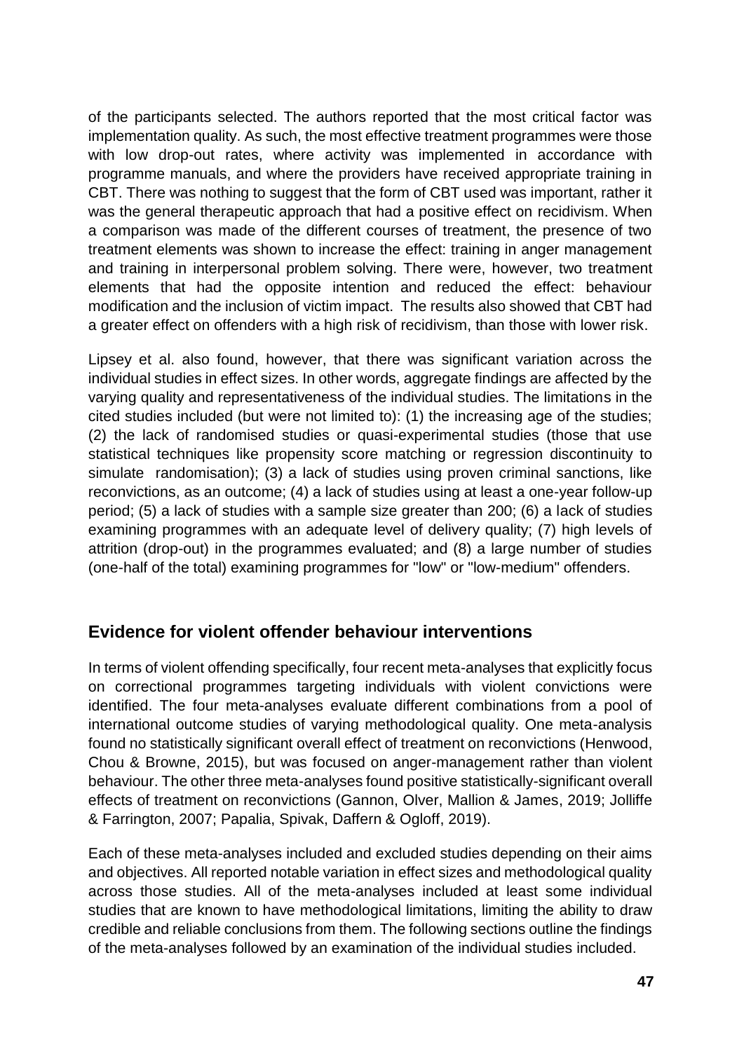of the participants selected. The authors reported that the most critical factor was implementation quality. As such, the most effective treatment programmes were those with low drop-out rates, where activity was implemented in accordance with programme manuals, and where the providers have received appropriate training in CBT. There was nothing to suggest that the form of CBT used was important, rather it was the general therapeutic approach that had a positive effect on recidivism. When a comparison was made of the different courses of treatment, the presence of two treatment elements was shown to increase the effect: training in anger management and training in interpersonal problem solving. There were, however, two treatment elements that had the opposite intention and reduced the effect: behaviour modification and the inclusion of victim impact. The results also showed that CBT had a greater effect on offenders with a high risk of recidivism, than those with lower risk.

Lipsey et al. also found, however, that there was significant variation across the individual studies in effect sizes. In other words, aggregate findings are affected by the varying quality and representativeness of the individual studies. The limitations in the cited studies included (but were not limited to): (1) the increasing age of the studies; (2) the lack of randomised studies or quasi-experimental studies (those that use statistical techniques like propensity score matching or regression discontinuity to simulate randomisation); (3) a lack of studies using proven criminal sanctions, like reconvictions, as an outcome; (4) a lack of studies using at least a one-year follow-up period; (5) a lack of studies with a sample size greater than 200; (6) a lack of studies examining programmes with an adequate level of delivery quality; (7) high levels of attrition (drop-out) in the programmes evaluated; and (8) a large number of studies (one-half of the total) examining programmes for "low" or "low-medium" offenders.

## Evidence for violent offender behaviour interventions

In terms of violent offending specifically, four recent meta-analyses that explicitly focus on correctional programmes targeting individuals with violent convictions were identified. The four meta-analyses evaluate different combinations from a pool of international outcome studies of varying methodological quality. One meta-analysis found no statistically significant overall effect of treatment on reconvictions (Henwood, Chou & Browne, 2015), but was focused on anger-management rather than violent behaviour. The other three meta-analyses found positive statistically-significant overall effects of treatment on reconvictions (Gannon, Olver, Mallion & James, 2019; Jolliffe & Farrington, 2007; Papalia, Spivak, Daffern & Ogloff, 2019).

Each of these meta-analyses included and excluded studies depending on their aims and objectives. All reported notable variation in effect sizes and methodological quality across those studies. All of the meta-analyses included at least some individual studies that are known to have methodological limitations, limiting the ability to draw credible and reliable conclusions from them. The following sections outline the findings of the meta-analyses followed by an examination of the individual studies included.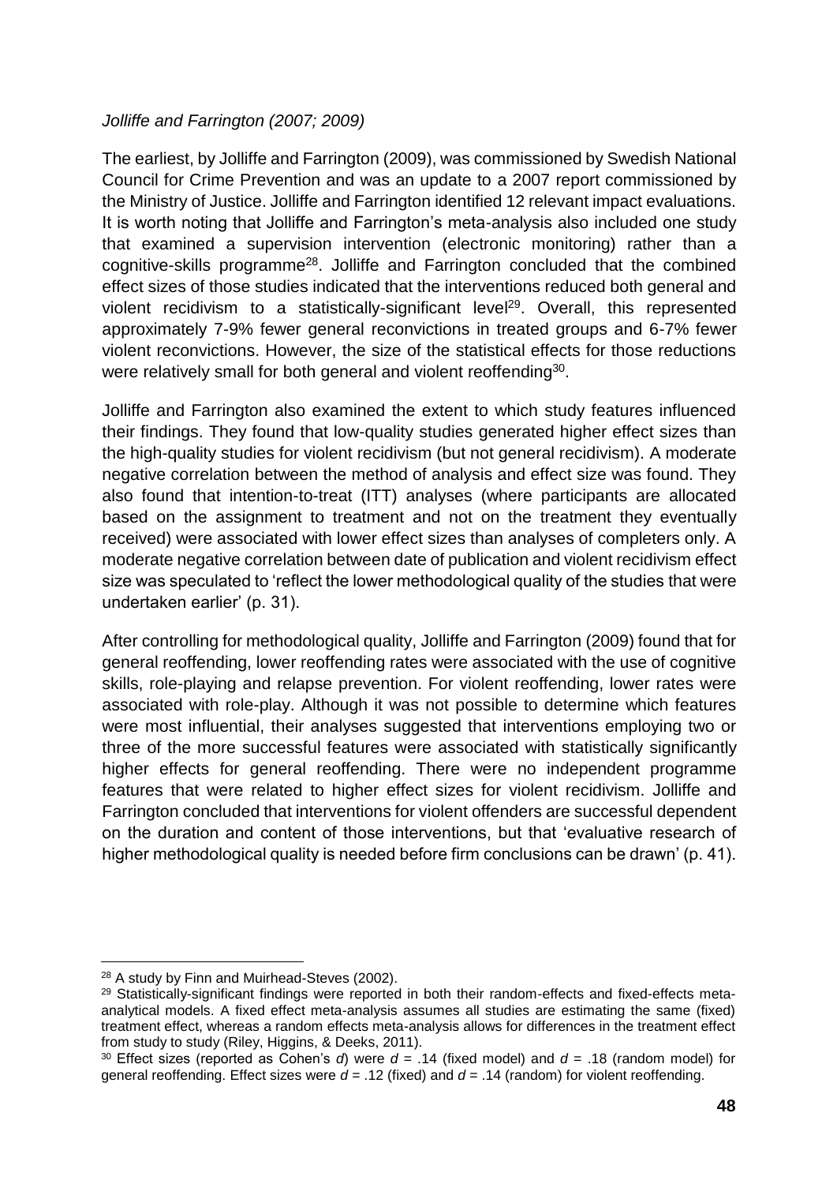*Jolliffe and Farrington (2007; 2009)*

The earliest, by Jolliffe and Farrington (2009), was commissioned by Swedish National Council for Crime Prevention and was an update to a 2007 report commissioned by the Ministry of Justice. Jolliffe and Farrington identified 12 relevant impact evaluations. It is worth noting that Jolliffe and Farrington's meta-analysis also included one study that examined a supervision intervention (electronic monitoring) rather than a cognitive-skills programme[28]. Jolliffe and Farrington concluded that the combined effect sizes of those studies indicated that the interventions reduced both general and violent recidivism to a statistically-significant level[29]. Overall, this represented approximately 7-9% fewer general reconvictions in treated groups and 6-7% fewer violent reconvictions. However, the size of the statistical effects for those reductions were relatively small for both general and violent reoffending[30].

Jolliffe and Farrington also examined the extent to which study features influenced their findings. They found that low-quality studies generated higher effect sizes than the high-quality studies for violent recidivism (but not general recidivism). A moderate negative correlation between the method of analysis and effect size was found. They also found that intention-to-treat (ITT) analyses (where participants are allocated based on the assignment to treatment and not on the treatment they eventually received) were associated with lower effect sizes than analyses of completers only. A moderate negative correlation between date of publication and violent recidivism effect size was speculated to 'reflect the lower methodological quality of the studies that were undertaken earlier' (p. 31).

After controlling for methodological quality, Jolliffe and Farrington (2009) found that for general reoffending, lower reoffending rates were associated with the use of cognitive skills, role-playing and relapse prevention. For violent reoffending, lower rates were associated with role-play. Although it was not possible to determine which features were most influential, their analyses suggested that interventions employing two or three of the more successful features were associated with statistically significantly higher effects for general reoffending. There were no independent programme features that were related to higher effect sizes for violent recidivism. Jolliffe and Farrington concluded that interventions for violent offenders are successful dependent on the duration and content of those interventions, but that 'evaluative research of higher methodological quality is needed before firm conclusions can be drawn' (p. 41).

---

[28] A study by Finn and Muirhead-Steves (2002).

[29] Statistically-significant findings were reported in both their random-effects and fixed-effects meta-analytical models. A fixed effect meta-analysis assumes all studies are estimating the same (fixed) treatment effect, whereas a random effects meta-analysis allows for differences in the treatment effect from study to study (Riley, Higgins, & Deeks, 2011).

[30] Effect sizes (reported as Cohen's $d$) were $d$ = .14 (fixed model) and $d$ = .18 (random model) for general reoffending. Effect sizes were $d$ = .12 (fixed) and $d$ = .14 (random) for violent reoffending.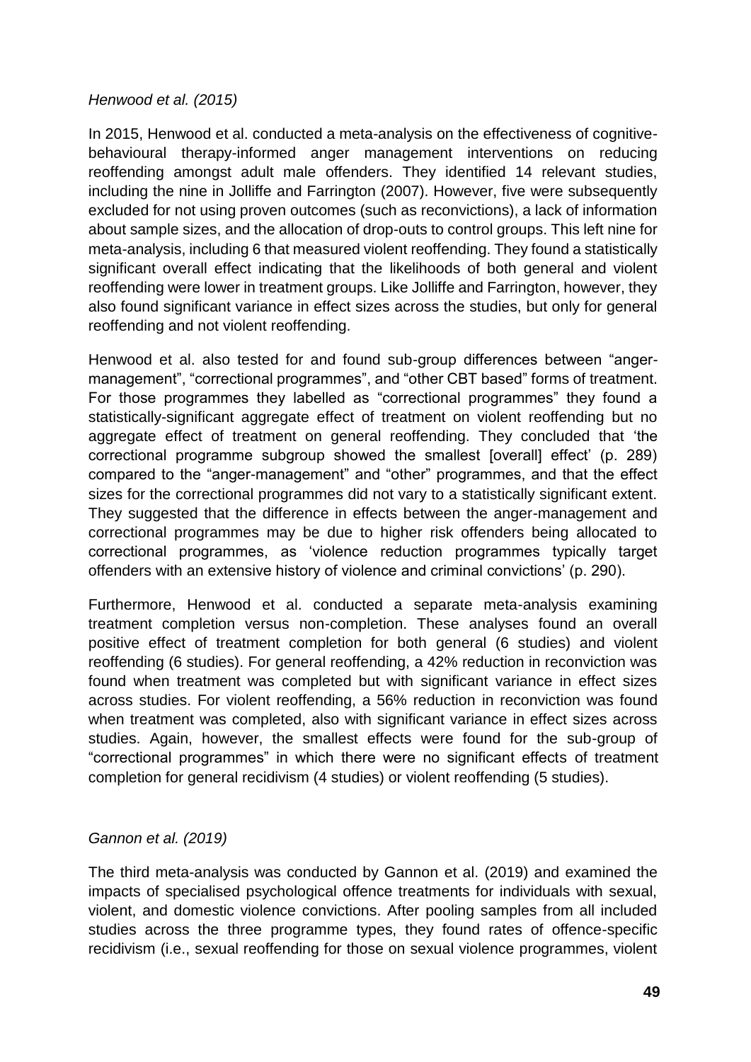*Henwood et al. (2015)*

In 2015, Henwood et al. conducted a meta-analysis on the effectiveness of cognitive-behavioural therapy-informed anger management interventions on reducing reoffending amongst adult male offenders. They identified 14 relevant studies, including the nine in Jolliffe and Farrington (2007). However, five were subsequently excluded for not using proven outcomes (such as reconvictions), a lack of information about sample sizes, and the allocation of drop-outs to control groups. This left nine for meta-analysis, including 6 that measured violent reoffending. They found a statistically significant overall effect indicating that the likelihoods of both general and violent reoffending were lower in treatment groups. Like Jolliffe and Farrington, however, they also found significant variance in effect sizes across the studies, but only for general reoffending and not violent reoffending.

Henwood et al. also tested for and found sub-group differences between "anger-management", "correctional programmes", and "other CBT based" forms of treatment. For those programmes they labelled as "correctional programmes" they found a statistically-significant aggregate effect of treatment on violent reoffending but no aggregate effect of treatment on general reoffending. They concluded that 'the correctional programme subgroup showed the smallest [overall] effect' (p. 289) compared to the "anger-management" and "other" programmes, and that the effect sizes for the correctional programmes did not vary to a statistically significant extent. They suggested that the difference in effects between the anger-management and correctional programmes may be due to higher risk offenders being allocated to correctional programmes, as 'violence reduction programmes typically target offenders with an extensive history of violence and criminal convictions' (p. 290).

Furthermore, Henwood et al. conducted a separate meta-analysis examining treatment completion versus non-completion. These analyses found an overall positive effect of treatment completion for both general (6 studies) and violent reoffending (6 studies). For general reoffending, a 42% reduction in reconviction was found when treatment was completed but with significant variance in effect sizes across studies. For violent reoffending, a 56% reduction in reconviction was found when treatment was completed, also with significant variance in effect sizes across studies. Again, however, the smallest effects were found for the sub-group of "correctional programmes" in which there were no significant effects of treatment completion for general recidivism (4 studies) or violent reoffending (5 studies).

*Gannon et al. (2019)*

The third meta-analysis was conducted by Gannon et al. (2019) and examined the impacts of specialised psychological offence treatments for individuals with sexual, violent, and domestic violence convictions. After pooling samples from all included studies across the three programme types, they found rates of offence-specific recidivism (i.e., sexual reoffending for those on sexual violence programmes, violent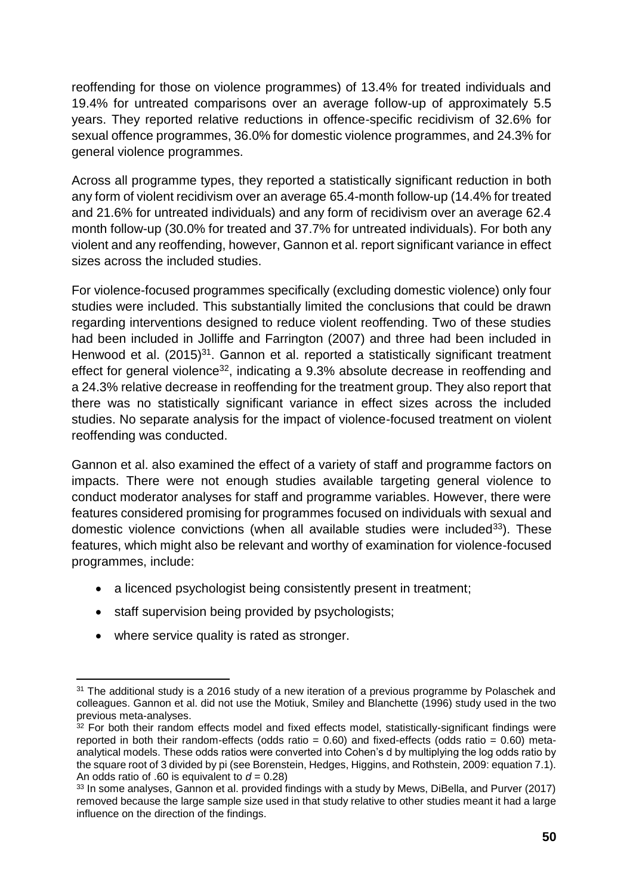reoffending for those on violence programmes) of 13.4% for treated individuals and 19.4% for untreated comparisons over an average follow-up of approximately 5.5 years. They reported relative reductions in offence-specific recidivism of 32.6% for sexual offence programmes, 36.0% for domestic violence programmes, and 24.3% for general violence programmes.

Across all programme types, they reported a statistically significant reduction in both any form of violent recidivism over an average 65.4-month follow-up (14.4% for treated and 21.6% for untreated individuals) and any form of recidivism over an average 62.4 month follow-up (30.0% for treated and 37.7% for untreated individuals). For both any violent and any reoffending, however, Gannon et al. report significant variance in effect sizes across the included studies.

For violence-focused programmes specifically (excluding domestic violence) only four studies were included. This substantially limited the conclusions that could be drawn regarding interventions designed to reduce violent reoffending. Two of these studies had been included in Jolliffe and Farrington (2007) and three had been included in Henwood et al. (2015)[31]. Gannon et al. reported a statistically significant treatment effect for general violence[32], indicating a 9.3% absolute decrease in reoffending and a 24.3% relative decrease in reoffending for the treatment group. They also report that there was no statistically significant variance in effect sizes across the included studies. No separate analysis for the impact of violence-focused treatment on violent reoffending was conducted.

Gannon et al. also examined the effect of a variety of staff and programme factors on impacts. There were not enough studies available targeting general violence to conduct moderator analyses for staff and programme variables. However, there were features considered promising for programmes focused on individuals with sexual and domestic violence convictions (when all available studies were included[33]). These features, which might also be relevant and worthy of examination for violence-focused programmes, include:

- a licenced psychologist being consistently present in treatment;
- staff supervision being provided by psychologists;
- where service quality is rated as stronger.

[31] The additional study is a 2016 study of a new iteration of a previous programme by Polaschek and colleagues. Gannon et al. did not use the Motiuk, Smiley and Blanchette (1996) study used in the two previous meta-analyses.

[32] For both their random effects model and fixed effects model, statistically-significant findings were reported in both their random-effects (odds ratio = 0.60) and fixed-effects (odds ratio = 0.60) meta-analytical models. These odds ratios were converted into Cohen's d by multiplying the log odds ratio by the square root of 3 divided by pi (see Borenstein, Hedges, Higgins, and Rothstein, 2009: equation 7.1). An odds ratio of .60 is equivalent to $d = 0.28$)

[33] In some analyses, Gannon et al. provided findings with a study by Mews, DiBella, and Purver (2017) removed because the large sample size used in that study relative to other studies meant it had a large influence on the direction of the findings.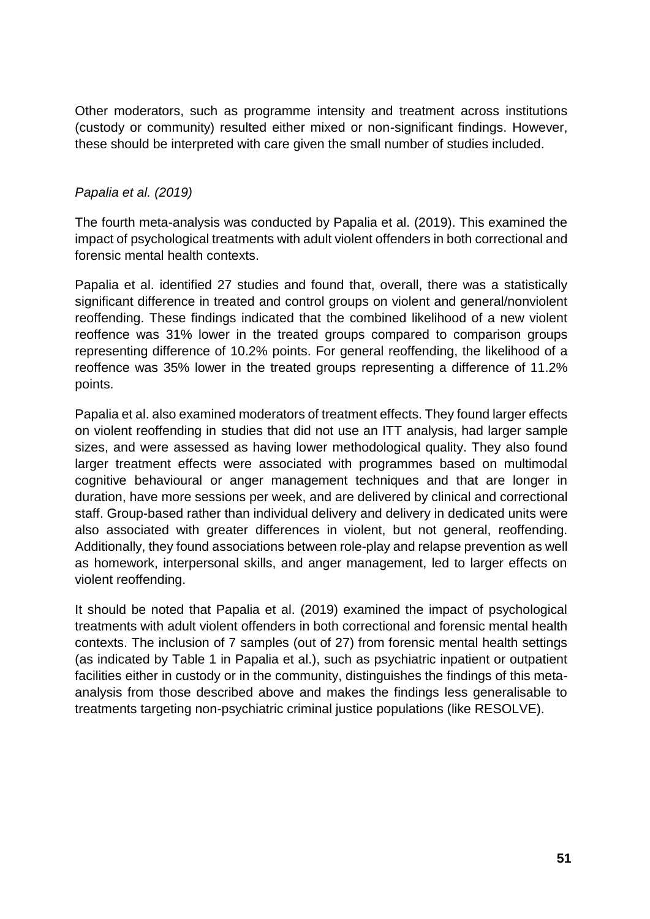Other moderators, such as programme intensity and treatment across institutions (custody or community) resulted either mixed or non-significant findings. However, these should be interpreted with care given the small number of studies included.

*Papalia et al. (2019)*

The fourth meta-analysis was conducted by Papalia et al. (2019). This examined the impact of psychological treatments with adult violent offenders in both correctional and forensic mental health contexts.

Papalia et al. identified 27 studies and found that, overall, there was a statistically significant difference in treated and control groups on violent and general/nonviolent reoffending. These findings indicated that the combined likelihood of a new violent reoffence was 31% lower in the treated groups compared to comparison groups representing difference of 10.2% points. For general reoffending, the likelihood of a reoffence was 35% lower in the treated groups representing a difference of 11.2% points.

Papalia et al. also examined moderators of treatment effects. They found larger effects on violent reoffending in studies that did not use an ITT analysis, had larger sample sizes, and were assessed as having lower methodological quality. They also found larger treatment effects were associated with programmes based on multimodal cognitive behavioural or anger management techniques and that are longer in duration, have more sessions per week, and are delivered by clinical and correctional staff. Group-based rather than individual delivery and delivery in dedicated units were also associated with greater differences in violent, but not general, reoffending. Additionally, they found associations between role-play and relapse prevention as well as homework, interpersonal skills, and anger management, led to larger effects on violent reoffending.

It should be noted that Papalia et al. (2019) examined the impact of psychological treatments with adult violent offenders in both correctional and forensic mental health contexts. The inclusion of 7 samples (out of 27) from forensic mental health settings (as indicated by Table 1 in Papalia et al.), such as psychiatric inpatient or outpatient facilities either in custody or in the community, distinguishes the findings of this meta-analysis from those described above and makes the findings less generalisable to treatments targeting non-psychiatric criminal justice populations (like RESOLVE).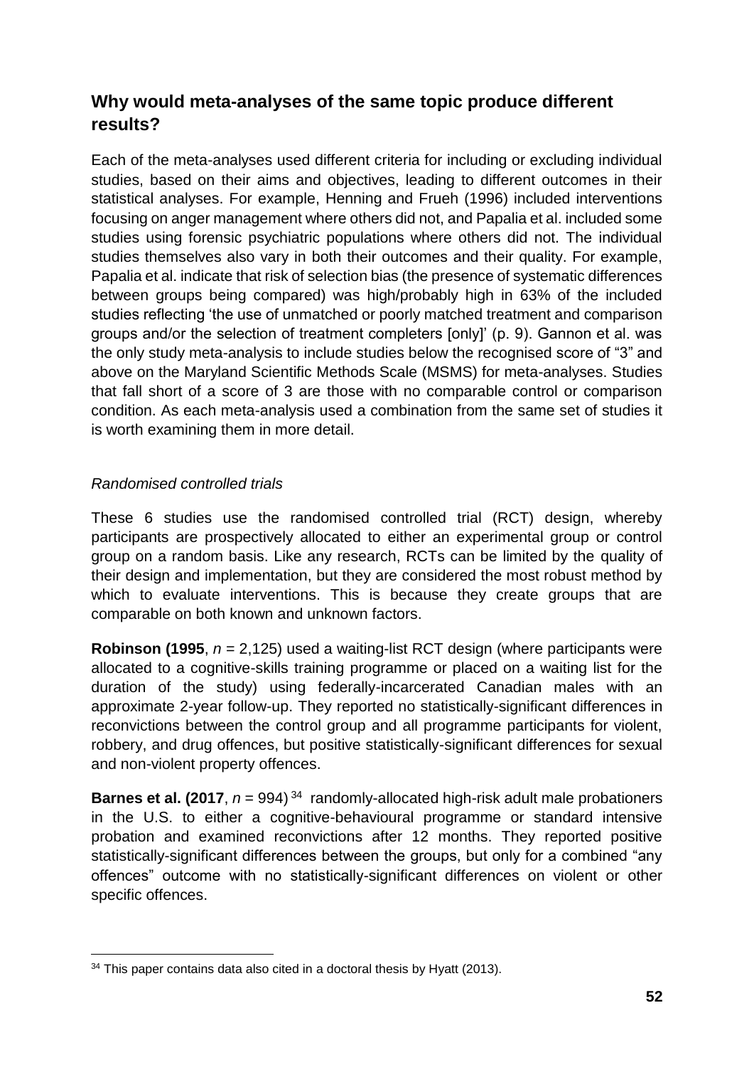## Why would meta-analyses of the same topic produce different results?

Each of the meta-analyses used different criteria for including or excluding individual studies, based on their aims and objectives, leading to different outcomes in their statistical analyses. For example, Henning and Frueh (1996) included interventions focusing on anger management where others did not, and Papalia et al. included some studies using forensic psychiatric populations where others did not. The individual studies themselves also vary in both their outcomes and their quality. For example, Papalia et al. indicate that risk of selection bias (the presence of systematic differences between groups being compared) was high/probably high in 63% of the included studies reflecting 'the use of unmatched or poorly matched treatment and comparison groups and/or the selection of treatment completers [only]' (p. 9). Gannon et al. was the only study meta-analysis to include studies below the recognised score of "3" and above on the Maryland Scientific Methods Scale (MSMS) for meta-analyses. Studies that fall short of a score of 3 are those with no comparable control or comparison condition. As each meta-analysis used a combination from the same set of studies it is worth examining them in more detail.

### *Randomised controlled trials*

These 6 studies use the randomised controlled trial (RCT) design, whereby participants are prospectively allocated to either an experimental group or control group on a random basis. Like any research, RCTs can be limited by the quality of their design and implementation, but they are considered the most robust method by which to evaluate interventions. This is because they create groups that are comparable on both known and unknown factors.

**Robinson (1995**, *n* = 2,125) used a waiting-list RCT design (where participants were allocated to a cognitive-skills training programme or placed on a waiting list for the duration of the study) using federally-incarcerated Canadian males with an approximate 2-year follow-up. They reported no statistically-significant differences in reconvictions between the control group and all programme participants for violent, robbery, and drug offences, but positive statistically-significant differences for sexual and non-violent property offences.

**Barnes et al. (2017**, *n* = 994) [34] randomly-allocated high-risk adult male probationers in the U.S. to either a cognitive-behavioural programme or standard intensive probation and examined reconvictions after 12 months. They reported positive statistically-significant differences between the groups, but only for a combined "any offences" outcome with no statistically-significant differences on violent or other specific offences.

[34] This paper contains data also cited in a doctoral thesis by Hyatt (2013).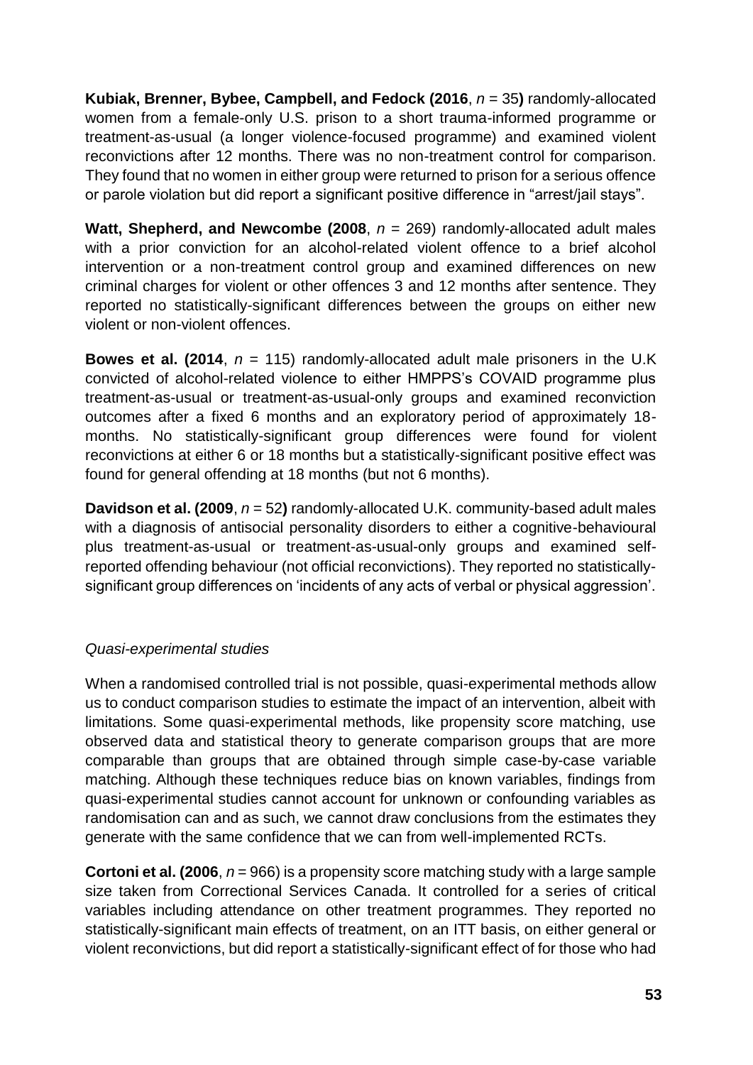**Kubiak, Brenner, Bybee, Campbell, and Fedock (2016**, *n* = 35**)** randomly-allocated women from a female-only U.S. prison to a short trauma-informed programme or treatment-as-usual (a longer violence-focused programme) and examined violent reconvictions after 12 months. There was no non-treatment control for comparison. They found that no women in either group were returned to prison for a serious offence or parole violation but did report a significant positive difference in "arrest/jail stays".

**Watt, Shepherd, and Newcombe (2008**, *n* = 269) randomly-allocated adult males with a prior conviction for an alcohol-related violent offence to a brief alcohol intervention or a non-treatment control group and examined differences on new criminal charges for violent or other offences 3 and 12 months after sentence. They reported no statistically-significant differences between the groups on either new violent or non-violent offences.

**Bowes et al. (2014**, *n* = 115) randomly-allocated adult male prisoners in the U.K convicted of alcohol-related violence to either HMPPS's COVAID programme plus treatment-as-usual or treatment-as-usual-only groups and examined reconviction outcomes after a fixed 6 months and an exploratory period of approximately 18-months. No statistically-significant group differences were found for violent reconvictions at either 6 or 18 months but a statistically-significant positive effect was found for general offending at 18 months (but not 6 months).

**Davidson et al. (2009**, *n* = 52**)** randomly-allocated U.K. community-based adult males with a diagnosis of antisocial personality disorders to either a cognitive-behavioural plus treatment-as-usual or treatment-as-usual-only groups and examined self-reported offending behaviour (not official reconvictions). They reported no statistically-significant group differences on 'incidents of any acts of verbal or physical aggression'.

*Quasi-experimental studies*

When a randomised controlled trial is not possible, quasi-experimental methods allow us to conduct comparison studies to estimate the impact of an intervention, albeit with limitations. Some quasi-experimental methods, like propensity score matching, use observed data and statistical theory to generate comparison groups that are more comparable than groups that are obtained through simple case-by-case variable matching. Although these techniques reduce bias on known variables, findings from quasi-experimental studies cannot account for unknown or confounding variables as randomisation can and as such, we cannot draw conclusions from the estimates they generate with the same confidence that we can from well-implemented RCTs.

**Cortoni et al. (2006**, *n* = 966) is a propensity score matching study with a large sample size taken from Correctional Services Canada. It controlled for a series of critical variables including attendance on other treatment programmes. They reported no statistically-significant main effects of treatment, on an ITT basis, on either general or violent reconvictions, but did report a statistically-significant effect of for those who had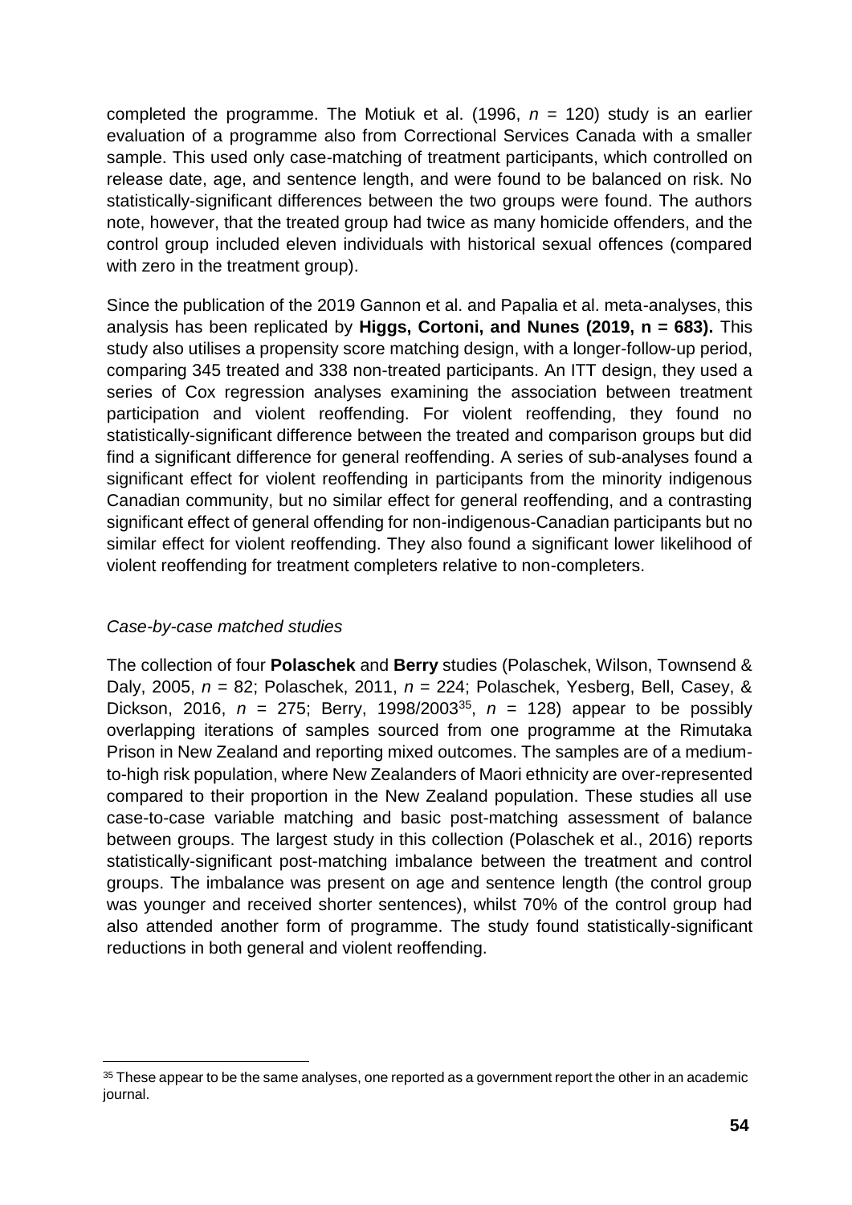completed the programme. The Motiuk et al. (1996, *n* = 120) study is an earlier evaluation of a programme also from Correctional Services Canada with a smaller sample. This used only case-matching of treatment participants, which controlled on release date, age, and sentence length, and were found to be balanced on risk. No statistically-significant differences between the two groups were found. The authors note, however, that the treated group had twice as many homicide offenders, and the control group included eleven individuals with historical sexual offences (compared with zero in the treatment group).

Since the publication of the 2019 Gannon et al. and Papalia et al. meta-analyses, this analysis has been replicated by **Higgs, Cortoni, and Nunes (2019, n = 683).** This study also utilises a propensity score matching design, with a longer-follow-up period, comparing 345 treated and 338 non-treated participants. An ITT design, they used a series of Cox regression analyses examining the association between treatment participation and violent reoffending. For violent reoffending, they found no statistically-significant difference between the treated and comparison groups but did find a significant difference for general reoffending. A series of sub-analyses found a significant effect for violent reoffending in participants from the minority indigenous Canadian community, but no similar effect for general reoffending, and a contrasting significant effect of general offending for non-indigenous-Canadian participants but no similar effect for violent reoffending. They also found a significant lower likelihood of violent reoffending for treatment completers relative to non-completers.

*Case-by-case matched studies*

The collection of four **Polaschek** and **Berry** studies (Polaschek, Wilson, Townsend & Daly, 2005, *n* = 82; Polaschek, 2011, *n* = 224; Polaschek, Yesberg, Bell, Casey, & Dickson, 2016, *n* = 275; Berry, 1998/2003[35], *n* = 128) appear to be possibly overlapping iterations of samples sourced from one programme at the Rimutaka Prison in New Zealand and reporting mixed outcomes. The samples are of a medium-to-high risk population, where New Zealanders of Maori ethnicity are over-represented compared to their proportion in the New Zealand population. These studies all use case-to-case variable matching and basic post-matching assessment of balance between groups. The largest study in this collection (Polaschek et al., 2016) reports statistically-significant post-matching imbalance between the treatment and control groups. The imbalance was present on age and sentence length (the control group was younger and received shorter sentences), whilst 70% of the control group had also attended another form of programme. The study found statistically-significant reductions in both general and violent reoffending.

[35] These appear to be the same analyses, one reported as a government report the other in an academic journal.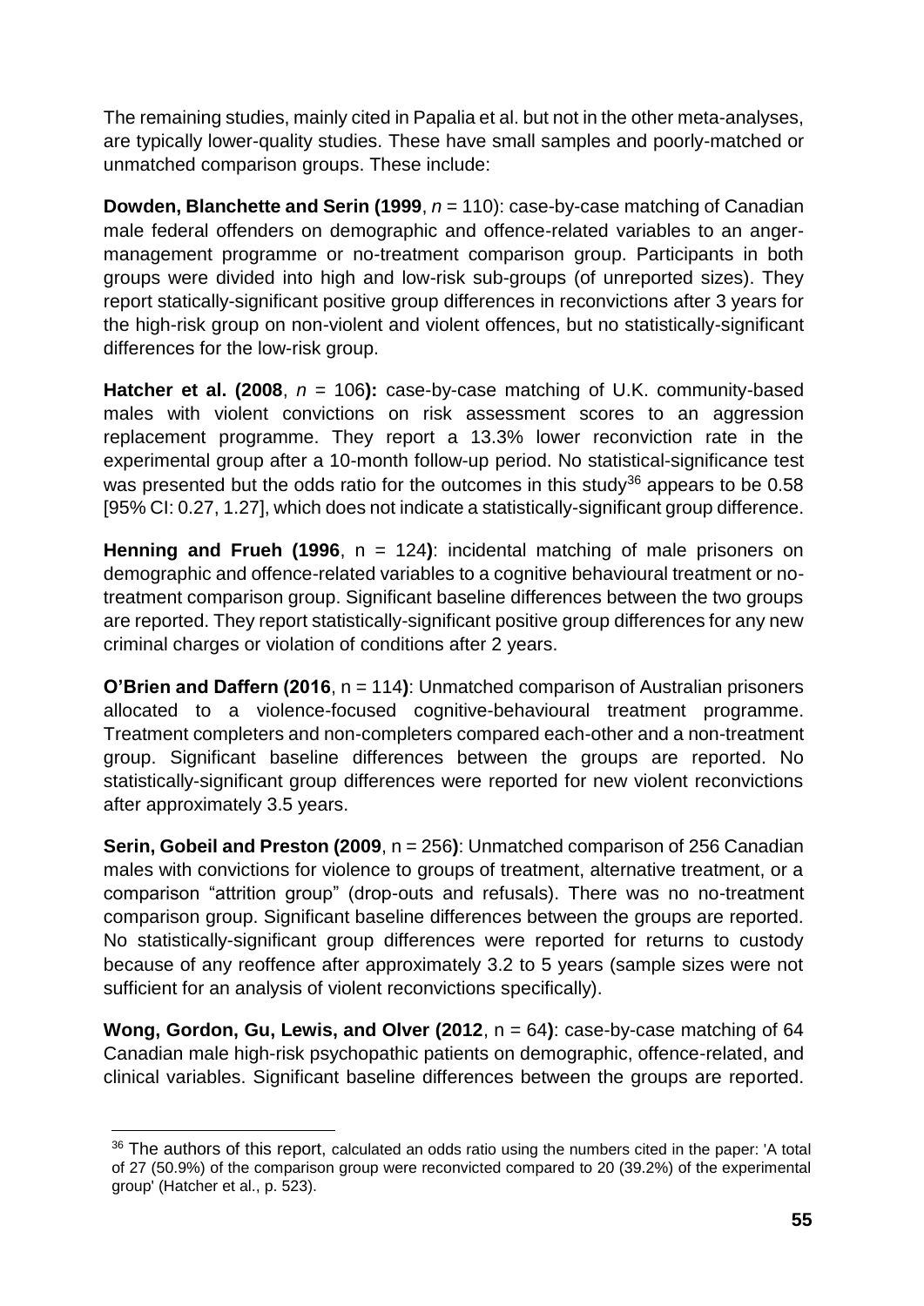The remaining studies, mainly cited in Papalia et al. but not in the other meta-analyses, are typically lower-quality studies. These have small samples and poorly-matched or unmatched comparison groups. These include:

**Dowden, Blanchette and Serin (1999**, *n* = 110): case-by-case matching of Canadian male federal offenders on demographic and offence-related variables to an anger-management programme or no-treatment comparison group. Participants in both groups were divided into high and low-risk sub-groups (of unreported sizes). They report statically-significant positive group differences in reconvictions after 3 years for the high-risk group on non-violent and violent offences, but no statistically-significant differences for the low-risk group.

**Hatcher et al. (2008**, *n* = 106**):** case-by-case matching of U.K. community-based males with violent convictions on risk assessment scores to an aggression replacement programme. They report a 13.3% lower reconviction rate in the experimental group after a 10-month follow-up period. No statistical-significance test was presented but the odds ratio for the outcomes in this study[36] appears to be 0.58 [95% CI: 0.27, 1.27], which does not indicate a statistically-significant group difference.

**Henning and Frueh (1996**, n = 124**)**: incidental matching of male prisoners on demographic and offence-related variables to a cognitive behavioural treatment or no-treatment comparison group. Significant baseline differences between the two groups are reported. They report statistically-significant positive group differences for any new criminal charges or violation of conditions after 2 years.

**O'Brien and Daffern (2016**, n = 114**)**: Unmatched comparison of Australian prisoners allocated to a violence-focused cognitive-behavioural treatment programme. Treatment completers and non-completers compared each-other and a non-treatment group. Significant baseline differences between the groups are reported. No statistically-significant group differences were reported for new violent reconvictions after approximately 3.5 years.

**Serin, Gobeil and Preston (2009**, n = 256**)**: Unmatched comparison of 256 Canadian males with convictions for violence to groups of treatment, alternative treatment, or a comparison "attrition group" (drop-outs and refusals). There was no no-treatment comparison group. Significant baseline differences between the groups are reported. No statistically-significant group differences were reported for returns to custody because of any reoffence after approximately 3.2 to 5 years (sample sizes were not sufficient for an analysis of violent reconvictions specifically).

**Wong, Gordon, Gu, Lewis, and Olver (2012**, n = 64**)**: case-by-case matching of 64 Canadian male high-risk psychopathic patients on demographic, offence-related, and clinical variables. Significant baseline differences between the groups are reported.

---

[36] The authors of this report, calculated an odds ratio using the numbers cited in the paper: 'A total of 27 (50.9%) of the comparison group were reconvicted compared to 20 (39.2%) of the experimental group' (Hatcher et al., p. 523).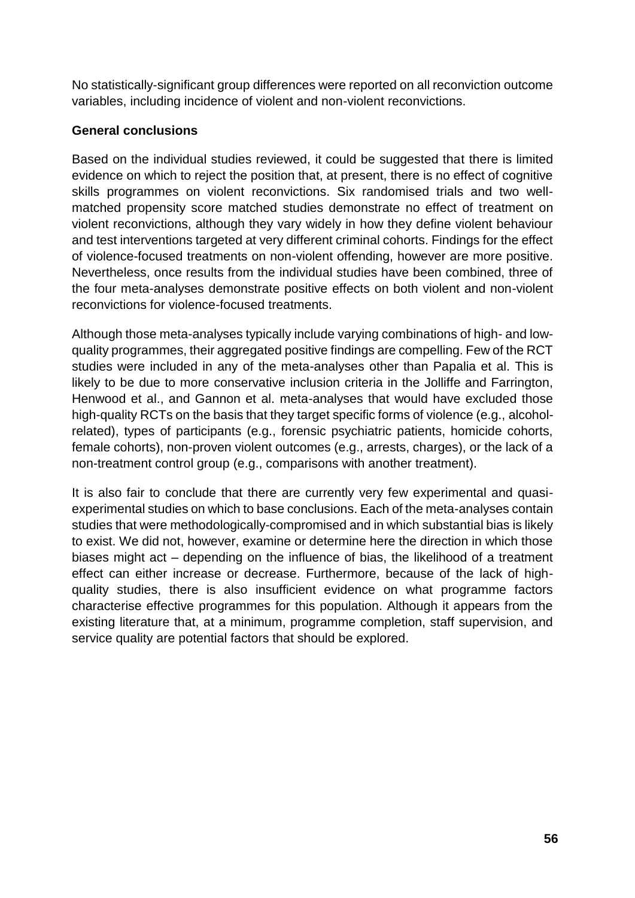No statistically-significant group differences were reported on all reconviction outcome variables, including incidence of violent and non-violent reconvictions.

**General conclusions**

Based on the individual studies reviewed, it could be suggested that there is limited evidence on which to reject the position that, at present, there is no effect of cognitive skills programmes on violent reconvictions. Six randomised trials and two well-matched propensity score matched studies demonstrate no effect of treatment on violent reconvictions, although they vary widely in how they define violent behaviour and test interventions targeted at very different criminal cohorts. Findings for the effect of violence-focused treatments on non-violent offending, however are more positive. Nevertheless, once results from the individual studies have been combined, three of the four meta-analyses demonstrate positive effects on both violent and non-violent reconvictions for violence-focused treatments.

Although those meta-analyses typically include varying combinations of high- and low-quality programmes, their aggregated positive findings are compelling. Few of the RCT studies were included in any of the meta-analyses other than Papalia et al. This is likely to be due to more conservative inclusion criteria in the Jolliffe and Farrington, Henwood et al., and Gannon et al. meta-analyses that would have excluded those high-quality RCTs on the basis that they target specific forms of violence (e.g., alcohol-related), types of participants (e.g., forensic psychiatric patients, homicide cohorts, female cohorts), non-proven violent outcomes (e.g., arrests, charges), or the lack of a non-treatment control group (e.g., comparisons with another treatment).

It is also fair to conclude that there are currently very few experimental and quasi-experimental studies on which to base conclusions. Each of the meta-analyses contain studies that were methodologically-compromised and in which substantial bias is likely to exist. We did not, however, examine or determine here the direction in which those biases might act – depending on the influence of bias, the likelihood of a treatment effect can either increase or decrease. Furthermore, because of the lack of high-quality studies, there is also insufficient evidence on what programme factors characterise effective programmes for this population. Although it appears from the existing literature that, at a minimum, programme completion, staff supervision, and service quality are potential factors that should be explored.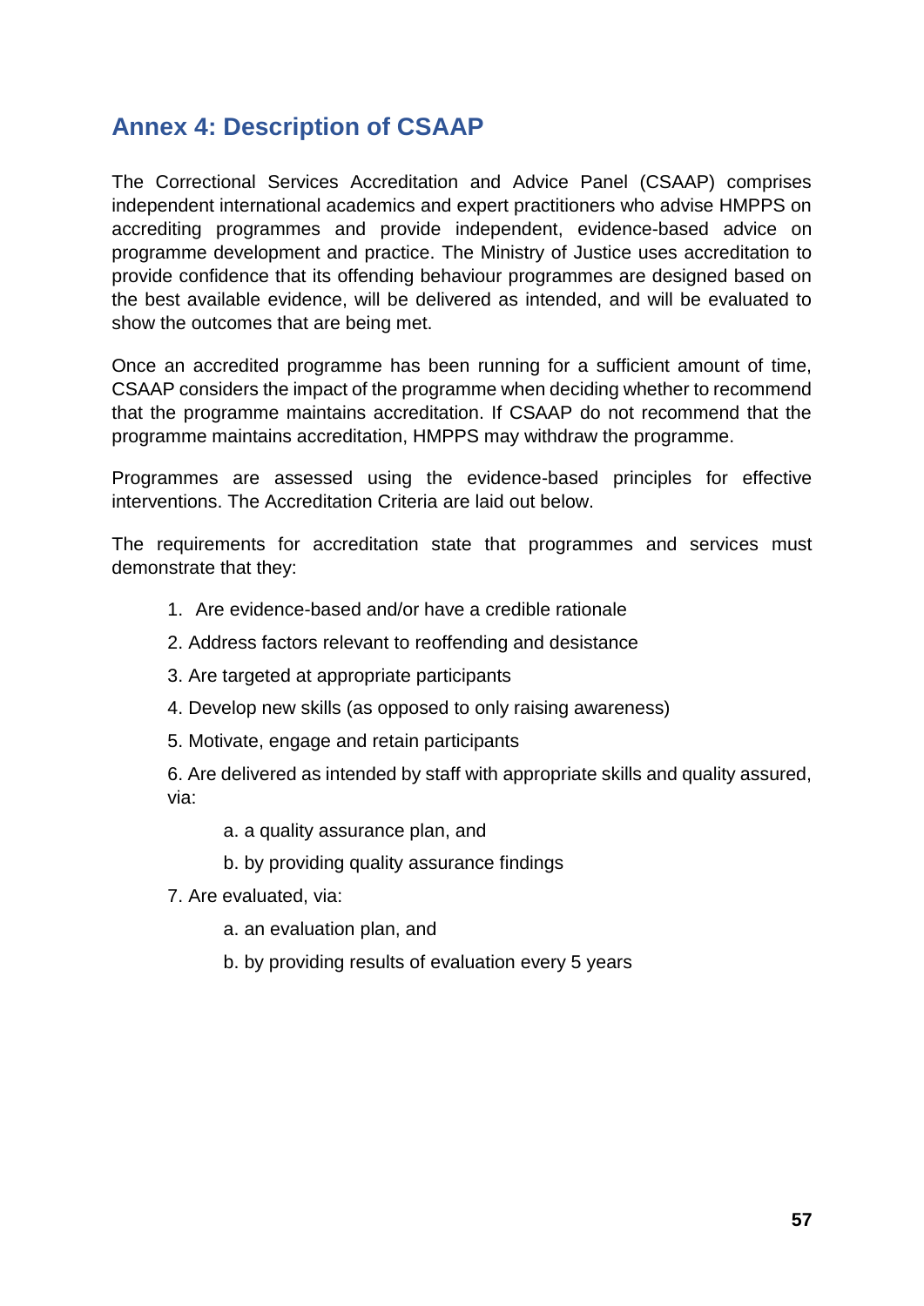## Annex 4: Description of CSAAP

The Correctional Services Accreditation and Advice Panel (CSAAP) comprises independent international academics and expert practitioners who advise HMPPS on accrediting programmes and provide independent, evidence-based advice on programme development and practice. The Ministry of Justice uses accreditation to provide confidence that its offending behaviour programmes are designed based on the best available evidence, will be delivered as intended, and will be evaluated to show the outcomes that are being met.

Once an accredited programme has been running for a sufficient amount of time, CSAAP considers the impact of the programme when deciding whether to recommend that the programme maintains accreditation. If CSAAP do not recommend that the programme maintains accreditation, HMPPS may withdraw the programme.

Programmes are assessed using the evidence-based principles for effective interventions. The Accreditation Criteria are laid out below.

The requirements for accreditation state that programmes and services must demonstrate that they:

1. Are evidence-based and/or have a credible rationale
2. Address factors relevant to reoffending and desistance
3. Are targeted at appropriate participants
4. Develop new skills (as opposed to only raising awareness)
5. Motivate, engage and retain participants
6. Are delivered as intended by staff with appropriate skills and quality assured, via:
    a. a quality assurance plan, and
    b. by providing quality assurance findings
7. Are evaluated, via:
    a. an evaluation plan, and
    b. by providing results of evaluation every 5 years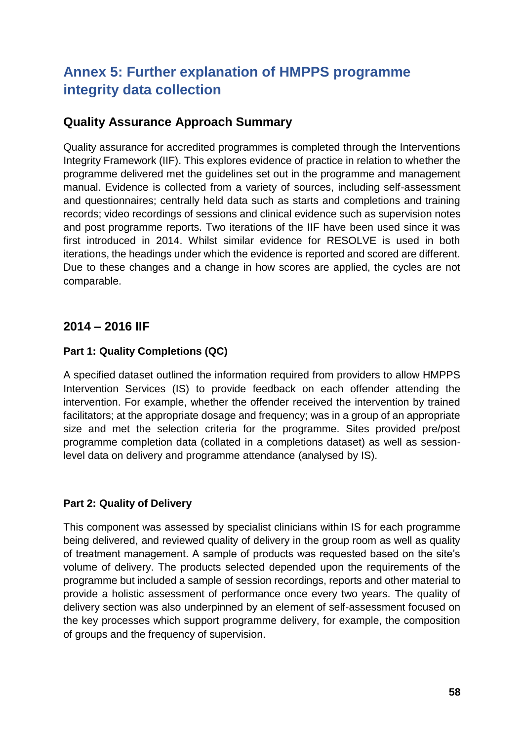# Annex 5: Further explanation of HMPPS programme integrity data collection

## Quality Assurance Approach Summary

Quality assurance for accredited programmes is completed through the Interventions Integrity Framework (IIF). This explores evidence of practice in relation to whether the programme delivered met the guidelines set out in the programme and management manual. Evidence is collected from a variety of sources, including self-assessment and questionnaires; centrally held data such as starts and completions and training records; video recordings of sessions and clinical evidence such as supervision notes and post programme reports. Two iterations of the IIF have been used since it was first introduced in 2014. Whilst similar evidence for RESOLVE is used in both iterations, the headings under which the evidence is reported and scored are different. Due to these changes and a change in how scores are applied, the cycles are not comparable.

## 2014 – 2016 IIF

### Part 1: Quality Completions (QC)

A specified dataset outlined the information required from providers to allow HMPPS Intervention Services (IS) to provide feedback on each offender attending the intervention. For example, whether the offender received the intervention by trained facilitators; at the appropriate dosage and frequency; was in a group of an appropriate size and met the selection criteria for the programme. Sites provided pre/post programme completion data (collated in a completions dataset) as well as session-level data on delivery and programme attendance (analysed by IS).

### Part 2: Quality of Delivery

This component was assessed by specialist clinicians within IS for each programme being delivered, and reviewed quality of delivery in the group room as well as quality of treatment management. A sample of products was requested based on the site's volume of delivery. The products selected depended upon the requirements of the programme but included a sample of session recordings, reports and other material to provide a holistic assessment of performance once every two years. The quality of delivery section was also underpinned by an element of self-assessment focused on the key processes which support programme delivery, for example, the composition of groups and the frequency of supervision.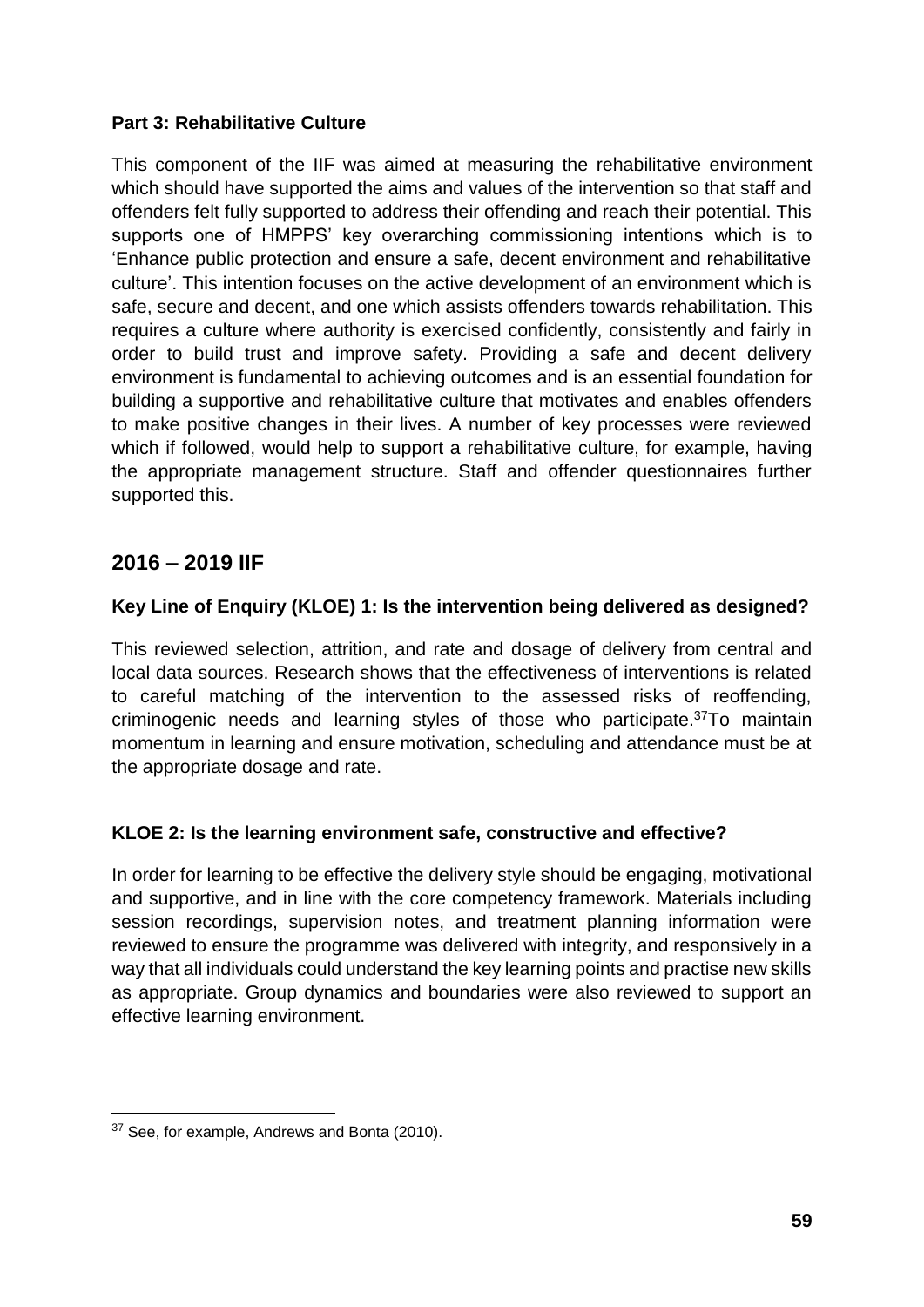**Part 3: Rehabilitative Culture**

This component of the IIF was aimed at measuring the rehabilitative environment which should have supported the aims and values of the intervention so that staff and offenders felt fully supported to address their offending and reach their potential. This supports one of HMPPS' key overarching commissioning intentions which is to 'Enhance public protection and ensure a safe, decent environment and rehabilitative culture'. This intention focuses on the active development of an environment which is safe, secure and decent, and one which assists offenders towards rehabilitation. This requires a culture where authority is exercised confidently, consistently and fairly in order to build trust and improve safety. Providing a safe and decent delivery environment is fundamental to achieving outcomes and is an essential foundation for building a supportive and rehabilitative culture that motivates and enables offenders to make positive changes in their lives. A number of key processes were reviewed which if followed, would help to support a rehabilitative culture, for example, having the appropriate management structure. Staff and offender questionnaires further supported this.

## 2016 – 2019 IIF

**Key Line of Enquiry (KLOE) 1: Is the intervention being delivered as designed?**

This reviewed selection, attrition, and rate and dosage of delivery from central and local data sources. Research shows that the effectiveness of interventions is related to careful matching of the intervention to the assessed risks of reoffending, criminogenic needs and learning styles of those who participate.[37] To maintain momentum in learning and ensure motivation, scheduling and attendance must be at the appropriate dosage and rate.

**KLOE 2: Is the learning environment safe, constructive and effective?**

In order for learning to be effective the delivery style should be engaging, motivational and supportive, and in line with the core competency framework. Materials including session recordings, supervision notes, and treatment planning information were reviewed to ensure the programme was delivered with integrity, and responsively in a way that all individuals could understand the key learning points and practise new skills as appropriate. Group dynamics and boundaries were also reviewed to support an effective learning environment.

[37] See, for example, Andrews and Bonta (2010).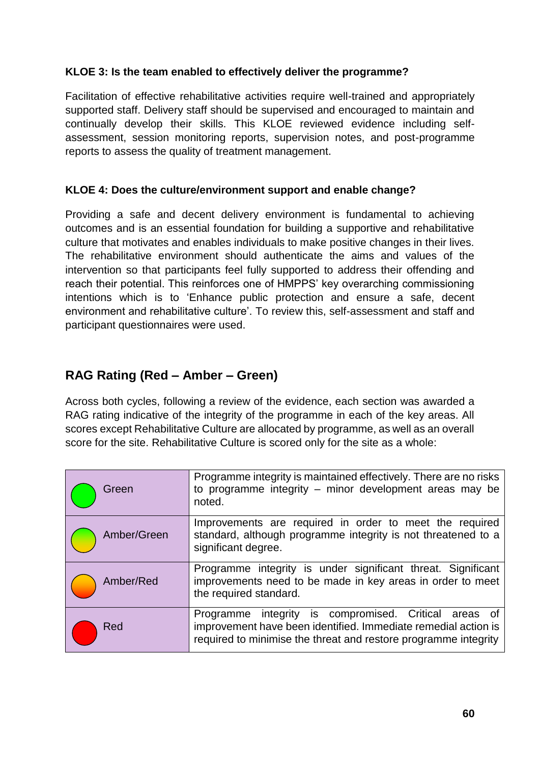**KLOE 3: Is the team enabled to effectively deliver the programme?**

Facilitation of effective rehabilitative activities require well-trained and appropriately supported staff. Delivery staff should be supervised and encouraged to maintain and continually develop their skills. This KLOE reviewed evidence including self-assessment, session monitoring reports, supervision notes, and post-programme reports to assess the quality of treatment management.

**KLOE 4: Does the culture/environment support and enable change?**

Providing a safe and decent delivery environment is fundamental to achieving outcomes and is an essential foundation for building a supportive and rehabilitative culture that motivates and enables individuals to make positive changes in their lives. The rehabilitative environment should authenticate the aims and values of the intervention so that participants feel fully supported to address their offending and reach their potential. This reinforces one of HMPPS' key overarching commissioning intentions which is to 'Enhance public protection and ensure a safe, decent environment and rehabilitative culture'. To review this, self-assessment and staff and participant questionnaires were used.

## RAG Rating (Red – Amber – Green)

Across both cycles, following a review of the evidence, each section was awarded a RAG rating indicative of the integrity of the programme in each of the key areas. All scores except Rehabilitative Culture are allocated by programme, as well as an overall score for the site. Rehabilitative Culture is scored only for the site as a whole:

| Rating | Description |
|---|---|
| Green | Programme integrity is maintained effectively. There are no risks to programme integrity – minor development areas may be noted. |
| Amber/Green | Improvements are required in order to meet the required standard, although programme integrity is not threatened to a significant degree. |
| Amber/Red | Programme integrity is under significant threat. Significant improvements need to be made in key areas in order to meet the required standard. |
| Red | Programme integrity is compromised. Critical areas of improvement have been identified. Immediate remedial action is required to minimise the threat and restore programme integrity |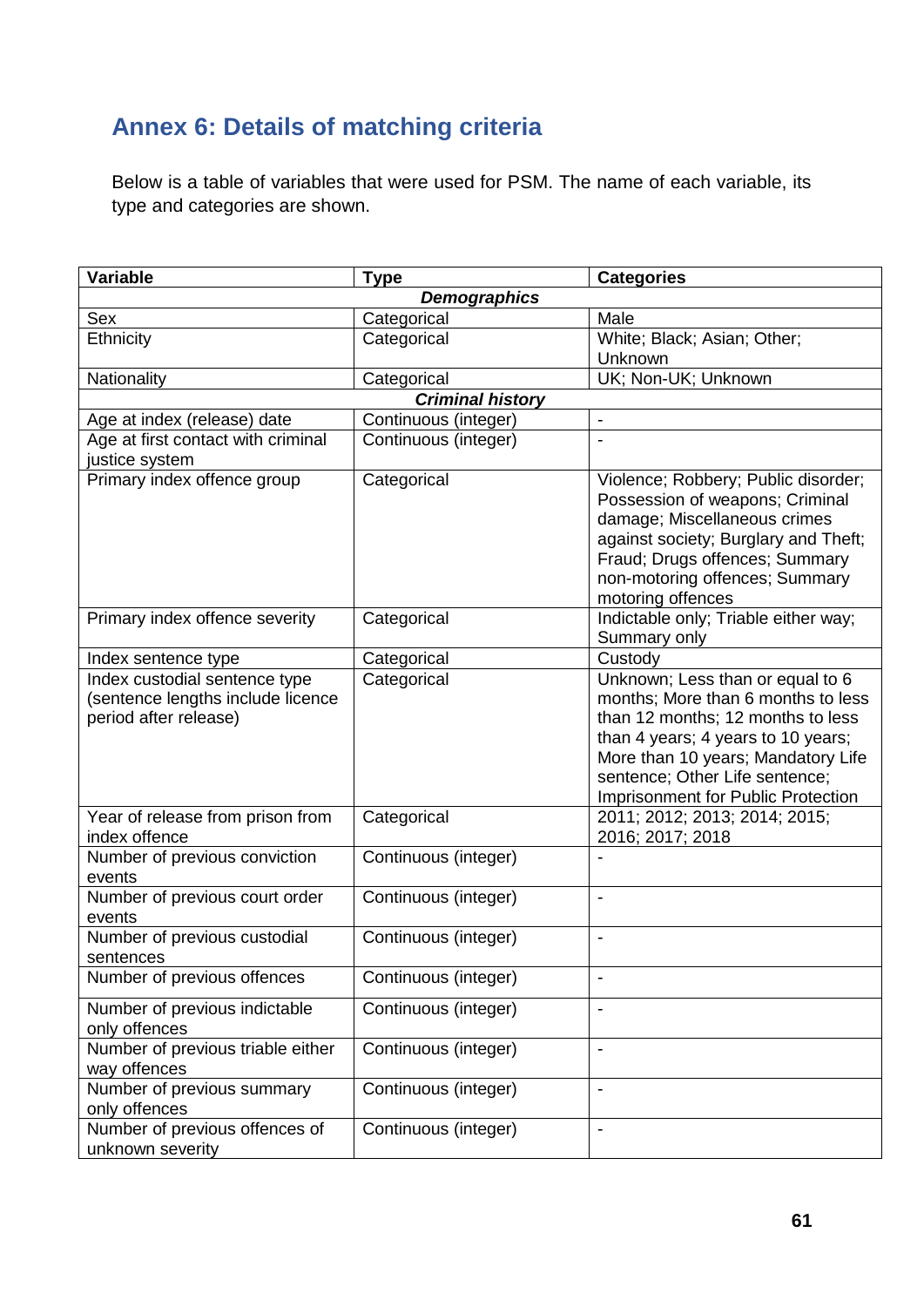## Annex 6: Details of matching criteria

Below is a table of variables that were used for PSM. The name of each variable, its type and categories are shown.

| Variable | Type | Categories |
|---|---|---|
| | ***Demographics*** | |
| Sex | Categorical | Male |
| Ethnicity | Categorical | White; Black; Asian; Other; Unknown |
| Nationality | Categorical | UK; Non-UK; Unknown |
| | ***Criminal history*** | |
| Age at index (release) date | Continuous (integer) | - |
| Age at first contact with criminal justice system | Continuous (integer) | - |
| Primary index offence group | Categorical | Violence; Robbery; Public disorder; Possession of weapons; Criminal damage; Miscellaneous crimes against society; Burglary and Theft; Fraud; Drugs offences; Summary non-motoring offences; Summary motoring offences |
| Primary index offence severity | Categorical | Indictable only; Triable either way; Summary only |
| Index sentence type | Categorical | Custody |
| Index custodial sentence type (sentence lengths include licence period after release) | Categorical | Unknown; Less than or equal to 6 months; More than 6 months to less than 12 months; 12 months to less than 4 years; 4 years to 10 years; More than 10 years; Mandatory Life sentence; Other Life sentence; Imprisonment for Public Protection |
| Year of release from prison from index offence | Categorical | 2011; 2012; 2013; 2014; 2015; 2016; 2017; 2018 |
| Number of previous conviction events | Continuous (integer) | - |
| Number of previous court order events | Continuous (integer) | - |
| Number of previous custodial sentences | Continuous (integer) | - |
| Number of previous offences | Continuous (integer) | - |
| Number of previous indictable only offences | Continuous (integer) | - |
| Number of previous triable either way offences | Continuous (integer) | - |
| Number of previous summary only offences | Continuous (integer) | - |
| Number of previous offences of unknown severity | Continuous (integer) | - |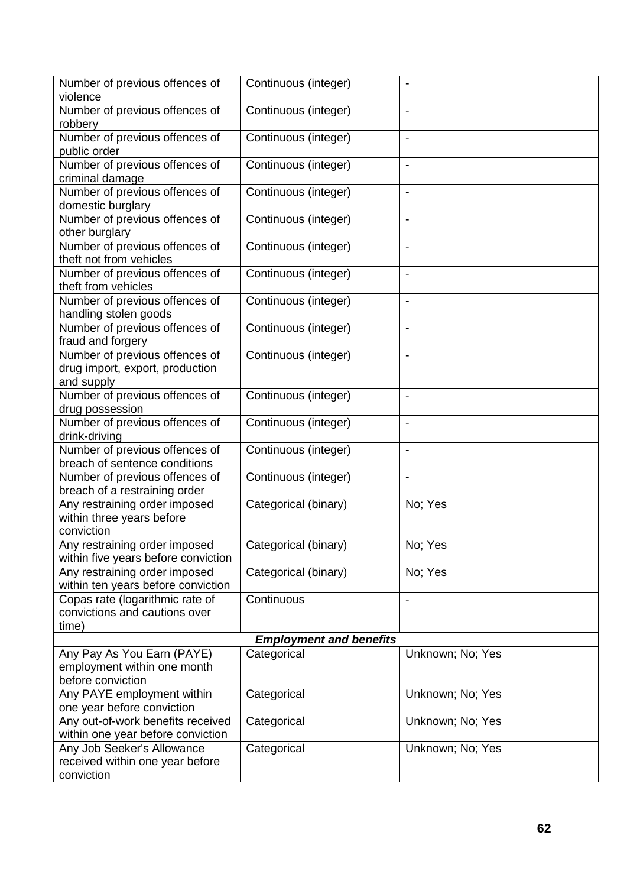| | | |
|---|---|---|
| Number of previous offences of violence | Continuous (integer) | - |
| Number of previous offences of robbery | Continuous (integer) | - |
| Number of previous offences of public order | Continuous (integer) | - |
| Number of previous offences of criminal damage | Continuous (integer) | - |
| Number of previous offences of domestic burglary | Continuous (integer) | - |
| Number of previous offences of other burglary | Continuous (integer) | - |
| Number of previous offences of theft not from vehicles | Continuous (integer) | - |
| Number of previous offences of theft from vehicles | Continuous (integer) | - |
| Number of previous offences of handling stolen goods | Continuous (integer) | - |
| Number of previous offences of fraud and forgery | Continuous (integer) | - |
| Number of previous offences of drug import, export, production and supply | Continuous (integer) | - |
| Number of previous offences of drug possession | Continuous (integer) | - |
| Number of previous offences of drink-driving | Continuous (integer) | - |
| Number of previous offences of breach of sentence conditions | Continuous (integer) | - |
| Number of previous offences of breach of a restraining order | Continuous (integer) | - |
| Any restraining order imposed within three years before conviction | Categorical (binary) | No; Yes |
| Any restraining order imposed within five years before conviction | Categorical (binary) | No; Yes |
| Any restraining order imposed within ten years before conviction | Categorical (binary) | No; Yes |
| Copas rate (logarithmic rate of convictions and cautions over time) | Continuous | - |
| ***Employment and benefits*** | | |
| Any Pay As You Earn (PAYE) employment within one month before conviction | Categorical | Unknown; No; Yes |
| Any PAYE employment within one year before conviction | Categorical | Unknown; No; Yes |
| Any out-of-work benefits received within one year before conviction | Categorical | Unknown; No; Yes |
| Any Job Seeker's Allowance received within one year before conviction | Categorical | Unknown; No; Yes |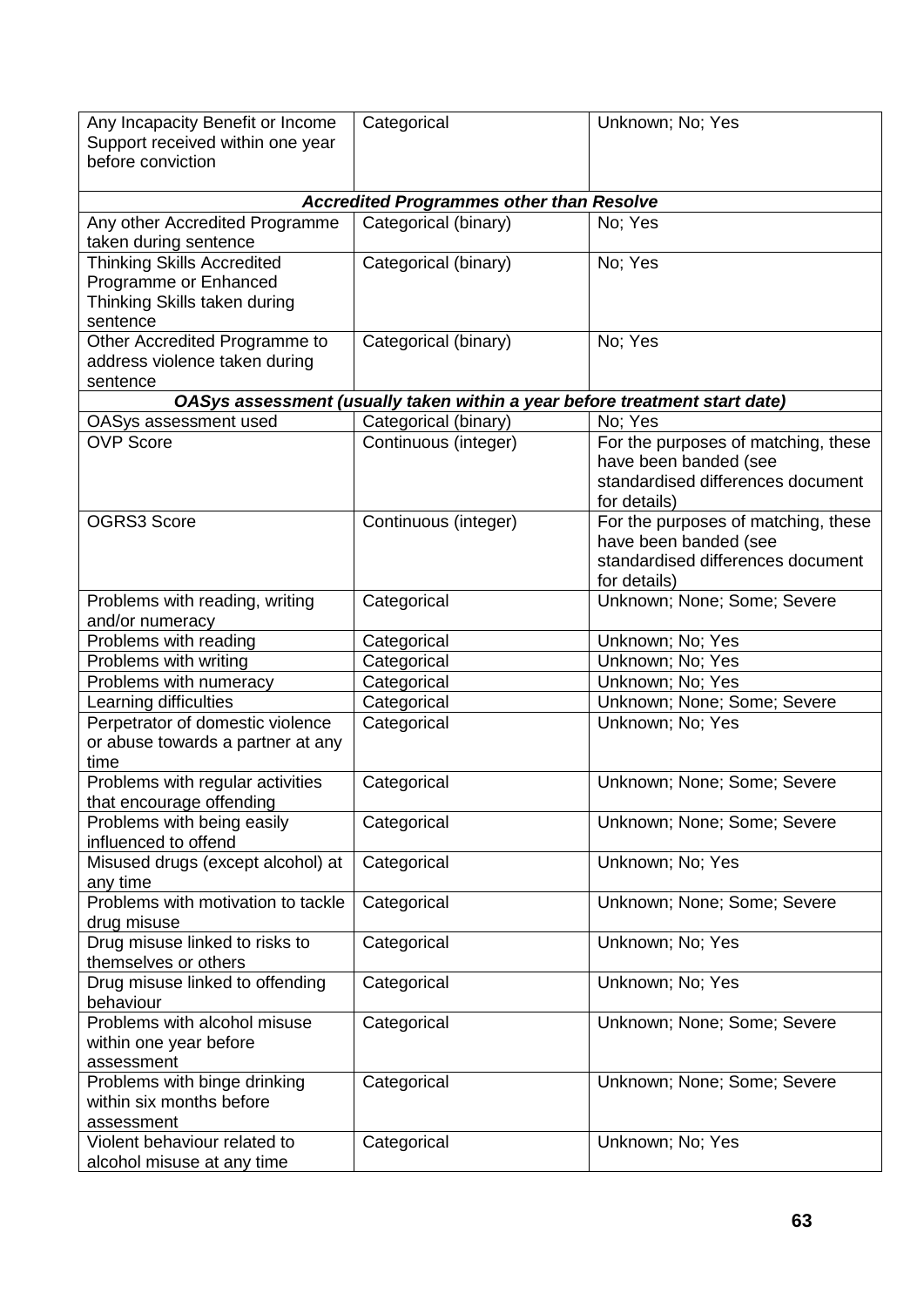| | | |
|---|---|---|
| Any Incapacity Benefit or Income Support received within one year before conviction | Categorical | Unknown; No; Yes |
| ***Accredited Programmes other than Resolve*** | | |
| Any other Accredited Programme taken during sentence | Categorical (binary) | No; Yes |
| Thinking Skills Accredited Programme or Enhanced Thinking Skills taken during sentence | Categorical (binary) | No; Yes |
| Other Accredited Programme to address violence taken during sentence | Categorical (binary) | No; Yes |
| ***OASys assessment (usually taken within a year before treatment start date)*** | | |
| OASys assessment used | Categorical (binary) | No; Yes |
| OVP Score | Continuous (integer) | For the purposes of matching, these have been banded (see standardised differences document for details) |
| OGRS3 Score | Continuous (integer) | For the purposes of matching, these have been banded (see standardised differences document for details) |
| Problems with reading, writing and/or numeracy | Categorical | Unknown; None; Some; Severe |
| Problems with reading | Categorical | Unknown; No; Yes |
| Problems with writing | Categorical | Unknown; No; Yes |
| Problems with numeracy | Categorical | Unknown; No; Yes |
| Learning difficulties | Categorical | Unknown; None; Some; Severe |
| Perpetrator of domestic violence or abuse towards a partner at any time | Categorical | Unknown; No; Yes |
| Problems with regular activities that encourage offending | Categorical | Unknown; None; Some; Severe |
| Problems with being easily influenced to offend | Categorical | Unknown; None; Some; Severe |
| Misused drugs (except alcohol) at any time | Categorical | Unknown; No; Yes |
| Problems with motivation to tackle drug misuse | Categorical | Unknown; None; Some; Severe |
| Drug misuse linked to risks to themselves or others | Categorical | Unknown; No; Yes |
| Drug misuse linked to offending behaviour | Categorical | Unknown; No; Yes |
| Problems with alcohol misuse within one year before assessment | Categorical | Unknown; None; Some; Severe |
| Problems with binge drinking within six months before assessment | Categorical | Unknown; None; Some; Severe |
| Violent behaviour related to alcohol misuse at any time | Categorical | Unknown; No; Yes |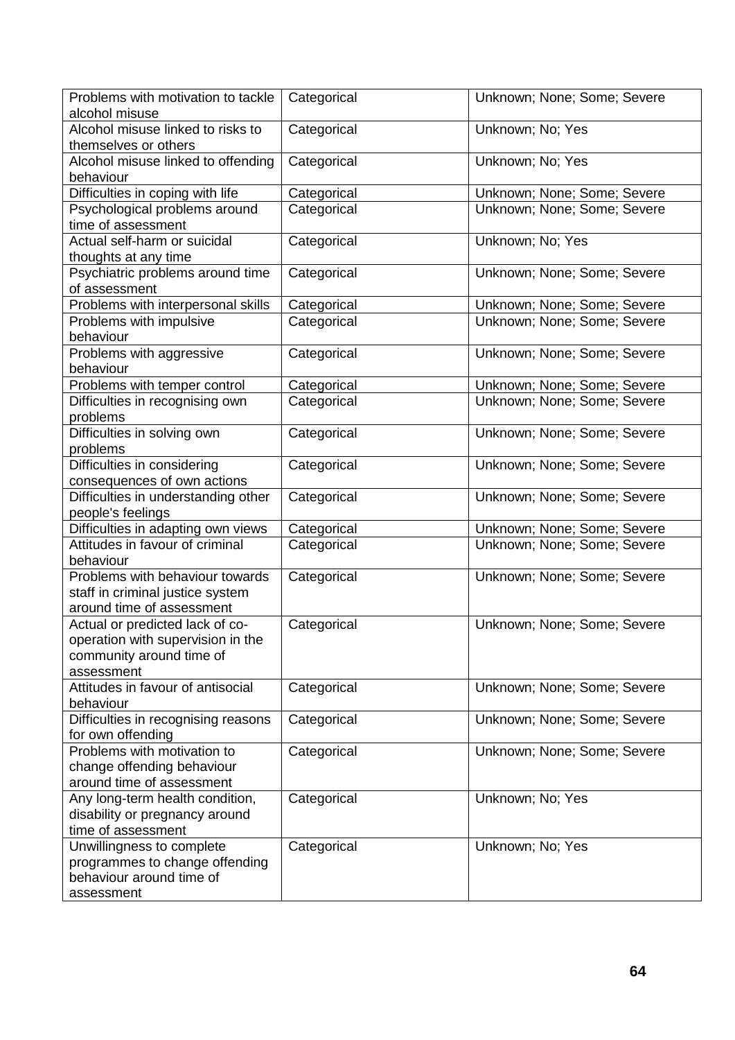| Problems with motivation to tackle alcohol misuse | Categorical | Unknown; None; Some; Severe |
|---|---|---|
| Alcohol misuse linked to risks to themselves or others | Categorical | Unknown; No; Yes |
| Alcohol misuse linked to offending behaviour | Categorical | Unknown; No; Yes |
| Difficulties in coping with life | Categorical | Unknown; None; Some; Severe |
| Psychological problems around time of assessment | Categorical | Unknown; None; Some; Severe |
| Actual self-harm or suicidal thoughts at any time | Categorical | Unknown; No; Yes |
| Psychiatric problems around time of assessment | Categorical | Unknown; None; Some; Severe |
| Problems with interpersonal skills | Categorical | Unknown; None; Some; Severe |
| Problems with impulsive behaviour | Categorical | Unknown; None; Some; Severe |
| Problems with aggressive behaviour | Categorical | Unknown; None; Some; Severe |
| Problems with temper control | Categorical | Unknown; None; Some; Severe |
| Difficulties in recognising own problems | Categorical | Unknown; None; Some; Severe |
| Difficulties in solving own problems | Categorical | Unknown; None; Some; Severe |
| Difficulties in considering consequences of own actions | Categorical | Unknown; None; Some; Severe |
| Difficulties in understanding other people's feelings | Categorical | Unknown; None; Some; Severe |
| Difficulties in adapting own views | Categorical | Unknown; None; Some; Severe |
| Attitudes in favour of criminal behaviour | Categorical | Unknown; None; Some; Severe |
| Problems with behaviour towards staff in criminal justice system around time of assessment | Categorical | Unknown; None; Some; Severe |
| Actual or predicted lack of co-operation with supervision in the community around time of assessment | Categorical | Unknown; None; Some; Severe |
| Attitudes in favour of antisocial behaviour | Categorical | Unknown; None; Some; Severe |
| Difficulties in recognising reasons for own offending | Categorical | Unknown; None; Some; Severe |
| Problems with motivation to change offending behaviour around time of assessment | Categorical | Unknown; None; Some; Severe |
| Any long-term health condition, disability or pregnancy around time of assessment | Categorical | Unknown; No; Yes |
| Unwillingness to complete programmes to change offending behaviour around time of assessment | Categorical | Unknown; No; Yes |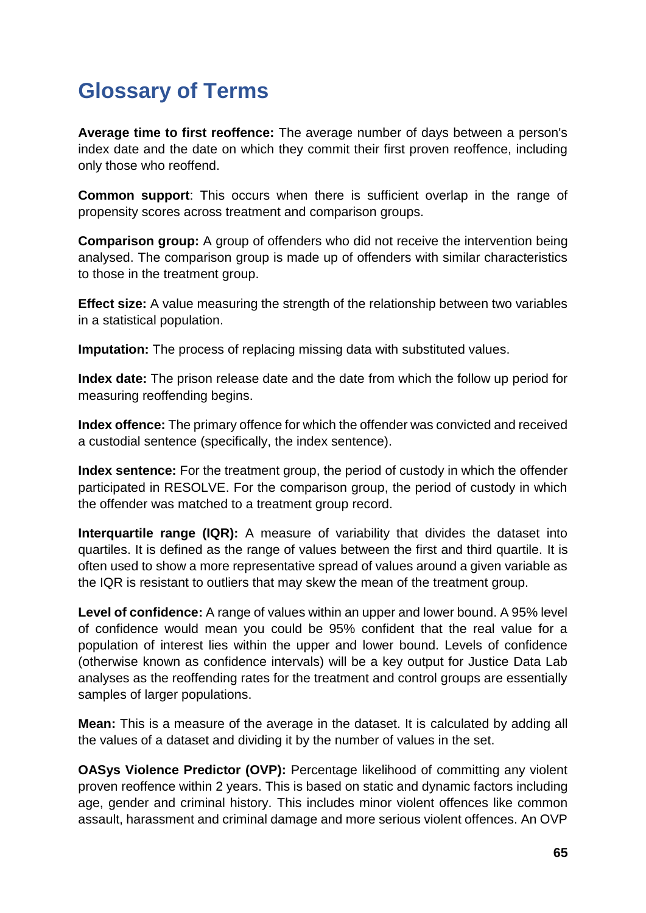# Glossary of Terms

**Average time to first reoffence:** The average number of days between a person's index date and the date on which they commit their first proven reoffence, including only those who reoffend.

**Common support**: This occurs when there is sufficient overlap in the range of propensity scores across treatment and comparison groups.

**Comparison group:** A group of offenders who did not receive the intervention being analysed. The comparison group is made up of offenders with similar characteristics to those in the treatment group.

**Effect size:** A value measuring the strength of the relationship between two variables in a statistical population.

**Imputation:** The process of replacing missing data with substituted values.

**Index date:** The prison release date and the date from which the follow up period for measuring reoffending begins.

**Index offence:** The primary offence for which the offender was convicted and received a custodial sentence (specifically, the index sentence).

**Index sentence:** For the treatment group, the period of custody in which the offender participated in RESOLVE. For the comparison group, the period of custody in which the offender was matched to a treatment group record.

**Interquartile range (IQR):** A measure of variability that divides the dataset into quartiles. It is defined as the range of values between the first and third quartile. It is often used to show a more representative spread of values around a given variable as the IQR is resistant to outliers that may skew the mean of the treatment group.

**Level of confidence:** A range of values within an upper and lower bound. A 95% level of confidence would mean you could be 95% confident that the real value for a population of interest lies within the upper and lower bound. Levels of confidence (otherwise known as confidence intervals) will be a key output for Justice Data Lab analyses as the reoffending rates for the treatment and control groups are essentially samples of larger populations.

**Mean:** This is a measure of the average in the dataset. It is calculated by adding all the values of a dataset and dividing it by the number of values in the set.

**OASys Violence Predictor (OVP):** Percentage likelihood of committing any violent proven reoffence within 2 years. This is based on static and dynamic factors including age, gender and criminal history. This includes minor violent offences like common assault, harassment and criminal damage and more serious violent offences. An OVP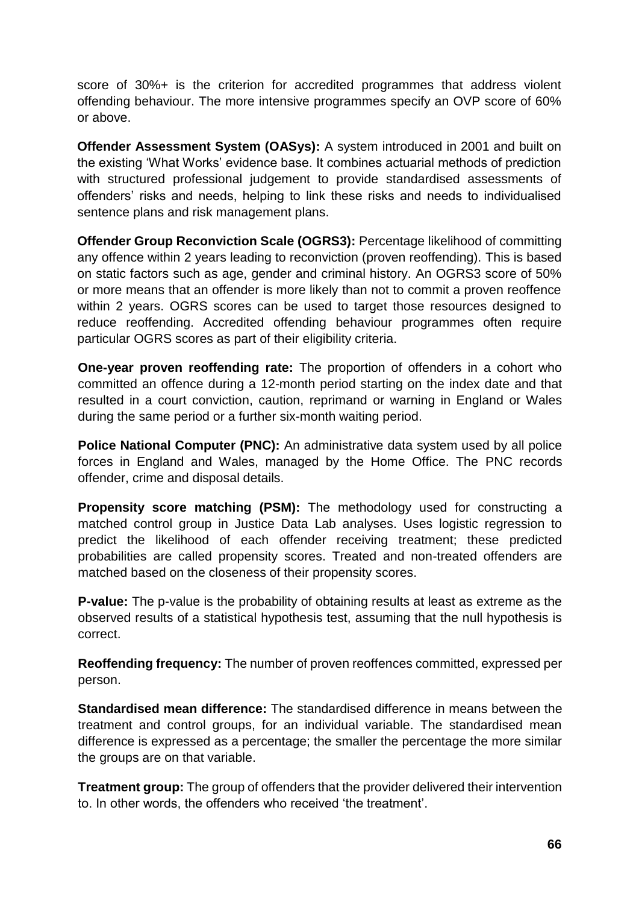score of 30%+ is the criterion for accredited programmes that address violent offending behaviour. The more intensive programmes specify an OVP score of 60% or above.

**Offender Assessment System (OASys):** A system introduced in 2001 and built on the existing 'What Works' evidence base. It combines actuarial methods of prediction with structured professional judgement to provide standardised assessments of offenders' risks and needs, helping to link these risks and needs to individualised sentence plans and risk management plans.

**Offender Group Reconviction Scale (OGRS3):** Percentage likelihood of committing any offence within 2 years leading to reconviction (proven reoffending). This is based on static factors such as age, gender and criminal history. An OGRS3 score of 50% or more means that an offender is more likely than not to commit a proven reoffence within 2 years. OGRS scores can be used to target those resources designed to reduce reoffending. Accredited offending behaviour programmes often require particular OGRS scores as part of their eligibility criteria.

**One-year proven reoffending rate:** The proportion of offenders in a cohort who committed an offence during a 12-month period starting on the index date and that resulted in a court conviction, caution, reprimand or warning in England or Wales during the same period or a further six-month waiting period.

**Police National Computer (PNC):** An administrative data system used by all police forces in England and Wales, managed by the Home Office. The PNC records offender, crime and disposal details.

**Propensity score matching (PSM):** The methodology used for constructing a matched control group in Justice Data Lab analyses. Uses logistic regression to predict the likelihood of each offender receiving treatment; these predicted probabilities are called propensity scores. Treated and non-treated offenders are matched based on the closeness of their propensity scores.

**P-value:** The p-value is the probability of obtaining results at least as extreme as the observed results of a statistical hypothesis test, assuming that the null hypothesis is correct.

**Reoffending frequency:** The number of proven reoffences committed, expressed per person.

**Standardised mean difference:** The standardised difference in means between the treatment and control groups, for an individual variable. The standardised mean difference is expressed as a percentage; the smaller the percentage the more similar the groups are on that variable.

**Treatment group:** The group of offenders that the provider delivered their intervention to. In other words, the offenders who received 'the treatment'.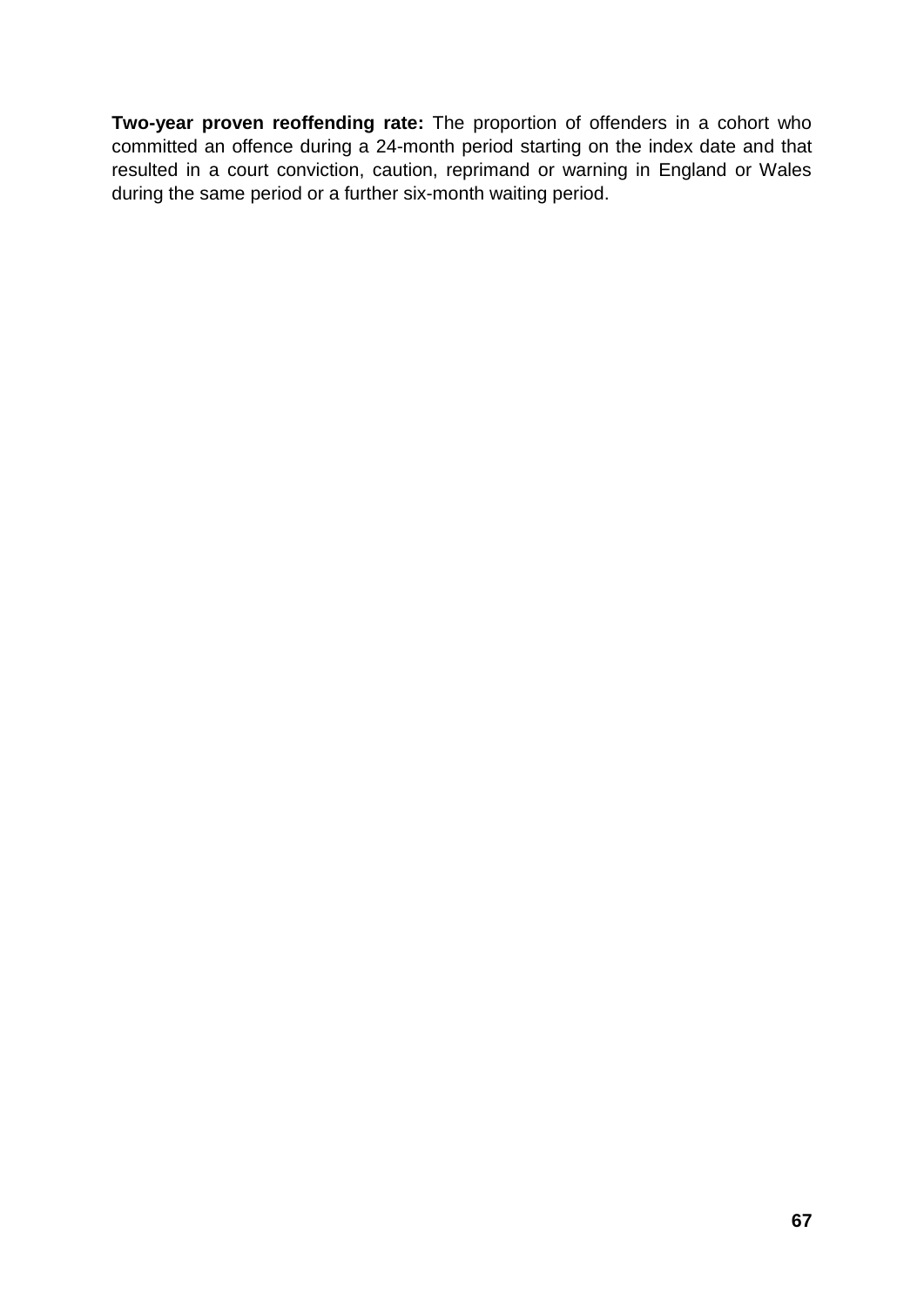**Two-year proven reoffending rate:** The proportion of offenders in a cohort who committed an offence during a 24-month period starting on the index date and that resulted in a court conviction, caution, reprimand or warning in England or Wales during the same period or a further six-month waiting period.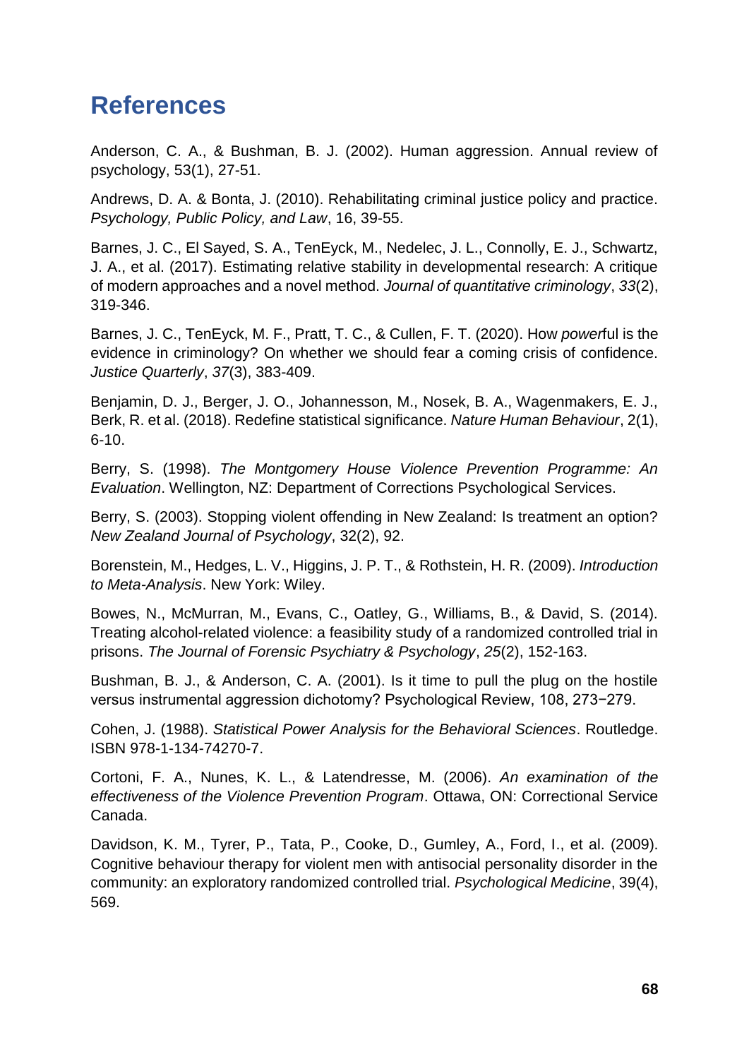# References

Anderson, C. A., & Bushman, B. J. (2002). Human aggression. Annual review of psychology, 53(1), 27-51.

Andrews, D. A. & Bonta, J. (2010). Rehabilitating criminal justice policy and practice. *Psychology, Public Policy, and Law*, 16, 39-55.

Barnes, J. C., El Sayed, S. A., TenEyck, M., Nedelec, J. L., Connolly, E. J., Schwartz, J. A., et al. (2017). Estimating relative stability in developmental research: A critique of modern approaches and a novel method. *Journal of quantitative criminology*, *33*(2), 319-346.

Barnes, J. C., TenEyck, M. F., Pratt, T. C., & Cullen, F. T. (2020). How *power*ful is the evidence in criminology? On whether we should fear a coming crisis of confidence. *Justice Quarterly*, *37*(3), 383-409.

Benjamin, D. J., Berger, J. O., Johannesson, M., Nosek, B. A., Wagenmakers, E. J., Berk, R. et al. (2018). Redefine statistical significance. *Nature Human Behaviour*, 2(1), 6-10.

Berry, S. (1998). *The Montgomery House Violence Prevention Programme: An Evaluation*. Wellington, NZ: Department of Corrections Psychological Services.

Berry, S. (2003). Stopping violent offending in New Zealand: Is treatment an option? *New Zealand Journal of Psychology*, 32(2), 92.

Borenstein, M., Hedges, L. V., Higgins, J. P. T., & Rothstein, H. R. (2009). *Introduction to Meta-Analysis*. New York: Wiley.

Bowes, N., McMurran, M., Evans, C., Oatley, G., Williams, B., & David, S. (2014). Treating alcohol-related violence: a feasibility study of a randomized controlled trial in prisons. *The Journal of Forensic Psychiatry & Psychology*, *25*(2), 152-163.

Bushman, B. J., & Anderson, C. A. (2001). Is it time to pull the plug on the hostile versus instrumental aggression dichotomy? Psychological Review, 108, 273−279.

Cohen, J. (1988). *Statistical Power Analysis for the Behavioral Sciences*. Routledge. ISBN 978-1-134-74270-7.

Cortoni, F. A., Nunes, K. L., & Latendresse, M. (2006). *An examination of the effectiveness of the Violence Prevention Program*. Ottawa, ON: Correctional Service Canada.

Davidson, K. M., Tyrer, P., Tata, P., Cooke, D., Gumley, A., Ford, I., et al. (2009). Cognitive behaviour therapy for violent men with antisocial personality disorder in the community: an exploratory randomized controlled trial. *Psychological Medicine*, 39(4), 569.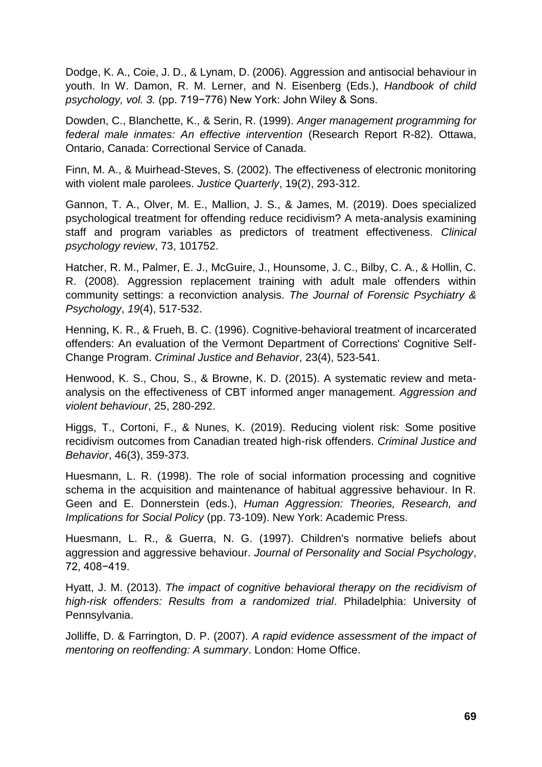Dodge, K. A., Coie, J. D., & Lynam, D. (2006). Aggression and antisocial behaviour in youth. In W. Damon, R. M. Lerner, and N. Eisenberg (Eds.), *Handbook of child psychology, vol. 3.* (pp. 719−776) New York: John Wiley & Sons.

Dowden, C., Blanchette, K., & Serin, R. (1999). *Anger management programming for federal male inmates: An effective intervention* (Research Report R-82). Ottawa, Ontario, Canada: Correctional Service of Canada.

Finn, M. A., & Muirhead-Steves, S. (2002). The effectiveness of electronic monitoring with violent male parolees. *Justice Quarterly*, 19(2), 293-312.

Gannon, T. A., Olver, M. E., Mallion, J. S., & James, M. (2019). Does specialized psychological treatment for offending reduce recidivism? A meta-analysis examining staff and program variables as predictors of treatment effectiveness. *Clinical psychology review*, 73, 101752.

Hatcher, R. M., Palmer, E. J., McGuire, J., Hounsome, J. C., Bilby, C. A., & Hollin, C. R. (2008). Aggression replacement training with adult male offenders within community settings: a reconviction analysis. *The Journal of Forensic Psychiatry & Psychology*, *19*(4), 517-532.

Henning, K. R., & Frueh, B. C. (1996). Cognitive-behavioral treatment of incarcerated offenders: An evaluation of the Vermont Department of Corrections' Cognitive Self-Change Program. *Criminal Justice and Behavior*, 23(4), 523-541.

Henwood, K. S., Chou, S., & Browne, K. D. (2015). A systematic review and meta-analysis on the effectiveness of CBT informed anger management. *Aggression and violent behaviour*, 25, 280-292.

Higgs, T., Cortoni, F., & Nunes, K. (2019). Reducing violent risk: Some positive recidivism outcomes from Canadian treated high-risk offenders. *Criminal Justice and Behavior*, 46(3), 359-373.

Huesmann, L. R. (1998). The role of social information processing and cognitive schema in the acquisition and maintenance of habitual aggressive behaviour. In R. Geen and E. Donnerstein (eds.), *Human Aggression: Theories, Research, and Implications for Social Policy* (pp. 73-109). New York: Academic Press.

Huesmann, L. R., & Guerra, N. G. (1997). Children's normative beliefs about aggression and aggressive behaviour. *Journal of Personality and Social Psychology*, 72, 408−419.

Hyatt, J. M. (2013). *The impact of cognitive behavioral therapy on the recidivism of high-risk offenders: Results from a randomized trial*. Philadelphia: University of Pennsylvania.

Jolliffe, D. & Farrington, D. P. (2007). *A rapid evidence assessment of the impact of mentoring on reoffending: A summary*. London: Home Office.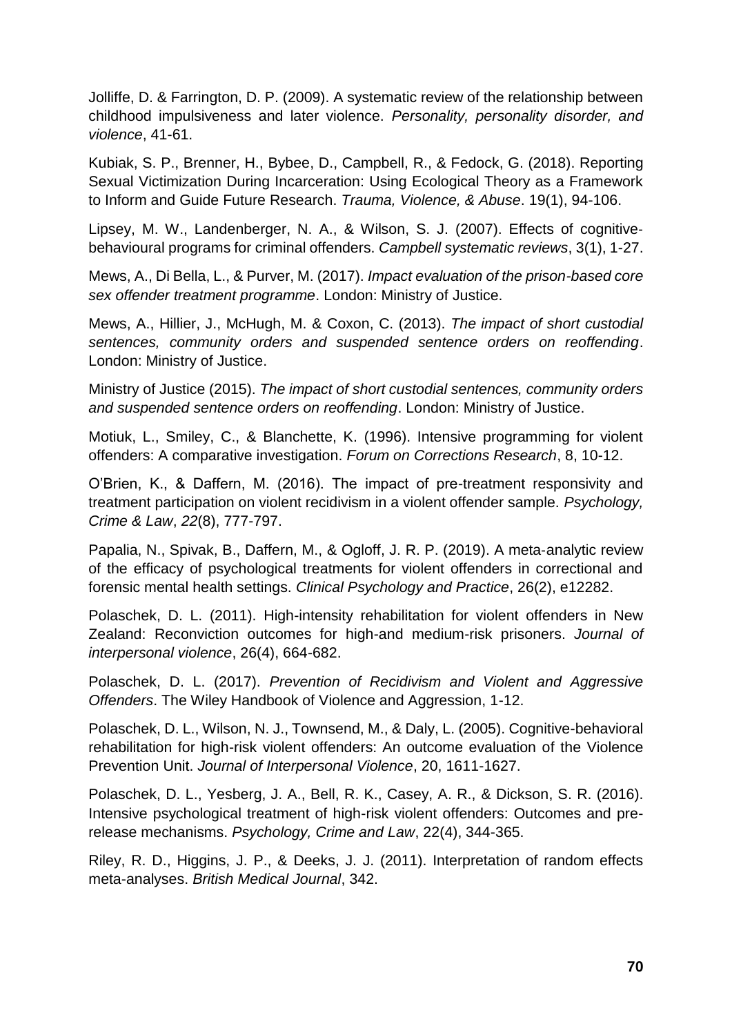Jolliffe, D. & Farrington, D. P. (2009). A systematic review of the relationship between childhood impulsiveness and later violence. *Personality, personality disorder, and violence*, 41-61.

Kubiak, S. P., Brenner, H., Bybee, D., Campbell, R., & Fedock, G. (2018). Reporting Sexual Victimization During Incarceration: Using Ecological Theory as a Framework to Inform and Guide Future Research. *Trauma, Violence, & Abuse*. 19(1), 94-106.

Lipsey, M. W., Landenberger, N. A., & Wilson, S. J. (2007). Effects of cognitive-behavioural programs for criminal offenders. *Campbell systematic reviews*, 3(1), 1-27.

Mews, A., Di Bella, L., & Purver, M. (2017). *Impact evaluation of the prison-based core sex offender treatment programme*. London: Ministry of Justice.

Mews, A., Hillier, J., McHugh, M. & Coxon, C. (2013). *The impact of short custodial sentences, community orders and suspended sentence orders on reoffending*. London: Ministry of Justice.

Ministry of Justice (2015). *The impact of short custodial sentences, community orders and suspended sentence orders on reoffending*. London: Ministry of Justice.

Motiuk, L., Smiley, C., & Blanchette, K. (1996). Intensive programming for violent offenders: A comparative investigation. *Forum on Corrections Research*, 8, 10-12.

O'Brien, K., & Daffern, M. (2016). The impact of pre-treatment responsivity and treatment participation on violent recidivism in a violent offender sample. *Psychology, Crime & Law*, *22*(8), 777-797.

Papalia, N., Spivak, B., Daffern, M., & Ogloff, J. R. P. (2019). A meta-analytic review of the efficacy of psychological treatments for violent offenders in correctional and forensic mental health settings. *Clinical Psychology and Practice*, 26(2), e12282.

Polaschek, D. L. (2011). High-intensity rehabilitation for violent offenders in New Zealand: Reconviction outcomes for high-and medium-risk prisoners. *Journal of interpersonal violence*, 26(4), 664-682.

Polaschek, D. L. (2017). *Prevention of Recidivism and Violent and Aggressive Offenders*. The Wiley Handbook of Violence and Aggression, 1-12.

Polaschek, D. L., Wilson, N. J., Townsend, M., & Daly, L. (2005). Cognitive-behavioral rehabilitation for high-risk violent offenders: An outcome evaluation of the Violence Prevention Unit. *Journal of Interpersonal Violence*, 20, 1611-1627.

Polaschek, D. L., Yesberg, J. A., Bell, R. K., Casey, A. R., & Dickson, S. R. (2016). Intensive psychological treatment of high-risk violent offenders: Outcomes and pre-release mechanisms. *Psychology, Crime and Law*, 22(4), 344-365.

Riley, R. D., Higgins, J. P., & Deeks, J. J. (2011). Interpretation of random effects meta-analyses. *British Medical Journal*, 342.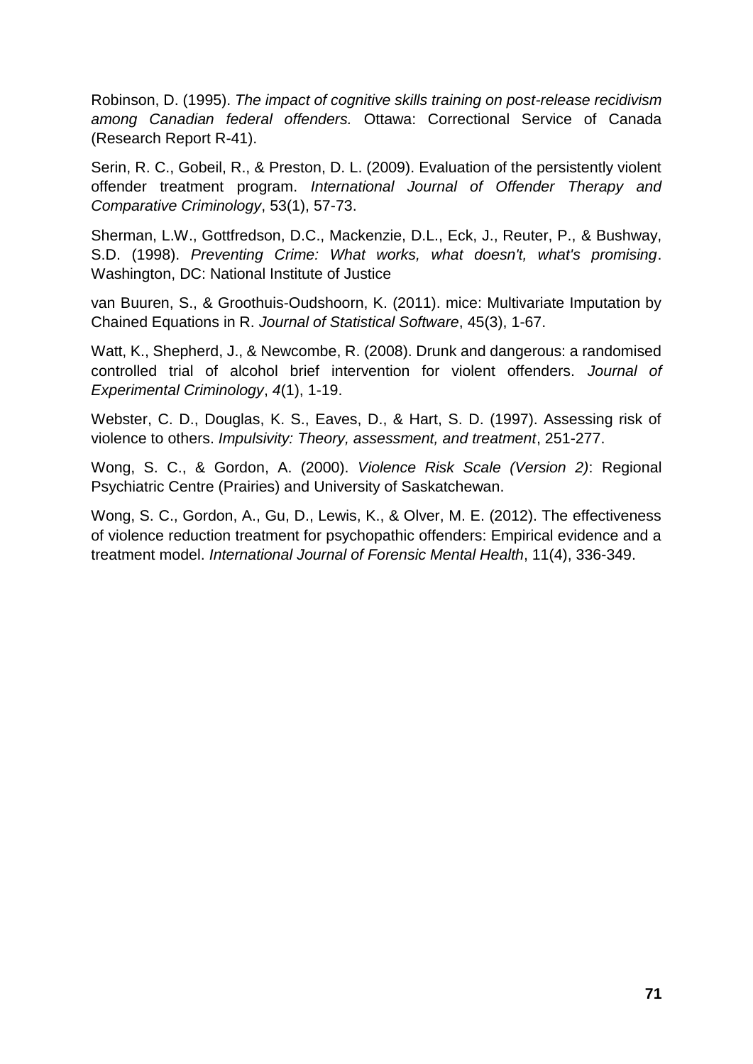Robinson, D. (1995). *The impact of cognitive skills training on post-release recidivism among Canadian federal offenders.* Ottawa: Correctional Service of Canada (Research Report R-41).

Serin, R. C., Gobeil, R., & Preston, D. L. (2009). Evaluation of the persistently violent offender treatment program. *International Journal of Offender Therapy and Comparative Criminology*, 53(1), 57-73.

Sherman, L.W., Gottfredson, D.C., Mackenzie, D.L., Eck, J., Reuter, P., & Bushway, S.D. (1998). *Preventing Crime: What works, what doesn't, what's promising*. Washington, DC: National Institute of Justice

van Buuren, S., & Groothuis-Oudshoorn, K. (2011). mice: Multivariate Imputation by Chained Equations in R. *Journal of Statistical Software*, 45(3), 1-67.

Watt, K., Shepherd, J., & Newcombe, R. (2008). Drunk and dangerous: a randomised controlled trial of alcohol brief intervention for violent offenders. *Journal of Experimental Criminology*, *4*(1), 1-19.

Webster, C. D., Douglas, K. S., Eaves, D., & Hart, S. D. (1997). Assessing risk of violence to others. *Impulsivity: Theory, assessment, and treatment*, 251-277.

Wong, S. C., & Gordon, A. (2000). *Violence Risk Scale (Version 2)*: Regional Psychiatric Centre (Prairies) and University of Saskatchewan.

Wong, S. C., Gordon, A., Gu, D., Lewis, K., & Olver, M. E. (2012). The effectiveness of violence reduction treatment for psychopathic offenders: Empirical evidence and a treatment model. *International Journal of Forensic Mental Health*, 11(4), 336-349.